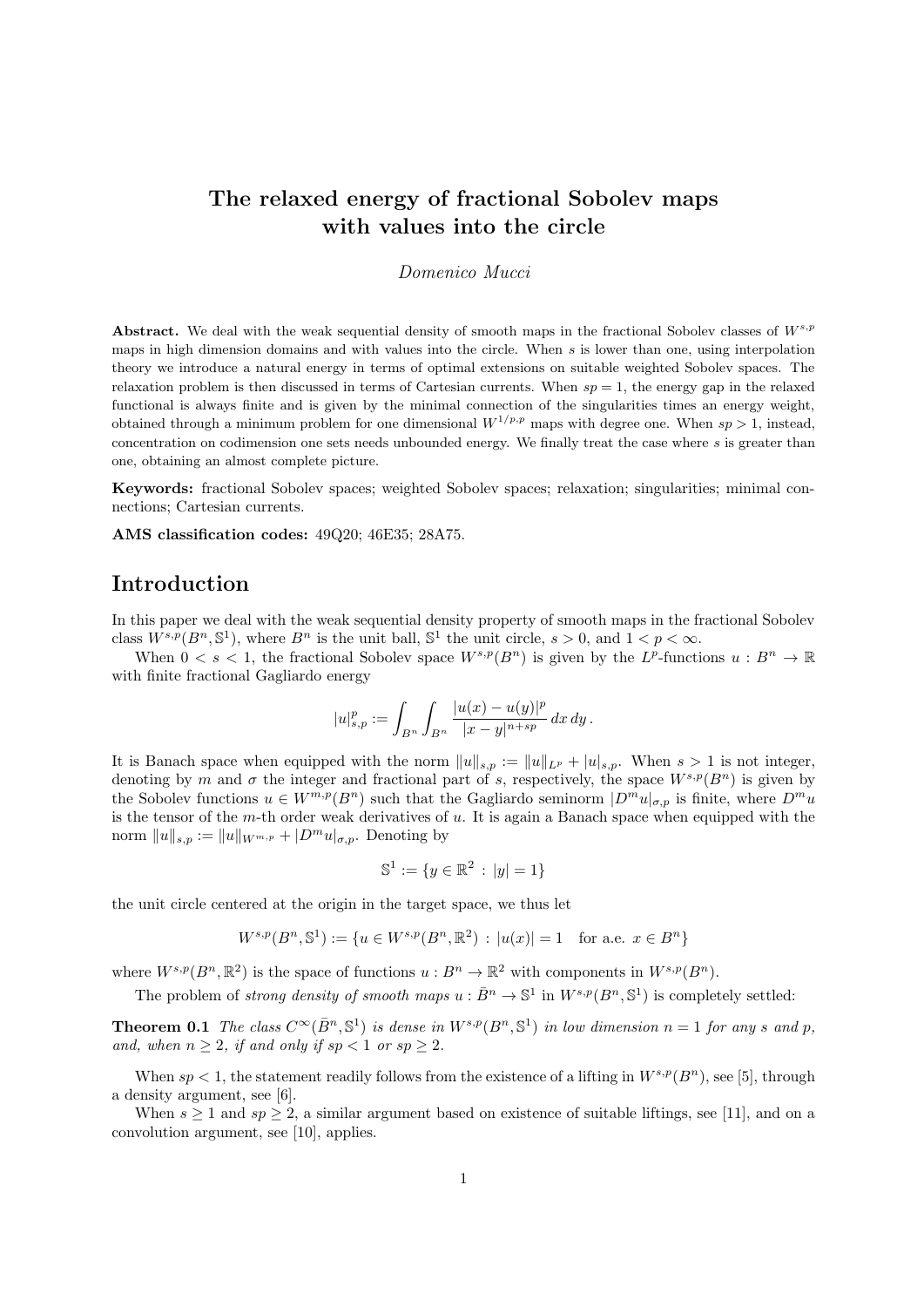# The relaxed energy of fractional Sobolev maps with values into the circle

*Domenico Mucci*

**Abstract.** We deal with the weak sequential density of smooth maps in the fractional Sobolev classes of $W^{s,p}$ maps in high dimension domains and with values into the circle. When $s$ is lower than one, using interpolation theory we introduce a natural energy in terms of optimal extensions on suitable weighted Sobolev spaces. The relaxation problem is then discussed in terms of Cartesian currents. When $sp = 1$, the energy gap in the relaxed functional is always finite and is given by the minimal connection of the singularities times an energy weight, obtained through a minimum problem for one dimensional $W^{1/p,p}$ maps with degree one. When $sp > 1$, instead, concentration on codimension one sets needs unbounded energy. We finally treat the case where $s$ is greater than one, obtaining an almost complete picture.

**Keywords:** fractional Sobolev spaces; weighted Sobolev spaces; relaxation; singularities; minimal connections; Cartesian currents.

**AMS classification codes:** 49Q20; 46E35; 28A75.

## Introduction

In this paper we deal with the weak sequential density property of smooth maps in the fractional Sobolev class $W^{s,p}(B^n, \mathbb{S}^1)$, where $B^n$ is the unit ball, $\mathbb{S}^1$ the unit circle, $s > 0$, and $1 < p < \infty$.

When $0 < s < 1$, the fractional Sobolev space $W^{s,p}(B^n)$ is given by the $L^p$-functions $u : B^n \to \mathbb{R}$ with finite fractional Gagliardo energy

$$|u|^p_{s,p} := \int_{B^n} \int_{B^n} \frac{|u(x) - u(y)|^p}{|x - y|^{n+sp}} \, dx \, dy \, .$$

It is Banach space when equipped with the norm $\|u\|_{s,p} := \|u\|_{L^p} + |u|_{s,p}$. When $s > 1$ is not integer, denoting by $m$ and $\sigma$ the integer and fractional part of $s$, respectively, the space $W^{s,p}(B^n)$ is given by the Sobolev functions $u \in W^{m,p}(B^n)$ such that the Gagliardo seminorm $|D^m u|_{\sigma,p}$ is finite, where $D^m u$ is the tensor of the $m$-th order weak derivatives of $u$. It is again a Banach space when equipped with the norm $\|u\|_{s,p} := \|u\|_{W^{m,p}} + |D^m u|_{\sigma,p}$. Denoting by

$$\mathbb{S}^1 := \{y \in \mathbb{R}^2 \, : \, |y| = 1\}$$

the unit circle centered at the origin in the target space, we thus let

$$W^{s,p}(B^n, \mathbb{S}^1) := \{u \in W^{s,p}(B^n, \mathbb{R}^2) \, : \, |u(x)| = 1 \quad \text{for a.e. } x \in B^n\}$$

where $W^{s,p}(B^n, \mathbb{R}^2)$ is the space of functions $u : B^n \to \mathbb{R}^2$ with components in $W^{s,p}(B^n)$.

The problem of *strong density of smooth maps* $u : \bar{B}^n \to \mathbb{S}^1$ in $W^{s,p}(B^n, \mathbb{S}^1)$ is completely settled:

**Theorem 0.1** *The class $C^\infty(\bar{B}^n, \mathbb{S}^1)$ is dense in $W^{s,p}(B^n, \mathbb{S}^1)$ in low dimension $n = 1$ for any $s$ and $p$, and, when $n \geq 2$, if and only if $sp < 1$ or $sp \geq 2$.*

When $sp < 1$, the statement readily follows from the existence of a lifting in $W^{s,p}(B^n)$, see [5], through a density argument, see [6].

When $s \geq 1$ and $sp \geq 2$, a similar argument based on existence of suitable liftings, see [11], and on a convolution argument, see [10], applies.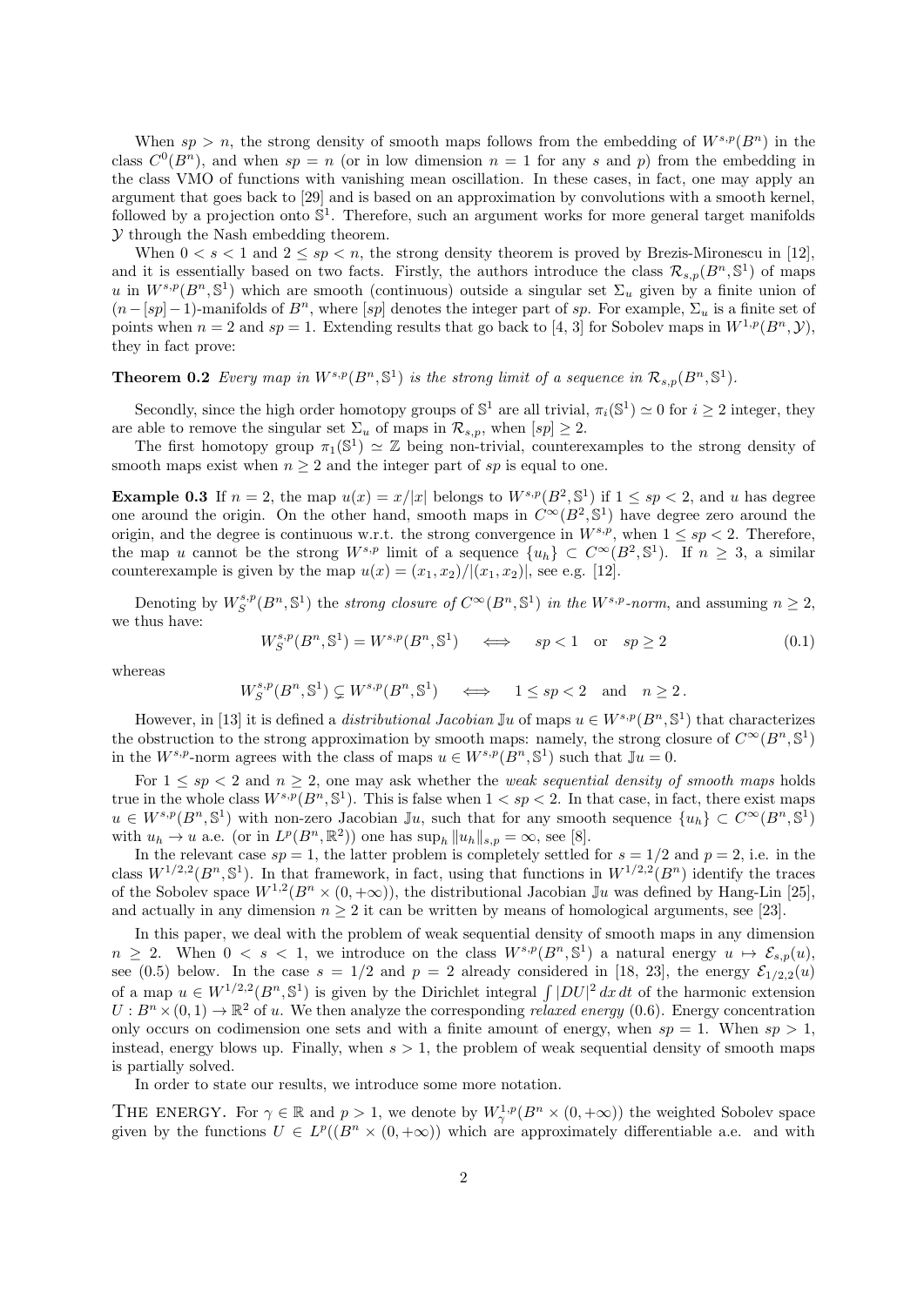When $sp > n$, the strong density of smooth maps follows from the embedding of $W^{s,p}(B^n)$ in the class $C^0(B^n)$, and when $sp = n$ (or in low dimension $n = 1$ for any $s$ and $p$) from the embedding in the class VMO of functions with vanishing mean oscillation. In these cases, in fact, one may apply an argument that goes back to [29] and is based on an approximation by convolutions with a smooth kernel, followed by a projection onto $\mathbb{S}^1$. Therefore, such an argument works for more general target manifolds $\mathcal{Y}$ through the Nash embedding theorem.

When $0 < s < 1$ and $2 \leq sp < n$, the strong density theorem is proved by Brezis-Mironescu in [12], and it is essentially based on two facts. Firstly, the authors introduce the class $\mathcal{R}_{s,p}(B^n, \mathbb{S}^1)$ of maps $u$ in $W^{s,p}(B^n, \mathbb{S}^1)$ which are smooth (continuous) outside a singular set $\Sigma_u$ given by a finite union of $(n - [sp] - 1)$-manifolds of $B^n$, where $[sp]$ denotes the integer part of $sp$. For example, $\Sigma_u$ is a finite set of points when $n = 2$ and $sp = 1$. Extending results that go back to [4, 3] for Sobolev maps in $W^{1,p}(B^n, \mathcal{Y})$, they in fact prove:

**Theorem 0.2** *Every map in $W^{s,p}(B^n, \mathbb{S}^1)$ is the strong limit of a sequence in $\mathcal{R}_{s,p}(B^n, \mathbb{S}^1)$.*

Secondly, since the high order homotopy groups of $\mathbb{S}^1$ are all trivial, $\pi_i(\mathbb{S}^1) \simeq 0$ for $i \geq 2$ integer, they are able to remove the singular set $\Sigma_u$ of maps in $\mathcal{R}_{s,p}$, when $[sp] \geq 2$.

The first homotopy group $\pi_1(\mathbb{S}^1) \simeq \mathbb{Z}$ being non-trivial, counterexamples to the strong density of smooth maps exist when $n \geq 2$ and the integer part of $sp$ is equal to one.

**Example 0.3** If $n = 2$, the map $u(x) = x/|x|$ belongs to $W^{s,p}(B^2, \mathbb{S}^1)$ if $1 \leq sp < 2$, and $u$ has degree one around the origin. On the other hand, smooth maps in $C^\infty(B^2, \mathbb{S}^1)$ have degree zero around the origin, and the degree is continuous w.r.t. the strong convergence in $W^{s,p}$, when $1 \leq sp < 2$. Therefore, the map $u$ cannot be the strong $W^{s,p}$ limit of a sequence $\{u_h\} \subset C^\infty(B^2, \mathbb{S}^1)$. If $n \geq 3$, a similar counterexample is given by the map $u(x) = (x_1, x_2)/|(x_1, x_2)|$, see e.g. [12].

Denoting by $W^{s,p}_S(B^n, \mathbb{S}^1)$ the *strong closure of $C^\infty(B^n, \mathbb{S}^1)$ in the $W^{s,p}$-norm*, and assuming $n \geq 2$, we thus have:

$$W^{s,p}_S(B^n, \mathbb{S}^1) = W^{s,p}(B^n, \mathbb{S}^1) \quad \iff \quad sp < 1 \quad \text{or} \quad sp \geq 2 \tag{0.1}$$

whereas

$$W^{s,p}_S(B^n, \mathbb{S}^1) \subsetneq W^{s,p}(B^n, \mathbb{S}^1) \quad \iff \quad 1 \leq sp < 2 \quad \text{and} \quad n \geq 2\,.$$

However, in [13] it is defined a *distributional Jacobian* $\mathbb{J}u$ of maps $u \in W^{s,p}(B^n, \mathbb{S}^1)$ that characterizes the obstruction to the strong approximation by smooth maps: namely, the strong closure of $C^\infty(B^n, \mathbb{S}^1)$ in the $W^{s,p}$-norm agrees with the class of maps $u \in W^{s,p}(B^n, \mathbb{S}^1)$ such that $\mathbb{J}u = 0$.

For $1 \leq sp < 2$ and $n \geq 2$, one may ask whether the *weak sequential density of smooth maps* holds true in the whole class $W^{s,p}(B^n, \mathbb{S}^1)$. This is false when $1 < sp < 2$. In that case, in fact, there exist maps $u \in W^{s,p}(B^n, \mathbb{S}^1)$ with non-zero Jacobian $\mathbb{J}u$, such that for any smooth sequence $\{u_h\} \subset C^\infty(B^n, \mathbb{S}^1)$ with $u_h \to u$ a.e. (or in $L^p(B^n, \mathbb{R}^2)$) one has $\sup_h \|u_h\|_{s,p} = \infty$, see [8].

In the relevant case $sp = 1$, the latter problem is completely settled for $s = 1/2$ and $p = 2$, i.e. in the class $W^{1/2,2}(B^n, \mathbb{S}^1)$. In that framework, in fact, using that functions in $W^{1/2,2}(B^n)$ identify the traces of the Sobolev space $W^{1,2}(B^n \times (0, +\infty))$, the distributional Jacobian $\mathbb{J}u$ was defined by Hang-Lin [25], and actually in any dimension $n \geq 2$ it can be written by means of homological arguments, see [23].

In this paper, we deal with the problem of weak sequential density of smooth maps in any dimension $n \geq 2$. When $0 < s < 1$, we introduce on the class $W^{s,p}(B^n, \mathbb{S}^1)$ a natural energy $u \mapsto \mathcal{E}_{s,p}(u)$, see (0.5) below. In the case $s = 1/2$ and $p = 2$ already considered in [18, 23], the energy $\mathcal{E}_{1/2,2}(u)$ of a map $u \in W^{1/2,2}(B^n, \mathbb{S}^1)$ is given by the Dirichlet integral $\int |DU|^2 \, dx \, dt$ of the harmonic extension $U : B^n \times (0, 1) \to \mathbb{R}^2$ of $u$. We then analyze the corresponding *relaxed energy* (0.6). Energy concentration only occurs on codimension one sets and with a finite amount of energy, when $sp = 1$. When $sp > 1$, instead, energy blows up. Finally, when $s > 1$, the problem of weak sequential density of smooth maps is partially solved.

In order to state our results, we introduce some more notation.

THE ENERGY. For $\gamma \in \mathbb{R}$ and $p > 1$, we denote by $W^{1,p}_\gamma(B^n \times (0, +\infty))$ the weighted Sobolev space given by the functions $U \in L^p((B^n \times (0, +\infty))$ which are approximately differentiable a.e. and with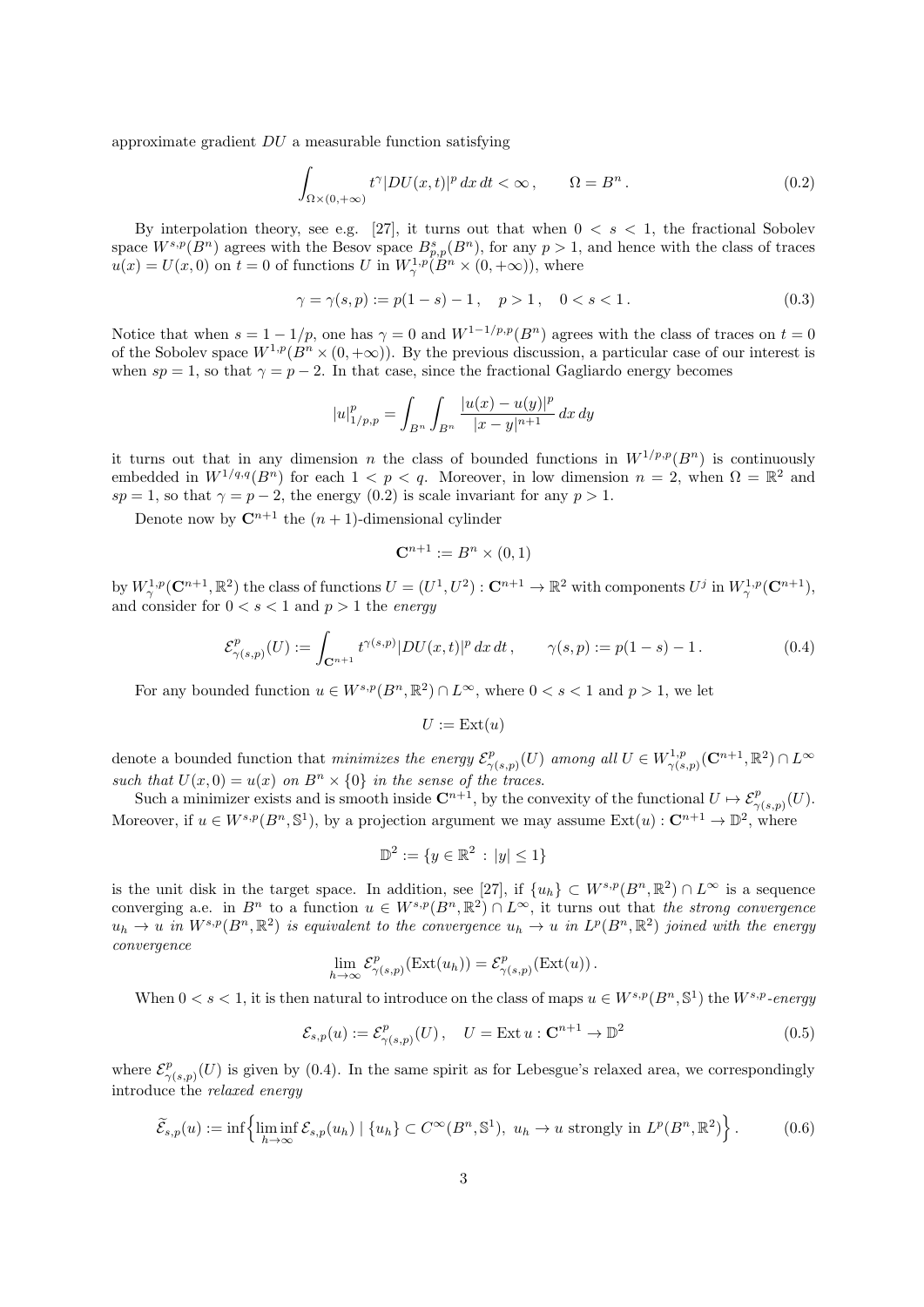approximate gradient $DU$ a measurable function satisfying

$$\int_{\Omega\times(0,+\infty)} t^{\gamma}|DU(x,t)|^p\,dx\,dt<\infty\,,\qquad \Omega=B^n\,. \tag{0.2}$$

By interpolation theory, see e.g. [27], it turns out that when $0<s<1$, the fractional Sobolev space $W^{s,p}(B^n)$ agrees with the Besov space $B^s_{p,p}(B^n)$, for any $p>1$, and hence with the class of traces $u(x)=U(x,0)$ on $t=0$ of functions $U$ in $W^{1,p}_\gamma(B^n\times(0,+\infty))$, where

$$\gamma=\gamma(s,p):=p(1-s)-1\,,\quad p>1\,,\quad 0<s<1\,. \tag{0.3}$$

Notice that when $s=1-1/p$, one has $\gamma=0$ and $W^{1-1/p,p}(B^n)$ agrees with the class of traces on $t=0$ of the Sobolev space $W^{1,p}(B^n\times(0,+\infty))$. By the previous discussion, a particular case of our interest is when $sp=1$, so that $\gamma=p-2$. In that case, since the fractional Gagliardo energy becomes

$$|u|^p_{1/p,p}=\int_{B^n}\int_{B^n}\frac{|u(x)-u(y)|^p}{|x-y|^{n+1}}\,dx\,dy$$

it turns out that in any dimension $n$ the class of bounded functions in $W^{1/p,p}(B^n)$ is continuously embedded in $W^{1/q,q}(B^n)$ for each $1<p<q$. Moreover, in low dimension $n=2$, when $\Omega=\mathbb{R}^2$ and $sp=1$, so that $\gamma=p-2$, the energy (0.2) is scale invariant for any $p>1$.

Denote now by $\mathbf{C}^{n+1}$ the $(n+1)$-dimensional cylinder

$$\mathbf{C}^{n+1}:=B^n\times(0,1)$$

by $W^{1,p}_\gamma(\mathbf{C}^{n+1},\mathbb{R}^2)$ the class of functions $U=(U^1,U^2):\mathbf{C}^{n+1}\to\mathbb{R}^2$ with components $U^j$ in $W^{1,p}_\gamma(\mathbf{C}^{n+1})$, and consider for $0<s<1$ and $p>1$ the *energy*

$$\mathcal{E}^p_{\gamma(s,p)}(U):=\int_{\mathbf{C}^{n+1}} t^{\gamma(s,p)}|DU(x,t)|^p\,dx\,dt\,,\qquad \gamma(s,p):=p(1-s)-1\,. \tag{0.4}$$

For any bounded function $u\in W^{s,p}(B^n,\mathbb{R}^2)\cap L^\infty$, where $0<s<1$ and $p>1$, we let

$$U:=\mathrm{Ext}(u)$$

denote a bounded function that *minimizes the energy* $\mathcal{E}^p_{\gamma(s,p)}(U)$ *among all* $U\in W^{1,p}_{\gamma(s,p)}(\mathbf{C}^{n+1},\mathbb{R}^2)\cap L^\infty$ *such that* $U(x,0)=u(x)$ *on* $B^n\times\{0\}$ *in the sense of the traces.*

Such a minimizer exists and is smooth inside $\mathbf{C}^{n+1}$, by the convexity of the functional $U\mapsto\mathcal{E}^p_{\gamma(s,p)}(U)$. Moreover, if $u\in W^{s,p}(B^n,\mathbb{S}^1)$, by a projection argument we may assume $\mathrm{Ext}(u):\mathbf{C}^{n+1}\to\mathbb{D}^2$, where

$$\mathbb{D}^2:=\{y\in\mathbb{R}^2\,:\,|y|\le 1\}$$

is the unit disk in the target space. In addition, see [27], if $\{u_h\}\subset W^{s,p}(B^n,\mathbb{R}^2)\cap L^\infty$ is a sequence converging a.e. in $B^n$ to a function $u\in W^{s,p}(B^n,\mathbb{R}^2)\cap L^\infty$, it turns out that *the strong convergence* $u_h\to u$ *in* $W^{s,p}(B^n,\mathbb{R}^2)$ *is equivalent to the convergence* $u_h\to u$ *in* $L^p(B^n,\mathbb{R}^2)$ *joined with the energy convergence*

$$\lim_{h\to\infty}\mathcal{E}^p_{\gamma(s,p)}(\mathrm{Ext}(u_h))=\mathcal{E}^p_{\gamma(s,p)}(\mathrm{Ext}(u))\,.$$

When $0<s<1$, it is then natural to introduce on the class of maps $u\in W^{s,p}(B^n,\mathbb{S}^1)$ the $W^{s,p}$*-energy*

$$\mathcal{E}_{s,p}(u):=\mathcal{E}^p_{\gamma(s,p)}(U)\,,\quad U=\mathrm{Ext}\,u:\mathbf{C}^{n+1}\to\mathbb{D}^2 \tag{0.5}$$

where $\mathcal{E}^p_{\gamma(s,p)}(U)$ is given by (0.4). In the same spirit as for Lebesgue's relaxed area, we correspondingly introduce the *relaxed energy*

$$\widetilde{\mathcal{E}}_{s,p}(u):=\inf\Big\{\liminf_{h\to\infty}\mathcal{E}_{s,p}(u_h)\mid\{u_h\}\subset C^\infty(B^n,\mathbb{S}^1),\ u_h\to u\text{ strongly in }L^p(B^n,\mathbb{R}^2)\Big\}\,. \tag{0.6}$$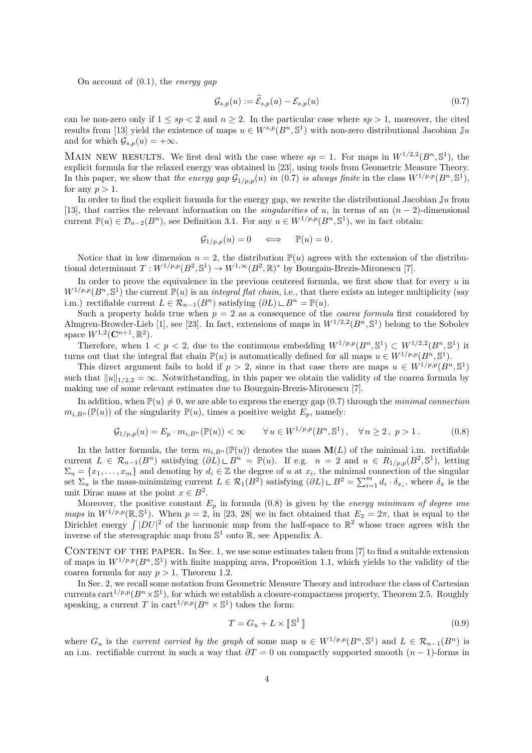On account of (0.1), the *energy gap*

$$\mathcal{G}_{s,p}(u) := \widetilde{\mathcal{E}}_{s,p}(u) - \mathcal{E}_{s,p}(u) \tag{0.7}$$

can be non-zero only if $1 \leq sp < 2$ and $n \geq 2$. In the particular case where $sp > 1$, moreover, the cited results from [13] yield the existence of maps $u \in W^{s,p}(B^n, \mathbb{S}^1)$ with non-zero distributional Jacobian $\mathbb{J}u$ and for which $\mathcal{G}_{s,p}(u) = +\infty$.

MAIN NEW RESULTS. We first deal with the case where $sp = 1$. For maps in $W^{1/2,2}(B^n, \mathbb{S}^1)$, the explicit formula for the relaxed energy was obtained in [23], using tools from Geometric Measure Theory. In this paper, we show that *the energy gap $\mathcal{G}_{1/p,p}(u)$ in (0.7) is always finite* in the class $W^{1/p,p}(B^n, \mathbb{S}^1)$, for any $p > 1$.

In order to find the explicit formula for the energy gap, we rewrite the distributional Jacobian $\mathbb{J}u$ from [13], that carries the relevant information on the *singularities* of $u$, in terms of an $(n-2)$-dimensional current $\mathbb{P}(u) \in \mathcal{D}_{n-2}(B^n)$, see Definition 3.1. For any $u \in W^{1/p,p}(B^n, \mathbb{S}^1)$, we in fact obtain:

$$\mathcal{G}_{1/p,p}(u) = 0 \quad \iff \quad \mathbb{P}(u) = 0\,.$$

Notice that in low dimension $n = 2$, the distribution $\mathbb{P}(u)$ agrees with the extension of the distributional determinant $T : W^{1/p,p}(B^2, \mathbb{S}^1) \to W^{1,\infty}(B^2, \mathbb{R})^*$ by Bourgain-Brezis-Mironescu [7].

In order to prove the equivalence in the previous centered formula, we first show that for every $u$ in $W^{1/p,p}(B^n, \mathbb{S}^1)$ the current $\mathbb{P}(u)$ is an *integral flat chain*, i.e., that there exists an integer multiplicity (say i.m.) rectifiable current $L \in \mathcal{R}_{n-1}(B^n)$ satisfying $(\partial L) \llcorner B^n = \mathbb{P}(u)$.

Such a property holds true when $p = 2$ as a consequence of the *coarea formula* first considered by Almgren-Browder-Lieb [1], see [23]. In fact, extensions of maps in $W^{1/2,2}(B^n, \mathbb{S}^1)$ belong to the Sobolev space $W^{1,2}(\mathbf{C}^{n+1}, \mathbb{R}^2)$.

Therefore, when $1 < p < 2$, due to the continuous embedding $W^{1/p,p}(B^n, \mathbb{S}^1) \subset W^{1/2,2}(B^n, \mathbb{S}^1)$ it turns out that the integral flat chain $\mathbb{P}(u)$ is automatically defined for all maps $u \in W^{1/p,p}(B^n, \mathbb{S}^1)$.

This direct argument fails to hold if $p > 2$, since in that case there are maps $u \in W^{1/p,p}(B^n, \mathbb{S}^1)$ such that $\|u\|_{1/2,2} = \infty$. Notwithstanding, in this paper we obtain the validity of the coarea formula by making use of some relevant estimates due to Bourgain-Brezis-Mironescu [7].

In addition, when $\mathbb{P}(u) \neq 0$, we are able to express the energy gap (0.7) through the *minimal connection* $m_{i,B^n}(\mathbb{P}(u))$ of the singularity $\mathbb{P}(u)$, times a positive weight $E_p$, namely:

$$\mathcal{G}_{1/p,p}(u) = E_p \cdot m_{i,B^n}(\mathbb{P}(u)) < \infty \qquad \forall\, u \in W^{1/p,p}(B^n, \mathbb{S}^1)\,, \quad \forall\, n \geq 2\,,\ p > 1\,. \tag{0.8}$$

In the latter formula, the term $m_{i,B^n}(\mathbb{P}(u))$ denotes the mass $\mathbf{M}(L)$ of the minimal i.m. rectifiable current $L \in \mathcal{R}_{n-1}(B^n)$ satisfying $(\partial L) \llcorner B^n = \mathbb{P}(u)$. If e.g. $n = 2$ and $u \in R_{1/p,p}(B^2, \mathbb{S}^1)$, letting $\Sigma_u = \{x_1, \ldots, x_m\}$ and denoting by $d_i \in \mathbb{Z}$ the degree of $u$ at $x_i$, the minimal connection of the singular set $\Sigma_u$ is the mass-minimizing current $L \in \mathcal{R}_1(B^2)$ satisfying $(\partial L) \llcorner B^2 = \sum_{i=1}^m d_i \cdot \delta_{x_i}$, where $\delta_x$ is the unit Dirac mass at the point $x \in B^2$.

Moreover, the positive constant $E_p$ in formula (0.8) is given by the *energy minimum of degree one maps* in $W^{1/p,p}(\mathbb{R}, \mathbb{S}^1)$. When $p = 2$, in [23, 28] we in fact obtained that $E_2 = 2\pi$, that is equal to the Dirichlet energy $\int |DU|^2$ of the harmonic map from the half-space to $\mathbb{R}^2$ whose trace agrees with the inverse of the stereographic map from $\mathbb{S}^1$ onto $\mathbb{R}$, see Appendix A.

CONTENT OF THE PAPER. In Sec. 1, we use some estimates taken from [7] to find a suitable extension of maps in $W^{1/p,p}(B^n, \mathbb{S}^1)$ with finite mapping area, Proposition 1.1, which yields to the validity of the coarea formula for any $p > 1$, Theorem 1.2.

In Sec. 2, we recall some notation from Geometric Measure Theory and introduce the class of Cartesian currents $\mathrm{cart}^{1/p,p}(B^n \times \mathbb{S}^1)$, for which we establish a closure-compactness property, Theorem 2.5. Roughly speaking, a current $T$ in $\mathrm{cart}^{1/p,p}(B^n \times \mathbb{S}^1)$ takes the form:

$$T = G_u + L \times [\![ \mathbb{S}^1 ]\!] \tag{0.9}$$

where $G_u$ is the *current carried by the graph* of some map $u \in W^{1/p,p}(B^n, \mathbb{S}^1)$ and $L \in \mathcal{R}_{n-1}(B^n)$ is an i.m. rectifiable current in such a way that $\partial T = 0$ on compactly supported smooth $(n-1)$-forms in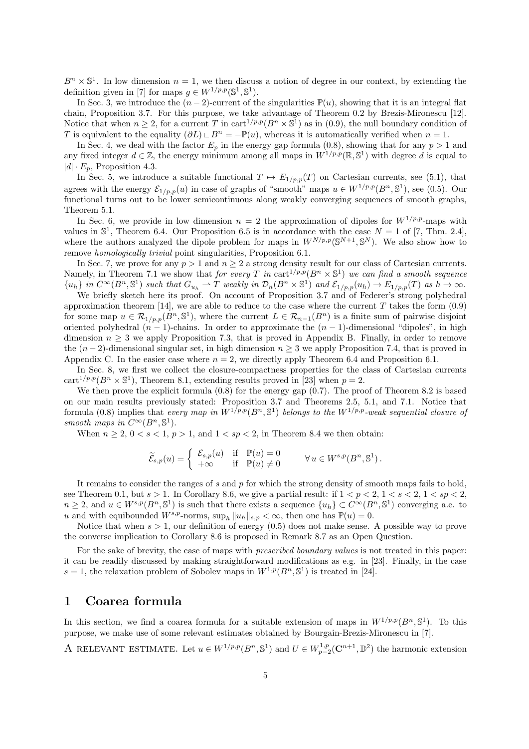$B^n \times \mathbb{S}^1$. In low dimension $n = 1$, we then discuss a notion of degree in our context, by extending the definition given in [7] for maps $g \in W^{1/p,p}(\mathbb{S}^1, \mathbb{S}^1)$.

In Sec. 3, we introduce the $(n-2)$-current of the singularities $\mathbb{P}(u)$, showing that it is an integral flat chain, Proposition 3.7. For this purpose, we take advantage of Theorem 0.2 by Brezis-Mironescu [12]. Notice that when $n \geq 2$, for a current $T$ in $\text{cart}^{1/p,p}(B^n \times \mathbb{S}^1)$ as in (0.9), the null boundary condition of $T$ is equivalent to the equality $(\partial L) \llcorner B^n = -\mathbb{P}(u)$, whereas it is automatically verified when $n = 1$.

In Sec. 4, we deal with the factor $E_p$ in the energy gap formula (0.8), showing that for any $p > 1$ and any fixed integer $d \in \mathbb{Z}$, the energy minimum among all maps in $W^{1/p,p}(\mathbb{R}, \mathbb{S}^1)$ with degree $d$ is equal to $|d| \cdot E_p$, Proposition 4.3.

In Sec. 5, we introduce a suitable functional $T \mapsto E_{1/p,p}(T)$ on Cartesian currents, see (5.1), that agrees with the energy $\mathcal{E}_{1/p,p}(u)$ in case of graphs of "smooth" maps $u \in W^{1/p,p}(B^n, \mathbb{S}^1)$, see (0.5). Our functional turns out to be lower semicontinuous along weakly converging sequences of smooth graphs, Theorem 5.1.

In Sec. 6, we provide in low dimension $n = 2$ the approximation of dipoles for $W^{1/p,p}$-maps with values in $\mathbb{S}^1$, Theorem 6.4. Our Proposition 6.5 is in accordance with the case $N = 1$ of [7, Thm. 2.4], where the authors analyzed the dipole problem for maps in $W^{N/p,p}(\mathbb{S}^{N+1}, \mathbb{S}^N)$. We also show how to remove *homologically trivial* point singularities, Proposition 6.1.

In Sec. 7, we prove for any $p > 1$ and $n \geq 2$ a strong density result for our class of Cartesian currents. Namely, in Theorem 7.1 we show that *for every $T$ in $\text{cart}^{1/p,p}(B^n \times \mathbb{S}^1)$ we can find a smooth sequence $\{u_h\}$ in $C^\infty(B^n, \mathbb{S}^1)$ such that $G_{u_h} \rightharpoonup T$ weakly in $\mathcal{D}_n(B^n \times \mathbb{S}^1)$ and $\mathcal{E}_{1/p,p}(u_h) \to E_{1/p,p}(T)$ as $h \to \infty$.*

We briefly sketch here its proof. On account of Proposition 3.7 and of Federer's strong polyhedral approximation theorem [14], we are able to reduce to the case where the current $T$ takes the form (0.9) for some map $u \in \mathcal{R}_{1/p,p}(B^n, \mathbb{S}^1)$, where the current $L \in \mathcal{R}_{n-1}(B^n)$ is a finite sum of pairwise disjoint oriented polyhedral $(n-1)$-chains. In order to approximate the $(n-1)$-dimensional "dipoles", in high dimension $n \geq 3$ we apply Proposition 7.3, that is proved in Appendix B. Finally, in order to remove the $(n-2)$-dimensional singular set, in high dimension $n \geq 3$ we apply Proposition 7.4, that is proved in Appendix C. In the easier case where $n = 2$, we directly apply Theorem 6.4 and Proposition 6.1.

In Sec. 8, we first we collect the closure-compactness properties for the class of Cartesian currents $\text{cart}^{1/p,p}(B^n \times \mathbb{S}^1)$, Theorem 8.1, extending results proved in [23] when $p = 2$.

We then prove the explicit formula (0.8) for the energy gap (0.7). The proof of Theorem 8.2 is based on our main results previously stated: Proposition 3.7 and Theorems 2.5, 5.1, and 7.1. Notice that formula (0.8) implies that *every map in $W^{1/p,p}(B^n, \mathbb{S}^1)$ belongs to the $W^{1/p,p}$-weak sequential closure of smooth maps in $C^\infty(B^n, \mathbb{S}^1)$.*

When $n \geq 2$, $0 < s < 1$, $p > 1$, and $1 < sp < 2$, in Theorem 8.4 we then obtain:

$$\widetilde{\mathcal{E}}_{s,p}(u) = \begin{cases} \mathcal{E}_{s,p}(u) & \text{if } \mathbb{P}(u) = 0 \\ +\infty & \text{if } \mathbb{P}(u) \neq 0 \end{cases} \qquad \forall\, u \in W^{s,p}(B^n, \mathbb{S}^1)\,.$$

It remains to consider the ranges of $s$ and $p$ for which the strong density of smooth maps fails to hold, see Theorem 0.1, but $s > 1$. In Corollary 8.6, we give a partial result: if $1 < p < 2$, $1 < s < 2$, $1 < sp < 2$, $n \geq 2$, and $u \in W^{s,p}(B^n, \mathbb{S}^1)$ is such that there exists a sequence $\{u_h\} \subset C^\infty(B^n, \mathbb{S}^1)$ converging a.e. to $u$ and with equibounded $W^{s,p}$-norms, $\sup_h \|u_h\|_{s,p} < \infty$, then one has $\mathbb{P}(u) = 0$.

Notice that when $s > 1$, our definition of energy (0.5) does not make sense. A possible way to prove the converse implication to Corollary 8.6 is proposed in Remark 8.7 as an Open Question.

For the sake of brevity, the case of maps with *prescribed boundary values* is not treated in this paper: it can be readily discussed by making straightforward modifications as e.g. in [23]. Finally, in the case $s = 1$, the relaxation problem of Sobolev maps in $W^{1,p}(B^n, \mathbb{S}^1)$ is treated in [24].

# 1 Coarea formula

In this section, we find a coarea formula for a suitable extension of maps in $W^{1/p,p}(B^n, \mathbb{S}^1)$. To this purpose, we make use of some relevant estimates obtained by Bourgain-Brezis-Mironescu in [7].

A RELEVANT ESTIMATE. Let $u \in W^{1/p,p}(B^n, \mathbb{S}^1)$ and $U \in W^{1,p}_{p-2}(\mathbf{C}^{n+1}, \mathbb{D}^2)$ the harmonic extension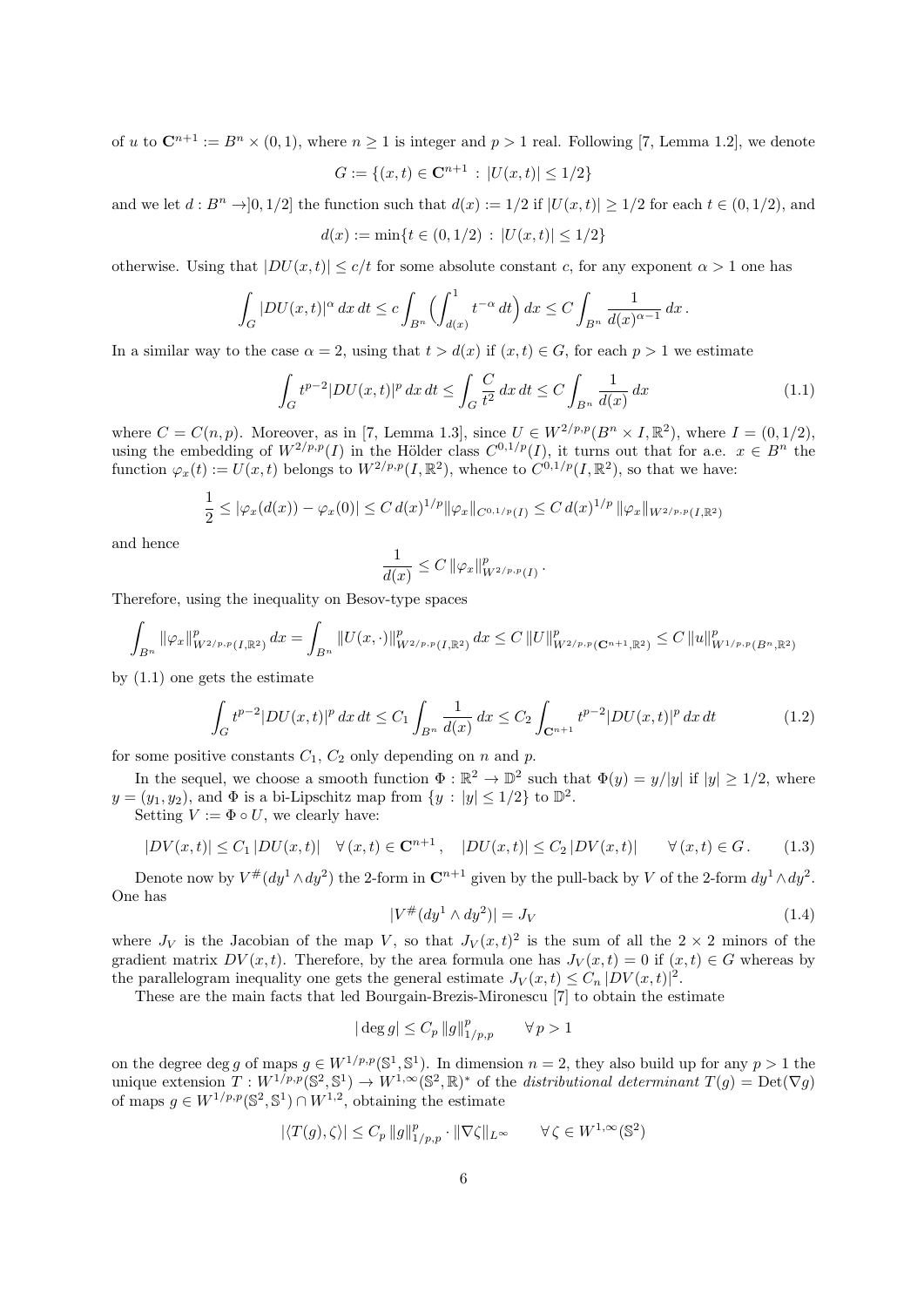of $u$ to $\mathbf{C}^{n+1} := B^n \times (0,1)$, where $n \geq 1$ is integer and $p > 1$ real. Following [7, Lemma 1.2], we denote

$$G := \{(x,t) \in \mathbf{C}^{n+1} \,:\, |U(x,t)| \leq 1/2\}$$

and we let $d : B^n \to ]0, 1/2]$ the function such that $d(x) := 1/2$ if $|U(x,t)| \geq 1/2$ for each $t \in (0, 1/2)$, and

$$d(x) := \min\{t \in (0, 1/2) \,:\, |U(x,t)| \leq 1/2\}$$

otherwise. Using that $|DU(x,t)| \leq c/t$ for some absolute constant $c$, for any exponent $\alpha > 1$ one has

$$\int_G |DU(x,t)|^\alpha \, dx\, dt \leq c \int_{B^n} \Big( \int_{d(x)}^1 t^{-\alpha} \, dt \Big) \, dx \leq C \int_{B^n} \frac{1}{d(x)^{\alpha-1}} \, dx \,.$$

In a similar way to the case $\alpha = 2$, using that $t > d(x)$ if $(x,t) \in G$, for each $p > 1$ we estimate

$$\int_G t^{p-2} |DU(x,t)|^p \, dx\, dt \leq \int_G \frac{C}{t^2} \, dx\, dt \leq C \int_{B^n} \frac{1}{d(x)} \, dx \tag{1.1}$$

where $C = C(n,p)$. Moreover, as in [7, Lemma 1.3], since $U \in W^{2/p,p}(B^n \times I, \mathbb{R}^2)$, where $I = (0, 1/2)$, using the embedding of $W^{2/p,p}(I)$ in the Hölder class $C^{0,1/p}(I)$, it turns out that for a.e. $x \in B^n$ the function $\varphi_x(t) := U(x,t)$ belongs to $W^{2/p,p}(I, \mathbb{R}^2)$, whence to $C^{0,1/p}(I, \mathbb{R}^2)$, so that we have:

$$\frac{1}{2} \leq |\varphi_x(d(x)) - \varphi_x(0)| \leq C \, d(x)^{1/p} \|\varphi_x\|_{C^{0,1/p}(I)} \leq C \, d(x)^{1/p} \, \|\varphi_x\|_{W^{2/p,p}(I,\mathbb{R}^2)}$$

and hence

$$\frac{1}{d(x)} \leq C \, \|\varphi_x\|^p_{W^{2/p,p}(I)} \,.$$

Therefore, using the inequality on Besov-type spaces

$$\int_{B^n} \|\varphi_x\|^p_{W^{2/p,p}(I,\mathbb{R}^2)} \, dx = \int_{B^n} \|U(x,\cdot)\|^p_{W^{2/p,p}(I,\mathbb{R}^2)} \, dx \leq C \, \|U\|^p_{W^{2/p,p}(\mathbf{C}^{n+1},\mathbb{R}^2)} \leq C \, \|u\|^p_{W^{1/p,p}(B^n,\mathbb{R}^2)}$$

by (1.1) one gets the estimate

$$\int_G t^{p-2} |DU(x,t)|^p \, dx\, dt \leq C_1 \int_{B^n} \frac{1}{d(x)} \, dx \leq C_2 \int_{\mathbf{C}^{n+1}} t^{p-2} |DU(x,t)|^p \, dx\, dt \tag{1.2}$$

for some positive constants $C_1$, $C_2$ only depending on $n$ and $p$.

In the sequel, we choose a smooth function $\Phi : \mathbb{R}^2 \to \mathbb{D}^2$ such that $\Phi(y) = y/|y|$ if $|y| \geq 1/2$, where $y = (y_1, y_2)$, and $\Phi$ is a bi-Lipschitz map from $\{y \,:\, |y| \leq 1/2\}$ to $\mathbb{D}^2$.

Setting $V := \Phi \circ U$, we clearly have:

$$|DV(x,t)| \leq C_1 \, |DU(x,t)| \quad \forall \, (x,t) \in \mathbf{C}^{n+1} \,, \quad |DU(x,t)| \leq C_2 \, |DV(x,t)| \qquad \forall \, (x,t) \in G \,. \tag{1.3}$$

Denote now by $V^\#(dy^1 \wedge dy^2)$ the 2-form in $\mathbf{C}^{n+1}$ given by the pull-back by $V$ of the 2-form $dy^1 \wedge dy^2$. One has

$$|V^\#(dy^1 \wedge dy^2)| = J_V \tag{1.4}$$

where $J_V$ is the Jacobian of the map $V$, so that $J_V(x,t)^2$ is the sum of all the $2 \times 2$ minors of the gradient matrix $DV(x,t)$. Therefore, by the area formula one has $J_V(x,t) = 0$ if $(x,t) \in G$ whereas by the parallelogram inequality one gets the general estimate $J_V(x,t) \leq C_n \, |DV(x,t)|^2$.

These are the main facts that led Bourgain-Brezis-Mironescu [7] to obtain the estimate

$$|\deg g| \leq C_p \, \|g\|^p_{1/p,p} \qquad \forall \, p > 1$$

on the degree $\deg g$ of maps $g \in W^{1/p,p}(\mathbb{S}^1, \mathbb{S}^1)$. In dimension $n = 2$, they also build up for any $p > 1$ the unique extension $T : W^{1/p,p}(\mathbb{S}^2, \mathbb{S}^1) \to W^{1,\infty}(\mathbb{S}^2, \mathbb{R})^*$ of the *distributional determinant* $T(g) = \mathrm{Det}(\nabla g)$ of maps $g \in W^{1/p,p}(\mathbb{S}^2, \mathbb{S}^1) \cap W^{1,2}$, obtaining the estimate

$$|\langle T(g), \zeta \rangle| \leq C_p \, \|g\|^p_{1/p,p} \cdot \|\nabla \zeta\|_{L^\infty} \qquad \forall \, \zeta \in W^{1,\infty}(\mathbb{S}^2)$$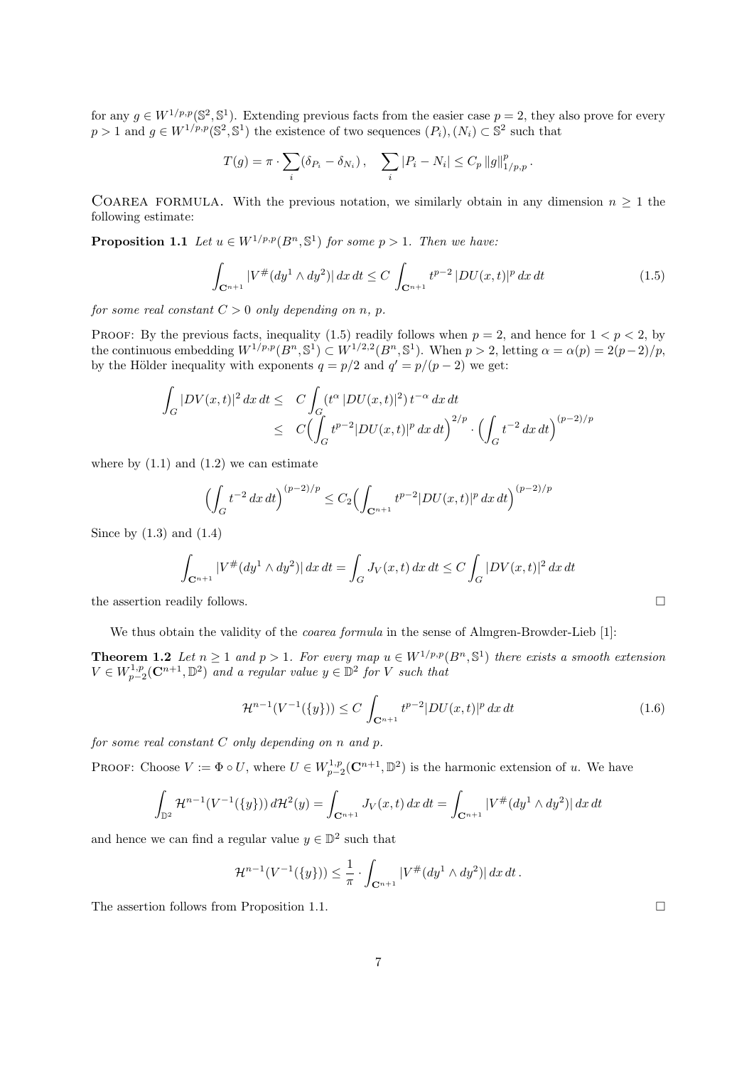for any $g \in W^{1/p,p}(\mathbb{S}^2, \mathbb{S}^1)$. Extending previous facts from the easier case $p = 2$, they also prove for every $p > 1$ and $g \in W^{1/p,p}(\mathbb{S}^2, \mathbb{S}^1)$ the existence of two sequences $(P_i), (N_i) \subset \mathbb{S}^2$ such that

$$T(g) = \pi \cdot \sum_i (\delta_{P_i} - \delta_{N_i}) \, , \quad \sum_i |P_i - N_i| \leq C_p \, \|g\|^p_{1/p,p} \, .$$

Coarea formula. With the previous notation, we similarly obtain in any dimension $n \geq 1$ the following estimate:

**Proposition 1.1** *Let $u \in W^{1/p,p}(B^n, \mathbb{S}^1)$ for some $p > 1$. Then we have:*

$$\int_{\mathbf{C}^{n+1}} |V^\#(dy^1 \wedge dy^2)| \, dx \, dt \leq C \int_{\mathbf{C}^{n+1}} t^{p-2} \, |DU(x,t)|^p \, dx \, dt \tag{1.5}$$

*for some real constant $C > 0$ only depending on $n$, $p$.*

Proof: By the previous facts, inequality (1.5) readily follows when $p = 2$, and hence for $1 < p < 2$, by the continuous embedding $W^{1/p,p}(B^n, \mathbb{S}^1) \subset W^{1/2,2}(B^n, \mathbb{S}^1)$. When $p > 2$, letting $\alpha = \alpha(p) = 2(p-2)/p$, by the Hölder inequality with exponents $q = p/2$ and $q' = p/(p-2)$ we get:

$$\begin{aligned} \int_G |DV(x,t)|^2 \, dx \, dt \leq & \quad C \int_G (t^\alpha \, |DU(x,t)|^2) \, t^{-\alpha} \, dx \, dt \\ \leq & \quad C \Big( \int_G t^{p-2} |DU(x,t)|^p \, dx \, dt \Big)^{2/p} \cdot \Big( \int_G t^{-2} \, dx \, dt \Big)^{(p-2)/p} \end{aligned}$$

where by (1.1) and (1.2) we can estimate

$$\Big( \int_G t^{-2} \, dx \, dt \Big)^{(p-2)/p} \leq C_2 \Big( \int_{\mathbf{C}^{n+1}} t^{p-2} |DU(x,t)|^p \, dx \, dt \Big)^{(p-2)/p}$$

Since by (1.3) and (1.4)

$$\int_{\mathbf{C}^{n+1}} |V^\#(dy^1 \wedge dy^2)| \, dx \, dt = \int_G J_V(x,t) \, dx \, dt \leq C \int_G |DV(x,t)|^2 \, dx \, dt$$

the assertion readily follows. □

We thus obtain the validity of the *coarea formula* in the sense of Almgren-Browder-Lieb [1]:

**Theorem 1.2** *Let $n \geq 1$ and $p > 1$. For every map $u \in W^{1/p,p}(B^n, \mathbb{S}^1)$ there exists a smooth extension $V \in W^{1,p}_{p-2}(\mathbf{C}^{n+1}, \mathbb{D}^2)$ and a regular value $y \in \mathbb{D}^2$ for $V$ such that*

$$\mathcal{H}^{n-1}(V^{-1}(\{y\})) \leq C \int_{\mathbf{C}^{n+1}} t^{p-2} |DU(x,t)|^p \, dx \, dt \tag{1.6}$$

*for some real constant $C$ only depending on $n$ and $p$.*

Proof: Choose $V := \Phi \circ U$, where $U \in W^{1,p}_{p-2}(\mathbf{C}^{n+1}, \mathbb{D}^2)$ is the harmonic extension of $u$. We have

$$\int_{\mathbb{D}^2} \mathcal{H}^{n-1}(V^{-1}(\{y\})) \, d\mathcal{H}^2(y) = \int_{\mathbf{C}^{n+1}} J_V(x,t) \, dx \, dt = \int_{\mathbf{C}^{n+1}} |V^\#(dy^1 \wedge dy^2)| \, dx \, dt$$

and hence we can find a regular value $y \in \mathbb{D}^2$ such that

$$\mathcal{H}^{n-1}(V^{-1}(\{y\})) \leq \frac{1}{\pi} \cdot \int_{\mathbf{C}^{n+1}} |V^\#(dy^1 \wedge dy^2)| \, dx \, dt \, .$$

The assertion follows from Proposition 1.1. □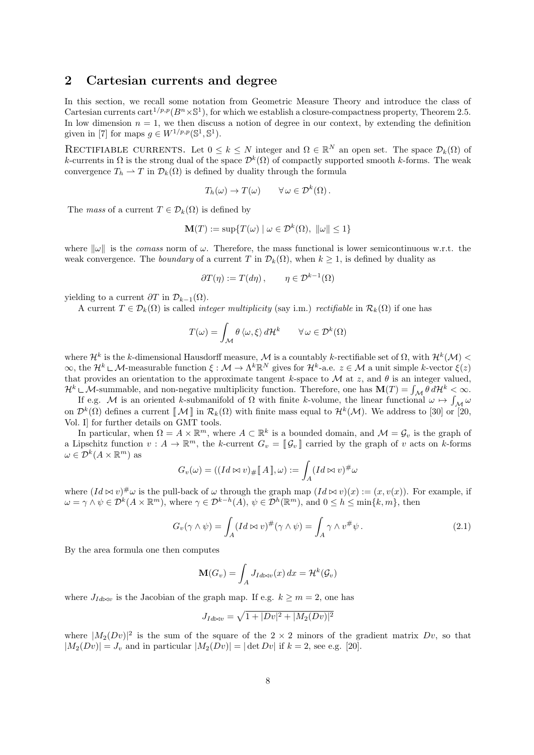## 2 Cartesian currents and degree

In this section, we recall some notation from Geometric Measure Theory and introduce the class of Cartesian currents $\text{cart}^{1/p,p}(B^n \times \mathbb{S}^1)$, for which we establish a closure-compactness property, Theorem 2.5. In low dimension $n = 1$, we then discuss a notion of degree in our context, by extending the definition given in [7] for maps $g \in W^{1/p,p}(\mathbb{S}^1, \mathbb{S}^1)$.

RECTIFIABLE CURRENTS. Let $0 \le k \le N$ integer and $\Omega \in \mathbb{R}^N$ an open set. The space $\mathcal{D}_k(\Omega)$ of $k$-currents in $\Omega$ is the strong dual of the space $\mathcal{D}^k(\Omega)$ of compactly supported smooth $k$-forms. The weak convergence $T_h \rightharpoonup T$ in $\mathcal{D}_k(\Omega)$ is defined by duality through the formula

$$T_h(\omega) \to T(\omega) \qquad \forall\, \omega \in \mathcal{D}^k(\Omega)\,.$$

The *mass* of a current $T \in \mathcal{D}_k(\Omega)$ is defined by

$$\mathbf{M}(T) := \sup\{T(\omega) \mid \omega \in \mathcal{D}^k(\Omega),\ \|\omega\| \le 1\}$$

where $\|\omega\|$ is the *comass* norm of $\omega$. Therefore, the mass functional is lower semicontinuous w.r.t. the weak convergence. The *boundary* of a current $T$ in $\mathcal{D}_k(\Omega)$, when $k \ge 1$, is defined by duality as

$$\partial T(\eta) := T(d\eta)\,, \qquad \eta \in \mathcal{D}^{k-1}(\Omega)$$

yielding to a current $\partial T$ in $\mathcal{D}_{k-1}(\Omega)$.

A current $T \in \mathcal{D}_k(\Omega)$ is called *integer multiplicity* (say i.m.) *rectifiable* in $\mathcal{R}_k(\Omega)$ if one has

$$T(\omega) = \int_{\mathcal{M}} \theta\, \langle \omega, \xi \rangle \, d\mathcal{H}^k \qquad \forall\, \omega \in \mathcal{D}^k(\Omega)$$

where $\mathcal{H}^k$ is the $k$-dimensional Hausdorff measure, $\mathcal{M}$ is a countably $k$-rectifiable set of $\Omega$, with $\mathcal{H}^k(\mathcal{M}) < \infty$, the $\mathcal{H}^k \llcorner \mathcal{M}$-measurable function $\xi : \mathcal{M} \to \Lambda^k \mathbb{R}^N$ gives for $\mathcal{H}^k$-a.e. $z \in \mathcal{M}$ a unit simple $k$-vector $\xi(z)$ that provides an orientation to the approximate tangent $k$-space to $\mathcal{M}$ at $z$, and $\theta$ is an integer valued, $\mathcal{H}^k \llcorner \mathcal{M}$-summable, and non-negative multiplicity function. Therefore, one has $\mathbf{M}(T) = \int_{\mathcal{M}} \theta \, d\mathcal{H}^k < \infty$.

If e.g. $\mathcal{M}$ is an oriented $k$-submanifold of $\Omega$ with finite $k$-volume, the linear functional $\omega \mapsto \int_{\mathcal{M}} \omega$ on $\mathcal{D}^k(\Omega)$ defines a current $[\![ \mathcal{M} ]\!]$ in $\mathcal{R}_k(\Omega)$ with finite mass equal to $\mathcal{H}^k(\mathcal{M})$. We address to [30] or [20, Vol. I] for further details on GMT tools.

In particular, when $\Omega = A \times \mathbb{R}^m$, where $A \subset \mathbb{R}^k$ is a bounded domain, and $\mathcal{M} = \mathcal{G}_v$ is the graph of a Lipschitz function $v : A \to \mathbb{R}^m$, the $k$-current $G_v = [\![ \mathcal{G}_v ]\!]$ carried by the graph of $v$ acts on $k$-forms $\omega \in \mathcal{D}^k(A \times \mathbb{R}^m)$ as

$$G_v(\omega) = ((Id \bowtie v)_\# [\![ A ]\!], \omega) := \int_A (Id \bowtie v)^\# \omega$$

where $(Id \bowtie v)^\# \omega$ is the pull-back of $\omega$ through the graph map $(Id \bowtie v)(x) := (x, v(x))$. For example, if $\omega = \gamma \wedge \psi \in \mathcal{D}^k(A \times \mathbb{R}^m)$, where $\gamma \in \mathcal{D}^{k-h}(A)$, $\psi \in \mathcal{D}^h(\mathbb{R}^m)$, and $0 \le h \le \min\{k, m\}$, then

$$G_v(\gamma \wedge \psi) = \int_A (Id \bowtie v)^\# (\gamma \wedge \psi) = \int_A \gamma \wedge v^\# \psi\,. \tag{2.1}$$

By the area formula one then computes

$$\mathbf{M}(G_v) = \int_A J_{Id \bowtie v}(x)\, dx = \mathcal{H}^k(\mathcal{G}_v)$$

where $J_{Id \bowtie v}$ is the Jacobian of the graph map. If e.g. $k \ge m = 2$, one has

$$J_{Id \bowtie v} = \sqrt{1 + |Dv|^2 + |M_2(Dv)|^2}$$

where $|M_2(Dv)|^2$ is the sum of the square of the $2 \times 2$ minors of the gradient matrix $Dv$, so that $|M_2(Dv)| = J_v$ and in particular $|M_2(Dv)| = |\det Dv|$ if $k = 2$, see e.g. [20].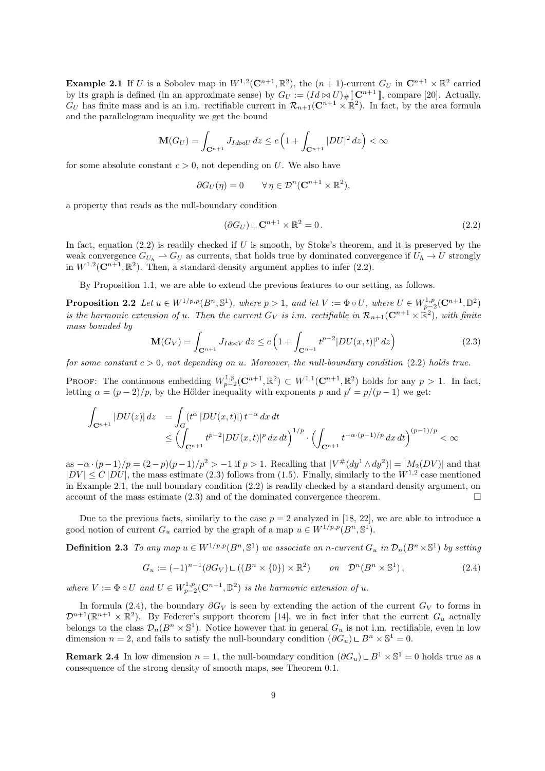**Example 2.1** If $U$ is a Sobolev map in $W^{1,2}(\mathbf{C}^{n+1},\mathbb{R}^2)$, the $(n+1)$-current $G_U$ in $\mathbf{C}^{n+1}\times\mathbb{R}^2$ carried by its graph is defined (in an approximate sense) by $G_U := (Id \bowtie U)_\# [\![ \mathbf{C}^{n+1} ]\!]$, compare [20]. Actually, $G_U$ has finite mass and is an i.m. rectifiable current in $\mathcal{R}_{n+1}(\mathbf{C}^{n+1}\times\mathbb{R}^2)$. In fact, by the area formula and the parallelogram inequality we get the bound

$$\mathbf{M}(G_U) = \int_{\mathbf{C}^{n+1}} J_{Id\bowtie U}\, dz \le c\Big(1 + \int_{\mathbf{C}^{n+1}} |DU|^2\, dz\Big) < \infty$$

for some absolute constant $c > 0$, not depending on $U$. We also have

$$\partial G_U(\eta) = 0 \qquad \forall\, \eta \in \mathcal{D}^n(\mathbf{C}^{n+1}\times\mathbb{R}^2),$$

a property that reads as the null-boundary condition

$$(\partial G_U) \llcorner \mathbf{C}^{n+1}\times\mathbb{R}^2 = 0\,. \tag{2.2}$$

In fact, equation (2.2) is readily checked if $U$ is smooth, by Stoke's theorem, and it is preserved by the weak convergence $G_{U_h} \rightharpoonup G_U$ as currents, that holds true by dominated convergence if $U_h \to U$ strongly in $W^{1,2}(\mathbf{C}^{n+1},\mathbb{R}^2)$. Then, a standard density argument applies to infer (2.2).

By Proposition 1.1, we are able to extend the previous features to our setting, as follows.

**Proposition 2.2** *Let $u \in W^{1/p,p}(B^n,\mathbb{S}^1)$, where $p > 1$, and let $V := \Phi\circ U$, where $U \in W^{1,p}_{p-2}(\mathbf{C}^{n+1},\mathbb{D}^2)$ is the harmonic extension of $u$. Then the current $G_V$ is i.m. rectifiable in $\mathcal{R}_{n+1}(\mathbf{C}^{n+1}\times\mathbb{R}^2)$, with finite mass bounded by*

$$\mathbf{M}(G_V) = \int_{\mathbf{C}^{n+1}} J_{Id\bowtie V}\, dz \le c\Big(1 + \int_{\mathbf{C}^{n+1}} t^{p-2}|DU(x,t)|^p\, dz\Big) \tag{2.3}$$

*for some constant $c > 0$, not depending on $u$. Moreover, the null-boundary condition (2.2) holds true.*

PROOF: The continuous embedding $W^{1,p}_{p-2}(\mathbf{C}^{n+1},\mathbb{R}^2) \subset W^{1,1}(\mathbf{C}^{n+1},\mathbb{R}^2)$ holds for any $p > 1$. In fact, letting $\alpha = (p-2)/p$, by the Hölder inequality with exponents $p$ and $p' = p/(p-1)$ we get:

$$\begin{aligned}
\int_{\mathbf{C}^{n+1}} |DU(z)|\, dz &= \int_G (t^\alpha\, |DU(x,t)|)\, t^{-\alpha}\, dx\, dt \\
&\le \Big(\int_{\mathbf{C}^{n+1}} t^{p-2}|DU(x,t)|^p\, dx\, dt\Big)^{1/p} \cdot \Big(\int_{\mathbf{C}^{n+1}} t^{-\alpha\cdot(p-1)/p}\, dx\, dt\Big)^{(p-1)/p} < \infty
\end{aligned}$$

as $-\alpha\cdot(p-1)/p = (2-p)(p-1)/p^2 > -1$ if $p > 1$. Recalling that $|V^\#(dy^1\wedge dy^2)| = |M_2(DV)|$ and that $|DV| \le C\,|DU|$, the mass estimate (2.3) follows from (1.5). Finally, similarly to the $W^{1,2}$ case mentioned in Example 2.1, the null boundary condition (2.2) is readily checked by a standard density argument, on account of the mass estimate (2.3) and of the dominated convergence theorem. $\square$

Due to the previous facts, similarly to the case $p = 2$ analyzed in [18, 22], we are able to introduce a good notion of current $G_u$ carried by the graph of a map $u \in W^{1/p,p}(B^n,\mathbb{S}^1)$.

**Definition 2.3** *To any map $u \in W^{1/p,p}(B^n,\mathbb{S}^1)$ we associate an $n$-current $G_u$ in $\mathcal{D}_n(B^n\times\mathbb{S}^1)$ by setting*

$$G_u := (-1)^{n-1}(\partial G_V) \llcorner ((B^n\times\{0\})\times\mathbb{R}^2) \qquad \text{on} \quad \mathcal{D}^n(B^n\times\mathbb{S}^1)\,, \tag{2.4}$$

*where $V := \Phi\circ U$ and $U \in W^{1,p}_{p-2}(\mathbf{C}^{n+1},\mathbb{D}^2)$ is the harmonic extension of $u$.*

In formula (2.4), the boundary $\partial G_V$ is seen by extending the action of the current $G_V$ to forms in $\mathcal{D}^{n+1}(\mathbb{R}^{n+1}\times\mathbb{R}^2)$. By Federer's support theorem [14], we in fact infer that the current $G_u$ actually belongs to the class $\mathcal{D}_n(B^n\times\mathbb{S}^1)$. Notice however that in general $G_u$ is not i.m. rectifiable, even in low dimension $n = 2$, and fails to satisfy the null-boundary condition $(\partial G_u) \llcorner B^n\times\mathbb{S}^1 = 0$.

**Remark 2.4** In low dimension $n = 1$, the null-boundary condition $(\partial G_u) \llcorner B^1\times\mathbb{S}^1 = 0$ holds true as a consequence of the strong density of smooth maps, see Theorem 0.1.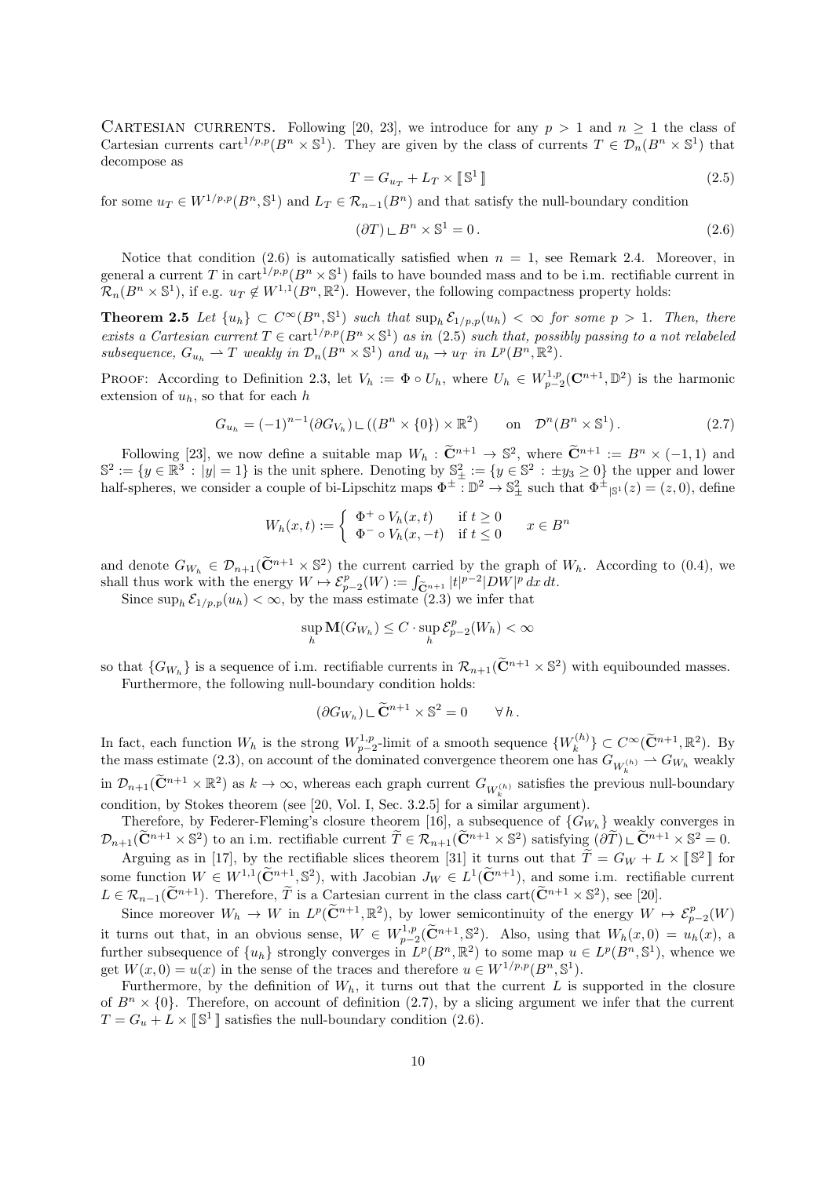**Cartesian currents.** Following [20, 23], we introduce for any $p > 1$ and $n \geq 1$ the class of Cartesian currents $\mathrm{cart}^{1/p,p}(B^n \times \mathbb{S}^1)$. They are given by the class of currents $T \in \mathcal{D}_n(B^n \times \mathbb{S}^1)$ that decompose as

$$T = G_{u_T} + L_T \times [\![ \mathbb{S}^1 ]\!] \tag{2.5}$$

for some $u_T \in W^{1/p,p}(B^n, \mathbb{S}^1)$ and $L_T \in \mathcal{R}_{n-1}(B^n)$ and that satisfy the null-boundary condition

$$(\partial T) \llcorner B^n \times \mathbb{S}^1 = 0\,. \tag{2.6}$$

Notice that condition (2.6) is automatically satisfied when $n = 1$, see Remark 2.4. Moreover, in general a current $T$ in $\mathrm{cart}^{1/p,p}(B^n \times \mathbb{S}^1)$ fails to have bounded mass and to be i.m. rectifiable current in $\mathcal{R}_n(B^n \times \mathbb{S}^1)$, if e.g. $u_T \notin W^{1,1}(B^n, \mathbb{R}^2)$. However, the following compactness property holds:

**Theorem 2.5** *Let $\{u_h\} \subset C^\infty(B^n, \mathbb{S}^1)$ such that $\sup_h \mathcal{E}_{1/p,p}(u_h) < \infty$ for some $p > 1$. Then, there exists a Cartesian current $T \in \mathrm{cart}^{1/p,p}(B^n \times \mathbb{S}^1)$ as in (2.5) such that, possibly passing to a not relabeled subsequence, $G_{u_h} \rightharpoonup T$ weakly in $\mathcal{D}_n(B^n \times \mathbb{S}^1)$ and $u_h \to u_T$ in $L^p(B^n, \mathbb{R}^2)$.*

Proof: According to Definition 2.3, let $V_h := \Phi \circ U_h$, where $U_h \in W^{1,p}_{p-2}(\mathbf{C}^{n+1}, \mathbb{D}^2)$ is the harmonic extension of $u_h$, so that for each $h$

$$G_{u_h} = (-1)^{n-1} (\partial G_{V_h}) \llcorner ((B^n \times \{0\}) \times \mathbb{R}^2) \qquad \text{on} \quad \mathcal{D}^n(B^n \times \mathbb{S}^1)\,. \tag{2.7}$$

Following [23], we now define a suitable map $W_h : \widetilde{\mathbf{C}}^{n+1} \to \mathbb{S}^2$, where $\widetilde{\mathbf{C}}^{n+1} := B^n \times (-1,1)$ and $\mathbb{S}^2 := \{y \in \mathbb{R}^3 : |y| = 1\}$ is the unit sphere. Denoting by $\mathbb{S}^2_\pm := \{y \in \mathbb{S}^2 : \pm y_3 \geq 0\}$ the upper and lower half-spheres, we consider a couple of bi-Lipschitz maps $\Phi^\pm : \mathbb{D}^2 \to \mathbb{S}^2_\pm$ such that $\Phi^\pm{}_{|\mathbb{S}^1}(z) = (z, 0)$, define

$$W_h(x,t) := \begin{cases} \Phi^+ \circ V_h(x,t) & \text{if } t \geq 0 \\ \Phi^- \circ V_h(x,-t) & \text{if } t \leq 0 \end{cases} \qquad x \in B^n$$

and denote $G_{W_h} \in \mathcal{D}_{n+1}(\widetilde{\mathbf{C}}^{n+1} \times \mathbb{S}^2)$ the current carried by the graph of $W_h$. According to (0.4), we shall thus work with the energy $W \mapsto \mathcal{E}^p_{p-2}(W) := \int_{\widetilde{\mathbf{C}}^{n+1}} |t|^{p-2} |DW|^p \, dx \, dt$.

Since $\sup_h \mathcal{E}_{1/p,p}(u_h) < \infty$, by the mass estimate (2.3) we infer that

$$\sup_h \mathbf{M}(G_{W_h}) \leq C \cdot \sup_h \mathcal{E}^p_{p-2}(W_h) < \infty$$

so that $\{G_{W_h}\}$ is a sequence of i.m. rectifiable currents in $\mathcal{R}_{n+1}(\widetilde{\mathbf{C}}^{n+1} \times \mathbb{S}^2)$ with equibounded masses.

Furthermore, the following null-boundary condition holds:

$$(\partial G_{W_h}) \llcorner \widetilde{\mathbf{C}}^{n+1} \times \mathbb{S}^2 = 0 \qquad \forall\, h\,.$$

In fact, each function $W_h$ is the strong $W^{1,p}_{p-2}$-limit of a smooth sequence $\{W^{(h)}_k\} \subset C^\infty(\widetilde{\mathbf{C}}^{n+1}, \mathbb{R}^2)$. By the mass estimate (2.3), on account of the dominated convergence theorem one has $G_{W^{(h)}_k} \rightharpoonup G_{W_h}$ weakly in $\mathcal{D}_{n+1}(\widetilde{\mathbf{C}}^{n+1} \times \mathbb{R}^2)$ as $k \to \infty$, whereas each graph current $G_{W^{(h)}_k}$ satisfies the previous null-boundary condition, by Stokes theorem (see [20, Vol. I, Sec. 3.2.5] for a similar argument).

Therefore, by Federer-Fleming's closure theorem [16], a subsequence of $\{G_{W_h}\}$ weakly converges in $\mathcal{D}_{n+1}(\widetilde{\mathbf{C}}^{n+1} \times \mathbb{S}^2)$ to an i.m. rectifiable current $\widetilde{T} \in \mathcal{R}_{n+1}(\widetilde{\mathbf{C}}^{n+1} \times \mathbb{S}^2)$ satisfying $(\partial \widetilde{T}) \llcorner \widetilde{\mathbf{C}}^{n+1} \times \mathbb{S}^2 = 0$.

Arguing as in [17], by the rectifiable slices theorem [31] it turns out that $\widetilde{T} = G_W + L \times [\![ \mathbb{S}^2 ]\!]$ for some function $W \in W^{1,1}(\widetilde{\mathbf{C}}^{n+1}, \mathbb{S}^2)$, with Jacobian $J_W \in L^1(\widetilde{\mathbf{C}}^{n+1})$, and some i.m. rectifiable current $L \in \mathcal{R}_{n-1}(\widetilde{\mathbf{C}}^{n+1})$. Therefore, $\widetilde{T}$ is a Cartesian current in the class $\mathrm{cart}(\widetilde{\mathbf{C}}^{n+1} \times \mathbb{S}^2)$, see [20].

Since moreover $W_h \to W$ in $L^p(\widetilde{\mathbf{C}}^{n+1}, \mathbb{R}^2)$, by lower semicontinuity of the energy $W \mapsto \mathcal{E}^p_{p-2}(W)$ it turns out that, in an obvious sense, $W \in W^{1,p}_{p-2}(\widetilde{\mathbf{C}}^{n+1}, \mathbb{S}^2)$. Also, using that $W_h(x,0) = u_h(x)$, a further subsequence of $\{u_h\}$ strongly converges in $L^p(B^n, \mathbb{R}^2)$ to some map $u \in L^p(B^n, \mathbb{S}^1)$, whence we get $W(x,0) = u(x)$ in the sense of the traces and therefore $u \in W^{1/p,p}(B^n, \mathbb{S}^1)$.

Furthermore, by the definition of $W_h$, it turns out that the current $L$ is supported in the closure of $B^n \times \{0\}$. Therefore, on account of definition (2.7), by a slicing argument we infer that the current $T = G_u + L \times [\![ \mathbb{S}^1 ]\!]$ satisfies the null-boundary condition (2.6).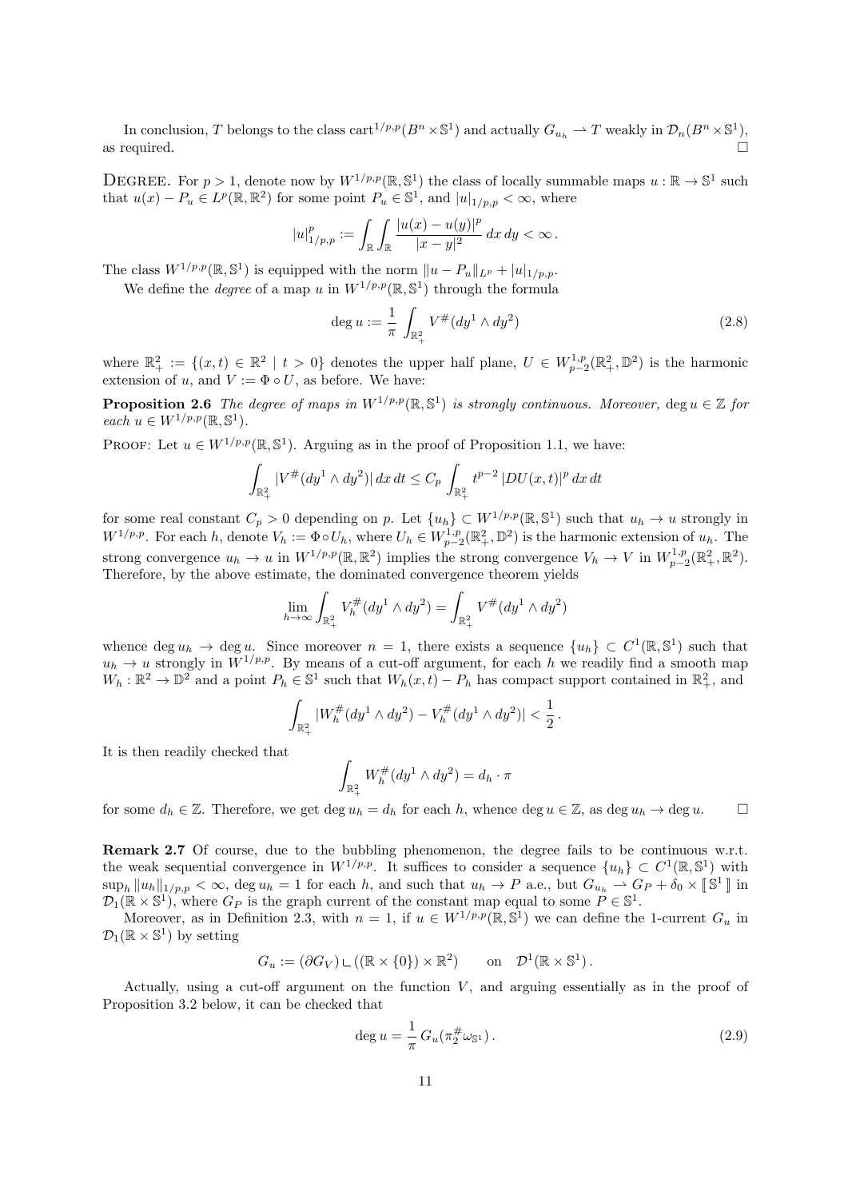In conclusion, $T$ belongs to the class $\text{cart}^{1/p,p}(B^n\times\mathbb{S}^1)$ and actually $G_{u_h}\rightharpoonup T$ weakly in $\mathcal{D}_n(B^n\times\mathbb{S}^1)$, as required. $\square$

**Degree.** For $p>1$, denote now by $W^{1/p,p}(\mathbb{R},\mathbb{S}^1)$ the class of locally summable maps $u:\mathbb{R}\to\mathbb{S}^1$ such that $u(x)-P_u\in L^p(\mathbb{R},\mathbb{R}^2)$ for some point $P_u\in\mathbb{S}^1$, and $|u|_{1/p,p}<\infty$, where

$$|u|^p_{1/p,p}:=\int_{\mathbb{R}}\int_{\mathbb{R}}\frac{|u(x)-u(y)|^p}{|x-y|^2}\,dx\,dy<\infty\,.$$

The class $W^{1/p,p}(\mathbb{R},\mathbb{S}^1)$ is equipped with the norm $\|u-P_u\|_{L^p}+|u|_{1/p,p}$.

We define the *degree* of a map $u$ in $W^{1/p,p}(\mathbb{R},\mathbb{S}^1)$ through the formula

$$\deg u:=\frac{1}{\pi}\int_{\mathbb{R}^2_+}V^\#(dy^1\wedge dy^2) \tag{2.8}$$

where $\mathbb{R}^2_+:=\{(x,t)\in\mathbb{R}^2\mid t>0\}$ denotes the upper half plane, $U\in W^{1,p}_{p-2}(\mathbb{R}^2_+,\mathbb{D}^2)$ is the harmonic extension of $u$, and $V:=\Phi\circ U$, as before. We have:

**Proposition 2.6** *The degree of maps in $W^{1/p,p}(\mathbb{R},\mathbb{S}^1)$ is strongly continuous. Moreover, $\deg u\in\mathbb{Z}$ for each $u\in W^{1/p,p}(\mathbb{R},\mathbb{S}^1)$.*

Proof: Let $u\in W^{1/p,p}(\mathbb{R},\mathbb{S}^1)$. Arguing as in the proof of Proposition 1.1, we have:

$$\int_{\mathbb{R}^2_+}|V^\#(dy^1\wedge dy^2)|\,dx\,dt\le C_p\int_{\mathbb{R}^2_+}t^{p-2}\,|DU(x,t)|^p\,dx\,dt$$

for some real constant $C_p>0$ depending on $p$. Let $\{u_h\}\subset W^{1/p,p}(\mathbb{R},\mathbb{S}^1)$ such that $u_h\to u$ strongly in $W^{1/p,p}$. For each $h$, denote $V_h:=\Phi\circ U_h$, where $U_h\in W^{1,p}_{p-2}(\mathbb{R}^2_+,\mathbb{D}^2)$ is the harmonic extension of $u_h$. The strong convergence $u_h\to u$ in $W^{1/p,p}(\mathbb{R},\mathbb{R}^2)$ implies the strong convergence $V_h\to V$ in $W^{1,p}_{p-2}(\mathbb{R}^2_+,\mathbb{R}^2)$. Therefore, by the above estimate, the dominated convergence theorem yields

$$\lim_{h\to\infty}\int_{\mathbb{R}^2_+}V_h^\#(dy^1\wedge dy^2)=\int_{\mathbb{R}^2_+}V^\#(dy^1\wedge dy^2)$$

whence $\deg u_h\to\deg u$. Since moreover $n=1$, there exists a sequence $\{u_h\}\subset C^1(\mathbb{R},\mathbb{S}^1)$ such that $u_h\to u$ strongly in $W^{1/p,p}$. By means of a cut-off argument, for each $h$ we readily find a smooth map $W_h:\mathbb{R}^2\to\mathbb{D}^2$ and a point $P_h\in\mathbb{S}^1$ such that $W_h(x,t)-P_h$ has compact support contained in $\mathbb{R}^2_+$, and

$$\int_{\mathbb{R}^2_+}|W_h^\#(dy^1\wedge dy^2)-V_h^\#(dy^1\wedge dy^2)|<\frac{1}{2}\,.$$

It is then readily checked that

$$\int_{\mathbb{R}^2_+}W_h^\#(dy^1\wedge dy^2)=d_h\cdot\pi$$

for some $d_h\in\mathbb{Z}$. Therefore, we get $\deg u_h=d_h$ for each $h$, whence $\deg u\in\mathbb{Z}$, as $\deg u_h\to\deg u$. $\square$

**Remark 2.7** Of course, due to the bubbling phenomenon, the degree fails to be continuous w.r.t. the weak sequential convergence in $W^{1/p,p}$. It suffices to consider a sequence $\{u_h\}\subset C^1(\mathbb{R},\mathbb{S}^1)$ with $\sup_h\|u_h\|_{1/p,p}<\infty$, $\deg u_h=1$ for each $h$, and such that $u_h\to P$ a.e., but $G_{u_h}\rightharpoonup G_P+\delta_0\times[\![\mathbb{S}^1]\!]$ in $\mathcal{D}_1(\mathbb{R}\times\mathbb{S}^1)$, where $G_P$ is the graph current of the constant map equal to some $P\in\mathbb{S}^1$.

Moreover, as in Definition 2.3, with $n=1$, if $u\in W^{1/p,p}(\mathbb{R},\mathbb{S}^1)$ we can define the 1-current $G_u$ in $\mathcal{D}_1(\mathbb{R}\times\mathbb{S}^1)$ by setting

$$G_u:=(\partial G_V)\llcorner((\mathbb{R}\times\{0\})\times\mathbb{R}^2)\qquad\text{on}\quad\mathcal{D}^1(\mathbb{R}\times\mathbb{S}^1)\,.$$

Actually, using a cut-off argument on the function $V$, and arguing essentially as in the proof of Proposition 3.2 below, it can be checked that

$$\deg u=\frac{1}{\pi}\,G_u(\pi_2^\#\omega_{\mathbb{S}^1})\,. \tag{2.9}$$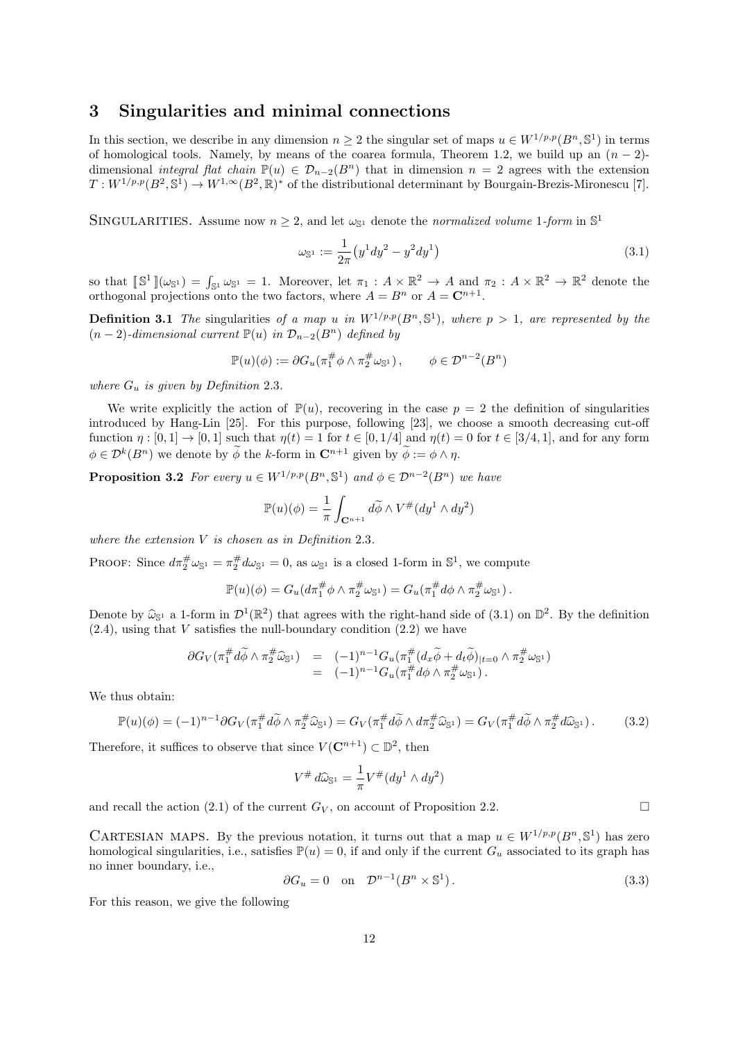## 3 Singularities and minimal connections

In this section, we describe in any dimension $n \geq 2$ the singular set of maps $u \in W^{1/p,p}(B^n, \mathbb{S}^1)$ in terms of homological tools. Namely, by means of the coarea formula, Theorem 1.2, we build up an $(n-2)$-dimensional *integral flat chain* $\mathbb{P}(u) \in \mathcal{D}_{n-2}(B^n)$ that in dimension $n = 2$ agrees with the extension $T : W^{1/p,p}(B^2, \mathbb{S}^1) \to W^{1,\infty}(B^2, \mathbb{R})^*$ of the distributional determinant by Bourgain-Brezis-Mironescu [7].

Singularities. Assume now $n \geq 2$, and let $\omega_{\mathbb{S}^1}$ denote the *normalized volume 1-form* in $\mathbb{S}^1$

$$\omega_{\mathbb{S}^1} := \frac{1}{2\pi}\big(y^1 dy^2 - y^2 dy^1\big) \tag{3.1}$$

so that $[\![ \mathbb{S}^1 ]\!](\omega_{\mathbb{S}^1}) = \int_{\mathbb{S}^1} \omega_{\mathbb{S}^1} = 1$. Moreover, let $\pi_1 : A \times \mathbb{R}^2 \to A$ and $\pi_2 : A \times \mathbb{R}^2 \to \mathbb{R}^2$ denote the orthogonal projections onto the two factors, where $A = B^n$ or $A = \mathbf{C}^{n+1}$.

**Definition 3.1** *The* singularities *of a map $u$ in $W^{1/p,p}(B^n, \mathbb{S}^1)$, where $p > 1$, are represented by the $(n-2)$-dimensional current $\mathbb{P}(u)$ in $\mathcal{D}_{n-2}(B^n)$ defined by*

$$\mathbb{P}(u)(\phi) := \partial G_u(\pi_1^{\#}\phi \wedge \pi_2^{\#}\omega_{\mathbb{S}^1}), \qquad \phi \in \mathcal{D}^{n-2}(B^n)$$

*where $G_u$ is given by Definition 2.3.*

We write explicitly the action of $\mathbb{P}(u)$, recovering in the case $p = 2$ the definition of singularities introduced by Hang-Lin [25]. For this purpose, following [23], we choose a smooth decreasing cut-off function $\eta : [0,1] \to [0,1]$ such that $\eta(t) = 1$ for $t \in [0, 1/4]$ and $\eta(t) = 0$ for $t \in [3/4, 1]$, and for any form $\phi \in \mathcal{D}^k(B^n)$ we denote by $\widetilde{\phi}$ the $k$-form in $\mathbf{C}^{n+1}$ given by $\widetilde{\phi} := \phi \wedge \eta$.

**Proposition 3.2** *For every $u \in W^{1/p,p}(B^n, \mathbb{S}^1)$ and $\phi \in \mathcal{D}^{n-2}(B^n)$ we have*

$$\mathbb{P}(u)(\phi) = \frac{1}{\pi}\int_{\mathbf{C}^{n+1}} d\widetilde{\phi} \wedge V^{\#}(dy^1 \wedge dy^2)$$

*where the extension $V$ is chosen as in Definition 2.3.*

Proof: Since $d\pi_2^{\#}\omega_{\mathbb{S}^1} = \pi_2^{\#} d\omega_{\mathbb{S}^1} = 0$, as $\omega_{\mathbb{S}^1}$ is a closed 1-form in $\mathbb{S}^1$, we compute

$$\mathbb{P}(u)(\phi) = G_u(d\pi_1^{\#}\phi \wedge \pi_2^{\#}\omega_{\mathbb{S}^1}) = G_u(\pi_1^{\#} d\phi \wedge \pi_2^{\#}\omega_{\mathbb{S}^1}).$$

Denote by $\widehat{\omega}_{\mathbb{S}^1}$ a 1-form in $\mathcal{D}^1(\mathbb{R}^2)$ that agrees with the right-hand side of (3.1) on $\mathbb{D}^2$. By the definition (2.4), using that $V$ satisfies the null-boundary condition (2.2) we have

$$\begin{aligned} \partial G_V(\pi_1^{\#} d\widetilde{\phi} \wedge \pi_2^{\#}\widehat{\omega}_{\mathbb{S}^1}) &= (-1)^{n-1} G_u(\pi_1^{\#}(d_x\widetilde{\phi} + d_t\widetilde{\phi})_{|t=0} \wedge \pi_2^{\#}\omega_{\mathbb{S}^1}) \\ &= (-1)^{n-1} G_u(\pi_1^{\#} d\phi \wedge \pi_2^{\#}\omega_{\mathbb{S}^1}). \end{aligned}$$

We thus obtain:

$$\mathbb{P}(u)(\phi) = (-1)^{n-1}\partial G_V(\pi_1^{\#} d\widetilde{\phi} \wedge \pi_2^{\#}\widehat{\omega}_{\mathbb{S}^1}) = G_V(\pi_1^{\#} d\widetilde{\phi} \wedge d\pi_2^{\#}\widehat{\omega}_{\mathbb{S}^1}) = G_V(\pi_1^{\#} d\widetilde{\phi} \wedge \pi_2^{\#} d\widehat{\omega}_{\mathbb{S}^1}). \tag{3.2}$$

Therefore, it suffices to observe that since $V(\mathbf{C}^{n+1}) \subset \mathbb{D}^2$, then

$$V^{\#} d\widehat{\omega}_{\mathbb{S}^1} = \frac{1}{\pi} V^{\#}(dy^1 \wedge dy^2)$$

and recall the action (2.1) of the current $G_V$, on account of Proposition 2.2. $\square$

Cartesian maps. By the previous notation, it turns out that a map $u \in W^{1/p,p}(B^n, \mathbb{S}^1)$ has zero homological singularities, i.e., satisfies $\mathbb{P}(u) = 0$, if and only if the current $G_u$ associated to its graph has no inner boundary, i.e.,

$$\partial G_u = 0 \quad \text{on} \quad \mathcal{D}^{n-1}(B^n \times \mathbb{S}^1). \tag{3.3}$$

For this reason, we give the following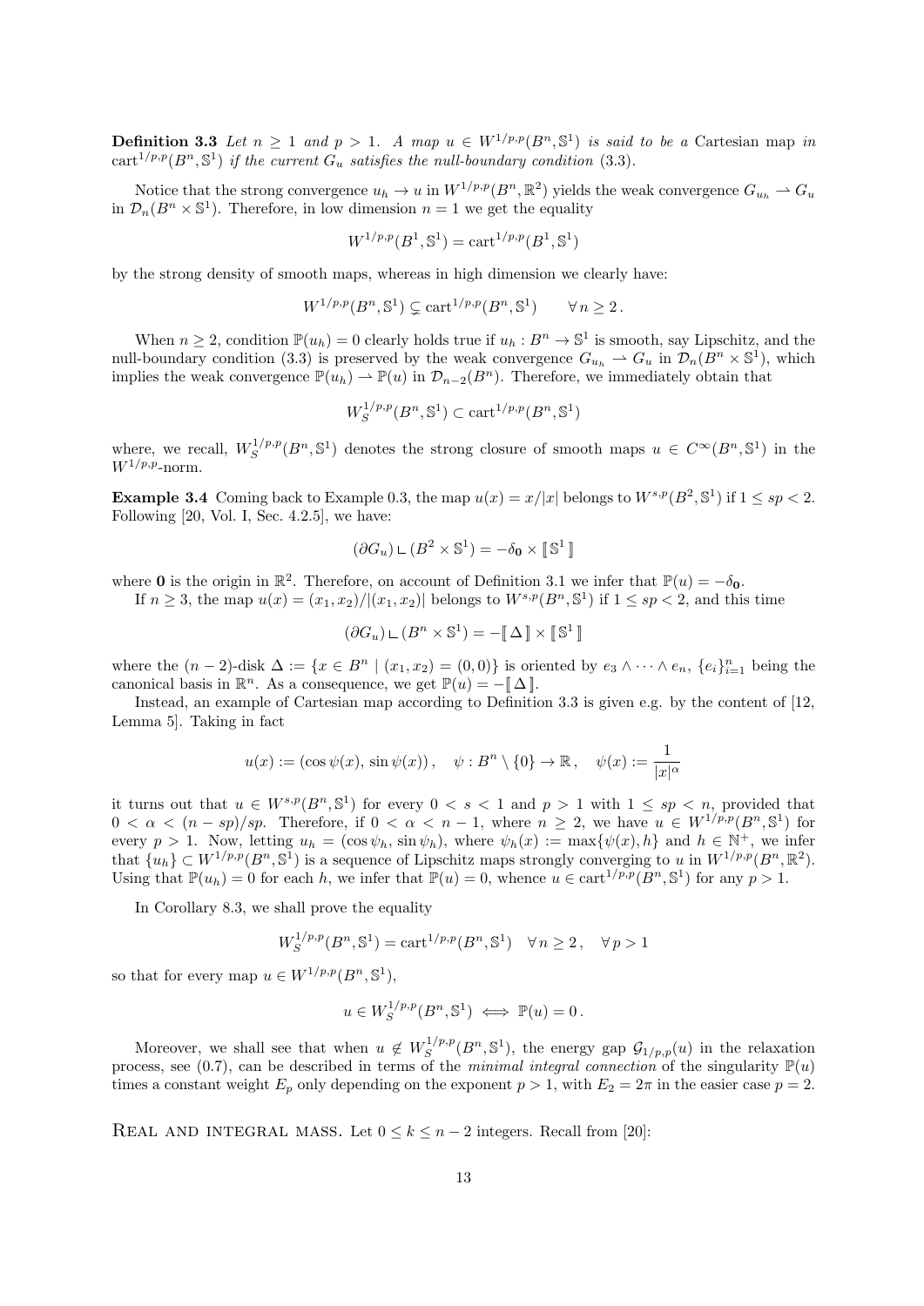**Definition 3.3** *Let $n \geq 1$ and $p > 1$. A map $u \in W^{1/p,p}(B^n, \mathbb{S}^1)$ is said to be a* Cartesian map *in* $\mathrm{cart}^{1/p,p}(B^n, \mathbb{S}^1)$ *if the current $G_u$ satisfies the null-boundary condition* (3.3).

Notice that the strong convergence $u_h \to u$ in $W^{1/p,p}(B^n, \mathbb{R}^2)$ yields the weak convergence $G_{u_h} \rightharpoonup G_u$ in $\mathcal{D}_n(B^n \times \mathbb{S}^1)$. Therefore, in low dimension $n = 1$ we get the equality

$$W^{1/p,p}(B^1, \mathbb{S}^1) = \mathrm{cart}^{1/p,p}(B^1, \mathbb{S}^1)$$

by the strong density of smooth maps, whereas in high dimension we clearly have:

$$W^{1/p,p}(B^n, \mathbb{S}^1) \subsetneq \mathrm{cart}^{1/p,p}(B^n, \mathbb{S}^1) \qquad \forall\, n \geq 2\,.$$

When $n \geq 2$, condition $\mathbb{P}(u_h) = 0$ clearly holds true if $u_h : B^n \to \mathbb{S}^1$ is smooth, say Lipschitz, and the null-boundary condition (3.3) is preserved by the weak convergence $G_{u_h} \rightharpoonup G_u$ in $\mathcal{D}_n(B^n \times \mathbb{S}^1)$, which implies the weak convergence $\mathbb{P}(u_h) \rightharpoonup \mathbb{P}(u)$ in $\mathcal{D}_{n-2}(B^n)$. Therefore, we immediately obtain that

$$W^{1/p,p}_S(B^n, \mathbb{S}^1) \subset \mathrm{cart}^{1/p,p}(B^n, \mathbb{S}^1)$$

where, we recall, $W^{1/p,p}_S(B^n, \mathbb{S}^1)$ denotes the strong closure of smooth maps $u \in C^\infty(B^n, \mathbb{S}^1)$ in the $W^{1/p,p}$-norm.

**Example 3.4** Coming back to Example 0.3, the map $u(x) = x/|x|$ belongs to $W^{s,p}(B^2, \mathbb{S}^1)$ if $1 \leq sp < 2$. Following [20, Vol. I, Sec. 4.2.5], we have:

$$(\partial G_u) \llcorner (B^2 \times \mathbb{S}^1) = -\delta_{\mathbf{0}} \times [\![ \mathbb{S}^1 ]\!]$$

where $\mathbf{0}$ is the origin in $\mathbb{R}^2$. Therefore, on account of Definition 3.1 we infer that $\mathbb{P}(u) = -\delta_{\mathbf{0}}$.

If $n \geq 3$, the map $u(x) = (x_1, x_2)/|(x_1, x_2)|$ belongs to $W^{s,p}(B^n, \mathbb{S}^1)$ if $1 \leq sp < 2$, and this time

$$(\partial G_u) \llcorner (B^n \times \mathbb{S}^1) = -[\![ \Delta ]\!] \times [\![ \mathbb{S}^1 ]\!]$$

where the $(n-2)$-disk $\Delta := \{x \in B^n \mid (x_1, x_2) = (0,0)\}$ is oriented by $e_3 \wedge \cdots \wedge e_n$, $\{e_i\}_{i=1}^n$ being the canonical basis in $\mathbb{R}^n$. As a consequence, we get $\mathbb{P}(u) = -[\![ \Delta ]\!]$.

Instead, an example of Cartesian map according to Definition 3.3 is given e.g. by the content of [12, Lemma 5]. Taking in fact

$$u(x) := (\cos\psi(x), \sin\psi(x))\,, \quad \psi : B^n \setminus \{0\} \to \mathbb{R}\,, \quad \psi(x) := \frac{1}{|x|^\alpha}$$

it turns out that $u \in W^{s,p}(B^n, \mathbb{S}^1)$ for every $0 < s < 1$ and $p > 1$ with $1 \leq sp < n$, provided that $0 < \alpha < (n - sp)/sp$. Therefore, if $0 < \alpha < n - 1$, where $n \geq 2$, we have $u \in W^{1/p,p}(B^n, \mathbb{S}^1)$ for every $p > 1$. Now, letting $u_h = (\cos\psi_h, \sin\psi_h)$, where $\psi_h(x) := \max\{\psi(x), h\}$ and $h \in \mathbb{N}^+$, we infer that $\{u_h\} \subset W^{1/p,p}(B^n, \mathbb{S}^1)$ is a sequence of Lipschitz maps strongly converging to $u$ in $W^{1/p,p}(B^n, \mathbb{R}^2)$. Using that $\mathbb{P}(u_h) = 0$ for each $h$, we infer that $\mathbb{P}(u) = 0$, whence $u \in \mathrm{cart}^{1/p,p}(B^n, \mathbb{S}^1)$ for any $p > 1$.

In Corollary 8.3, we shall prove the equality

$$W^{1/p,p}_S(B^n, \mathbb{S}^1) = \mathrm{cart}^{1/p,p}(B^n, \mathbb{S}^1) \quad \forall\, n \geq 2\,, \quad \forall\, p > 1$$

so that for every map $u \in W^{1/p,p}(B^n, \mathbb{S}^1)$,

$$u \in W^{1/p,p}_S(B^n, \mathbb{S}^1) \iff \mathbb{P}(u) = 0\,.$$

Moreover, we shall see that when $u \notin W^{1/p,p}_S(B^n, \mathbb{S}^1)$, the energy gap $\mathcal{G}_{1/p,p}(u)$ in the relaxation process, see (0.7), can be described in terms of the *minimal integral connection* of the singularity $\mathbb{P}(u)$ times a constant weight $E_p$ only depending on the exponent $p > 1$, with $E_2 = 2\pi$ in the easier case $p = 2$.

Real and integral mass. Let $0 \leq k \leq n-2$ integers. Recall from [20]: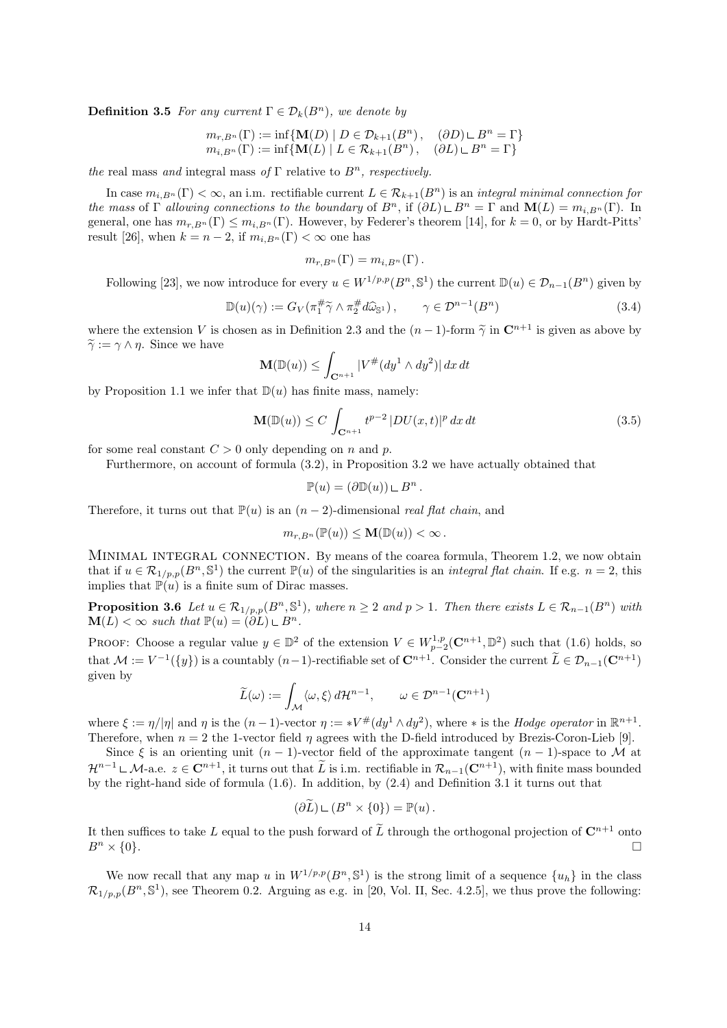**Definition 3.5** *For any current $\Gamma \in \mathcal{D}_k(B^n)$, we denote by*

$$m_{r,B^n}(\Gamma) := \inf\{\mathbf{M}(D) \mid D \in \mathcal{D}_{k+1}(B^n)\,, \quad (\partial D) \llcorner B^n = \Gamma\}$$
$$m_{i,B^n}(\Gamma) := \inf\{\mathbf{M}(L) \mid L \in \mathcal{R}_{k+1}(B^n)\,, \quad (\partial L) \llcorner B^n = \Gamma\}$$

*the* real mass *and* integral mass *of $\Gamma$ relative to $B^n$, respectively.*

In case $m_{i,B^n}(\Gamma) < \infty$, an i.m. rectifiable current $L \in \mathcal{R}_{k+1}(B^n)$ is an *integral minimal connection for the mass* of $\Gamma$ *allowing connections to the boundary* of $B^n$, if $(\partial L) \llcorner B^n = \Gamma$ and $\mathbf{M}(L) = m_{i,B^n}(\Gamma)$. In general, one has $m_{r,B^n}(\Gamma) \le m_{i,B^n}(\Gamma)$. However, by Federer's theorem [14], for $k = 0$, or by Hardt-Pitts' result [26], when $k = n-2$, if $m_{i,B^n}(\Gamma) < \infty$ one has

$$m_{r,B^n}(\Gamma) = m_{i,B^n}(\Gamma)\,.$$

Following [23], we now introduce for every $u \in W^{1/p,p}(B^n, \mathbb{S}^1)$ the current $\mathbb{D}(u) \in \mathcal{D}_{n-1}(B^n)$ given by

$$\mathbb{D}(u)(\gamma) := G_V(\pi_1^{\#}\widetilde{\gamma} \wedge \pi_2^{\#} d\widehat{\omega}_{\mathbb{S}^1})\,, \qquad \gamma \in \mathcal{D}^{n-1}(B^n) \tag{3.4}$$

where the extension $V$ is chosen as in Definition 2.3 and the $(n-1)$-form $\widetilde{\gamma}$ in $\mathbf{C}^{n+1}$ is given as above by $\widetilde{\gamma} := \gamma \wedge \eta$. Since we have

$$\mathbf{M}(\mathbb{D}(u)) \le \int_{\mathbf{C}^{n+1}} |V^{\#}(dy^1 \wedge dy^2)|\, dx\, dt$$

by Proposition 1.1 we infer that $\mathbb{D}(u)$ has finite mass, namely:

$$\mathbf{M}(\mathbb{D}(u)) \le C \int_{\mathbf{C}^{n+1}} t^{p-2}\, |DU(x,t)|^p\, dx\, dt \tag{3.5}$$

for some real constant $C > 0$ only depending on $n$ and $p$.

Furthermore, on account of formula (3.2), in Proposition 3.2 we have actually obtained that

$$\mathbb{P}(u) = (\partial \mathbb{D}(u)) \llcorner B^n\,.$$

Therefore, it turns out that $\mathbb{P}(u)$ is an $(n-2)$-dimensional *real flat chain*, and

$$m_{r,B^n}(\mathbb{P}(u)) \le \mathbf{M}(\mathbb{D}(u)) < \infty\,.$$

Minimal integral connection. By means of the coarea formula, Theorem 1.2, we now obtain that if $u \in \mathcal{R}_{1/p,p}(B^n, \mathbb{S}^1)$ the current $\mathbb{P}(u)$ of the singularities is an *integral flat chain*. If e.g. $n = 2$, this implies that $\mathbb{P}(u)$ is a finite sum of Dirac masses.

**Proposition 3.6** *Let $u \in \mathcal{R}_{1/p,p}(B^n, \mathbb{S}^1)$, where $n \ge 2$ and $p > 1$. Then there exists $L \in \mathcal{R}_{n-1}(B^n)$ with $\mathbf{M}(L) < \infty$ such that $\mathbb{P}(u) = (\partial L) \llcorner B^n$.*

Proof: Choose a regular value $y \in \mathbb{D}^2$ of the extension $V \in W^{1,p}_{p-2}(\mathbf{C}^{n+1}, \mathbb{D}^2)$ such that (1.6) holds, so that $\mathcal{M} := V^{-1}(\{y\})$ is a countably $(n-1)$-rectifiable set of $\mathbf{C}^{n+1}$. Consider the current $\widetilde{L} \in \mathcal{D}_{n-1}(\mathbf{C}^{n+1})$ given by

$$\widetilde{L}(\omega) := \int_{\mathcal{M}} \langle \omega, \xi \rangle\, d\mathcal{H}^{n-1}, \qquad \omega \in \mathcal{D}^{n-1}(\mathbf{C}^{n+1})$$

where $\xi := \eta/|\eta|$ and $\eta$ is the $(n-1)$-vector $\eta := *V^{\#}(dy^1 \wedge dy^2)$, where $*$ is the *Hodge operator* in $\mathbb{R}^{n+1}$. Therefore, when $n = 2$ the 1-vector field $\eta$ agrees with the D-field introduced by Brezis-Coron-Lieb [9].

Since $\xi$ is an orienting unit $(n-1)$-vector field of the approximate tangent $(n-1)$-space to $\mathcal{M}$ at $\mathcal{H}^{n-1} \llcorner \mathcal{M}$-a.e. $z \in \mathbf{C}^{n+1}$, it turns out that $\widetilde{L}$ is i.m. rectifiable in $\mathcal{R}_{n-1}(\mathbf{C}^{n+1})$, with finite mass bounded by the right-hand side of formula (1.6). In addition, by (2.4) and Definition 3.1 it turns out that

$$(\partial \widetilde{L}) \llcorner (B^n \times \{0\}) = \mathbb{P}(u)\,.$$

It then suffices to take $L$ equal to the push forward of $\widetilde{L}$ through the orthogonal projection of $\mathbf{C}^{n+1}$ onto $B^n \times \{0\}$. $\square$

We now recall that any map $u$ in $W^{1/p,p}(B^n, \mathbb{S}^1)$ is the strong limit of a sequence $\{u_h\}$ in the class $\mathcal{R}_{1/p,p}(B^n, \mathbb{S}^1)$, see Theorem 0.2. Arguing as e.g. in [20, Vol. II, Sec. 4.2.5], we thus prove the following: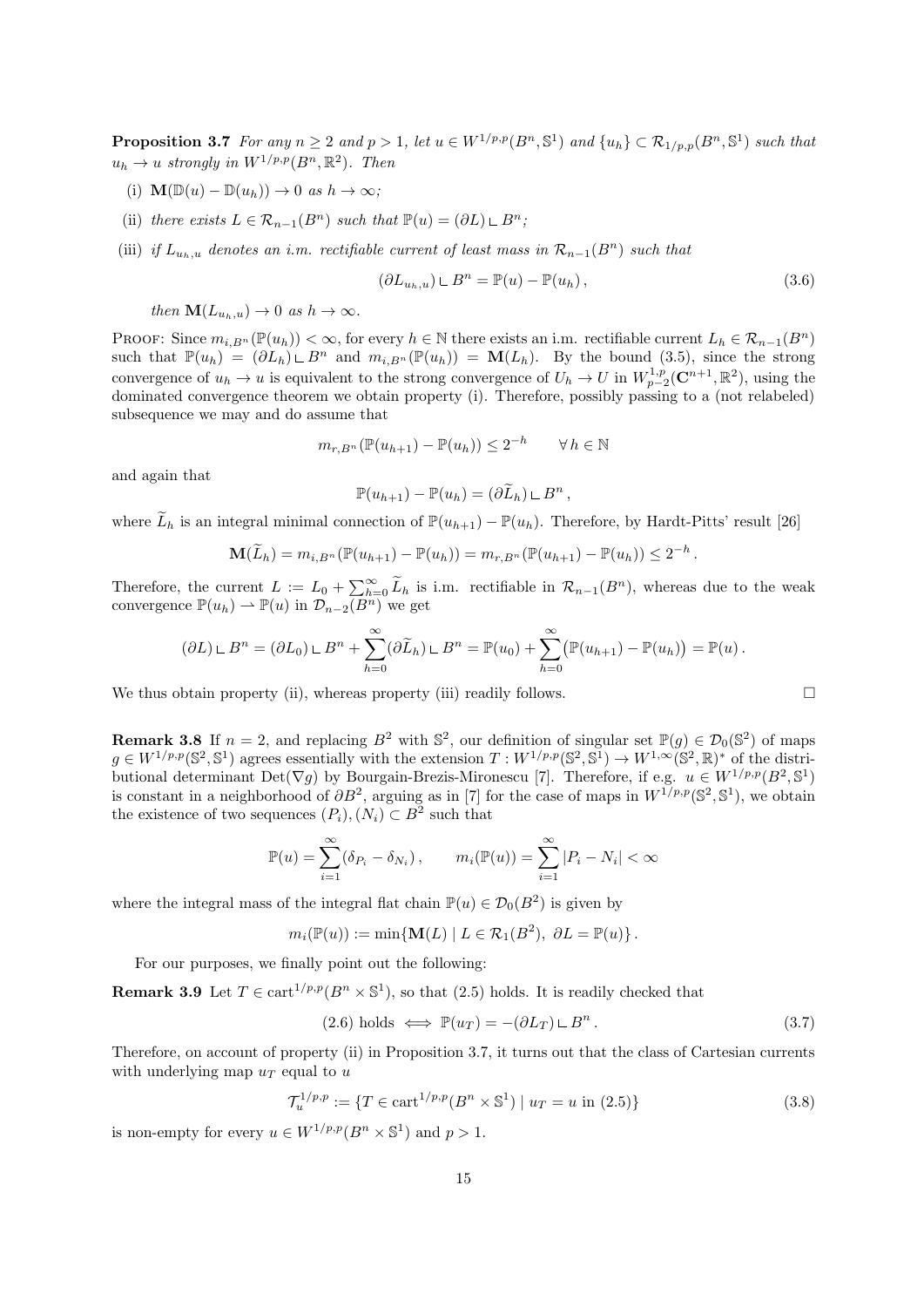**Proposition 3.7** *For any $n \geq 2$ and $p > 1$, let $u \in W^{1/p,p}(B^n, \mathbb{S}^1)$ and $\{u_h\} \subset \mathcal{R}_{1/p,p}(B^n, \mathbb{S}^1)$ such that $u_h \to u$ strongly in $W^{1/p,p}(B^n, \mathbb{R}^2)$. Then*

(i) $\mathbf{M}(\mathbb{D}(u) - \mathbb{D}(u_h)) \to 0$ *as $h \to \infty$;*

(ii) *there exists $L \in \mathcal{R}_{n-1}(B^n)$ such that $\mathbb{P}(u) = (\partial L) \llcorner B^n$;*

(iii) *if $L_{u_h,u}$ denotes an i.m. rectifiable current of least mass in $\mathcal{R}_{n-1}(B^n)$ such that*

$$(\partial L_{u_h,u}) \llcorner B^n = \mathbb{P}(u) - \mathbb{P}(u_h), \tag{3.6}$$

*then $\mathbf{M}(L_{u_h,u}) \to 0$ as $h \to \infty$.*

Proof: Since $m_{i,B^n}(\mathbb{P}(u_h)) < \infty$, for every $h \in \mathbb{N}$ there exists an i.m. rectifiable current $L_h \in \mathcal{R}_{n-1}(B^n)$ such that $\mathbb{P}(u_h) = (\partial L_h) \llcorner B^n$ and $m_{i,B^n}(\mathbb{P}(u_h)) = \mathbf{M}(L_h)$. By the bound (3.5), since the strong convergence of $u_h \to u$ is equivalent to the strong convergence of $U_h \to U$ in $W^{1,p}_{p-2}(\mathbf{C}^{n+1}, \mathbb{R}^2)$, using the dominated convergence theorem we obtain property (i). Therefore, possibly passing to a (not relabeled) subsequence we may and do assume that

$$m_{r,B^n}(\mathbb{P}(u_{h+1}) - \mathbb{P}(u_h)) \leq 2^{-h} \qquad \forall\, h \in \mathbb{N}$$

and again that

$$\mathbb{P}(u_{h+1}) - \mathbb{P}(u_h) = (\partial \widetilde{L}_h) \llcorner B^n \,,$$

where $\widetilde{L}_h$ is an integral minimal connection of $\mathbb{P}(u_{h+1}) - \mathbb{P}(u_h)$. Therefore, by Hardt-Pitts' result [26]

$$\mathbf{M}(\widetilde{L}_h) = m_{i,B^n}(\mathbb{P}(u_{h+1}) - \mathbb{P}(u_h)) = m_{r,B^n}(\mathbb{P}(u_{h+1}) - \mathbb{P}(u_h)) \leq 2^{-h} \,.$$

Therefore, the current $L := L_0 + \sum_{h=0}^\infty \widetilde{L}_h$ is i.m. rectifiable in $\mathcal{R}_{n-1}(B^n)$, whereas due to the weak convergence $\mathbb{P}(u_h) \rightharpoonup \mathbb{P}(u)$ in $\mathcal{D}_{n-2}(B^n)$ we get

$$(\partial L) \llcorner B^n = (\partial L_0) \llcorner B^n + \sum_{h=0}^\infty (\partial \widetilde{L}_h) \llcorner B^n = \mathbb{P}(u_0) + \sum_{h=0}^\infty \big(\mathbb{P}(u_{h+1}) - \mathbb{P}(u_h)\big) = \mathbb{P}(u) \,.$$

We thus obtain property (ii), whereas property (iii) readily follows. $\square$

**Remark 3.8** If $n = 2$, and replacing $B^2$ with $\mathbb{S}^2$, our definition of singular set $\mathbb{P}(g) \in \mathcal{D}_0(\mathbb{S}^2)$ of maps $g \in W^{1/p,p}(\mathbb{S}^2, \mathbb{S}^1)$ agrees essentially with the extension $T : W^{1/p,p}(\mathbb{S}^2, \mathbb{S}^1) \to W^{1,\infty}(\mathbb{S}^2, \mathbb{R})^*$ of the distributional determinant $\mathrm{Det}(\nabla g)$ by Bourgain-Brezis-Mironescu [7]. Therefore, if e.g. $u \in W^{1/p,p}(B^2, \mathbb{S}^1)$ is constant in a neighborhood of $\partial B^2$, arguing as in [7] for the case of maps in $W^{1/p,p}(\mathbb{S}^2, \mathbb{S}^1)$, we obtain the existence of two sequences $(P_i), (N_i) \subset B^2$ such that

$$\mathbb{P}(u) = \sum_{i=1}^\infty (\delta_{P_i} - \delta_{N_i}) \,, \qquad m_i(\mathbb{P}(u)) = \sum_{i=1}^\infty |P_i - N_i| < \infty$$

where the integral mass of the integral flat chain $\mathbb{P}(u) \in \mathcal{D}_0(B^2)$ is given by

$$m_i(\mathbb{P}(u)) := \min\{\mathbf{M}(L) \mid L \in \mathcal{R}_1(B^2),\ \partial L = \mathbb{P}(u)\} \,.$$

For our purposes, we finally point out the following:

**Remark 3.9** Let $T \in \mathrm{cart}^{1/p,p}(B^n \times \mathbb{S}^1)$, so that (2.5) holds. It is readily checked that

$$\text{(2.6) holds} \iff \mathbb{P}(u_T) = -(\partial L_T) \llcorner B^n \,. \tag{3.7}$$

Therefore, on account of property (ii) in Proposition 3.7, it turns out that the class of Cartesian currents with underlying map $u_T$ equal to $u$

$$\mathcal{T}_u^{1/p,p} := \{T \in \mathrm{cart}^{1/p,p}(B^n \times \mathbb{S}^1) \mid u_T = u \text{ in (2.5)}\} \tag{3.8}$$

is non-empty for every $u \in W^{1/p,p}(B^n \times \mathbb{S}^1)$ and $p > 1$.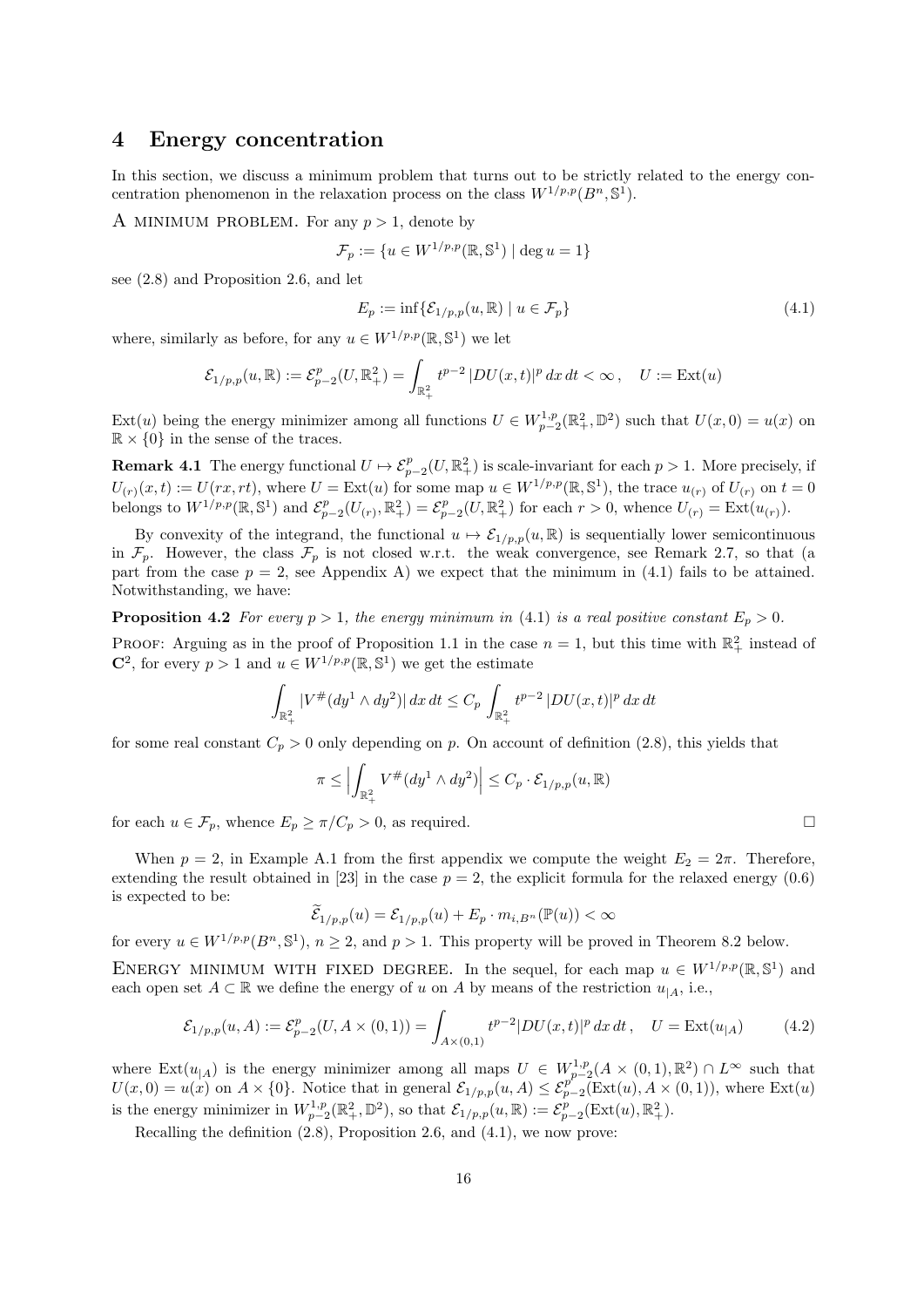## 4 Energy concentration

In this section, we discuss a minimum problem that turns out to be strictly related to the energy concentration phenomenon in the relaxation process on the class $W^{1/p,p}(B^n, \mathbb{S}^1)$.

A MINIMUM PROBLEM. For any $p > 1$, denote by

$$\mathcal{F}_p := \{u \in W^{1/p,p}(\mathbb{R}, \mathbb{S}^1) \mid \deg u = 1\}$$

see (2.8) and Proposition 2.6, and let

$$E_p := \inf\{\mathcal{E}_{1/p,p}(u, \mathbb{R}) \mid u \in \mathcal{F}_p\} \tag{4.1}$$

where, similarly as before, for any $u \in W^{1/p,p}(\mathbb{R}, \mathbb{S}^1)$ we let

$$\mathcal{E}_{1/p,p}(u, \mathbb{R}) := \mathcal{E}^p_{p-2}(U, \mathbb{R}^2_+) = \int_{\mathbb{R}^2_+} t^{p-2}\, |DU(x,t)|^p\, dx\, dt < \infty\,, \quad U := \mathrm{Ext}(u)$$

$\mathrm{Ext}(u)$ being the energy minimizer among all functions $U \in W^{1,p}_{p-2}(\mathbb{R}^2_+, \mathbb{D}^2)$ such that $U(x,0) = u(x)$ on $\mathbb{R} \times \{0\}$ in the sense of the traces.

**Remark 4.1** The energy functional $U \mapsto \mathcal{E}^p_{p-2}(U, \mathbb{R}^2_+)$ is scale-invariant for each $p > 1$. More precisely, if $U_{(r)}(x,t) := U(rx, rt)$, where $U = \mathrm{Ext}(u)$ for some map $u \in W^{1/p,p}(\mathbb{R}, \mathbb{S}^1)$, the trace $u_{(r)}$ of $U_{(r)}$ on $t = 0$ belongs to $W^{1/p,p}(\mathbb{R}, \mathbb{S}^1)$ and $\mathcal{E}^p_{p-2}(U_{(r)}, \mathbb{R}^2_+) = \mathcal{E}^p_{p-2}(U, \mathbb{R}^2_+)$ for each $r > 0$, whence $U_{(r)} = \mathrm{Ext}(u_{(r)})$.

By convexity of the integrand, the functional $u \mapsto \mathcal{E}_{1/p,p}(u, \mathbb{R})$ is sequentially lower semicontinuous in $\mathcal{F}_p$. However, the class $\mathcal{F}_p$ is not closed w.r.t. the weak convergence, see Remark 2.7, so that (a part from the case $p = 2$, see Appendix A) we expect that the minimum in (4.1) fails to be attained. Notwithstanding, we have:

**Proposition 4.2** *For every $p > 1$, the energy minimum in* (4.1) *is a real positive constant $E_p > 0$.*

PROOF: Arguing as in the proof of Proposition 1.1 in the case $n = 1$, but this time with $\mathbb{R}^2_+$ instead of $\mathbf{C}^2$, for every $p > 1$ and $u \in W^{1/p,p}(\mathbb{R}, \mathbb{S}^1)$ we get the estimate

$$\int_{\mathbb{R}^2_+} |V^{\#}(dy^1 \wedge dy^2)|\, dx\, dt \le C_p \int_{\mathbb{R}^2_+} t^{p-2}\, |DU(x,t)|^p\, dx\, dt$$

for some real constant $C_p > 0$ only depending on $p$. On account of definition (2.8), this yields that

$$\pi \le \Big| \int_{\mathbb{R}^2_+} V^{\#}(dy^1 \wedge dy^2) \Big| \le C_p \cdot \mathcal{E}_{1/p,p}(u, \mathbb{R})$$

for each $u \in \mathcal{F}_p$, whence $E_p \ge \pi / C_p > 0$, as required. $\square$

When $p = 2$, in Example A.1 from the first appendix we compute the weight $E_2 = 2\pi$. Therefore, extending the result obtained in [23] in the case $p = 2$, the explicit formula for the relaxed energy (0.6) is expected to be:

$$\widetilde{\mathcal{E}}_{1/p,p}(u) = \mathcal{E}_{1/p,p}(u) + E_p \cdot m_{i,B^n}(\mathbb{P}(u)) < \infty$$

for every $u \in W^{1/p,p}(B^n, \mathbb{S}^1)$, $n \ge 2$, and $p > 1$. This property will be proved in Theorem 8.2 below.

ENERGY MINIMUM WITH FIXED DEGREE. In the sequel, for each map $u \in W^{1/p,p}(\mathbb{R}, \mathbb{S}^1)$ and each open set $A \subset \mathbb{R}$ we define the energy of $u$ on $A$ by means of the restriction $u_{|A}$, i.e.,

$$\mathcal{E}_{1/p,p}(u, A) := \mathcal{E}^p_{p-2}(U, A \times (0,1)) = \int_{A \times (0,1)} t^{p-2} |DU(x,t)|^p\, dx\, dt\,, \quad U = \mathrm{Ext}(u_{|A}) \tag{4.2}$$

where $\mathrm{Ext}(u_{|A})$ is the energy minimizer among all maps $U \in W^{1,p}_{p-2}(A \times (0,1), \mathbb{R}^2) \cap L^\infty$ such that $U(x,0) = u(x)$ on $A \times \{0\}$. Notice that in general $\mathcal{E}_{1/p,p}(u, A) \le \mathcal{E}^p_{p-2}(\mathrm{Ext}(u), A \times (0,1))$, where $\mathrm{Ext}(u)$ is the energy minimizer in $W^{1,p}_{p-2}(\mathbb{R}^2_+, \mathbb{D}^2)$, so that $\mathcal{E}_{1/p,p}(u, \mathbb{R}) := \mathcal{E}^p_{p-2}(\mathrm{Ext}(u), \mathbb{R}^2_+)$.

Recalling the definition (2.8), Proposition 2.6, and (4.1), we now prove: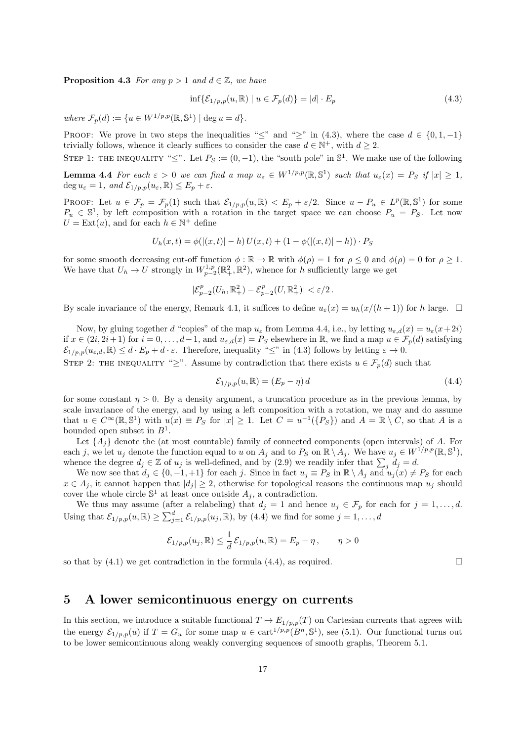**Proposition 4.3** *For any $p > 1$ and $d \in \mathbb{Z}$, we have*

$$\inf\{\mathcal{E}_{1/p,p}(u, \mathbb{R}) \mid u \in \mathcal{F}_p(d)\} = |d| \cdot E_p \tag{4.3}$$

*where $\mathcal{F}_p(d) := \{u \in W^{1/p,p}(\mathbb{R}, \mathbb{S}^1) \mid \deg u = d\}$.*

PROOF: We prove in two steps the inequalities "$\leq$" and "$\geq$" in (4.3), where the case $d \in \{0, 1, -1\}$ trivially follows, whence it clearly suffices to consider the case $d \in \mathbb{N}^+$, with $d \geq 2$.

STEP 1: THE INEQUALITY "$\leq$". Let $P_S := (0, -1)$, the "south pole" in $\mathbb{S}^1$. We make use of the following

**Lemma 4.4** *For each $\varepsilon > 0$ we can find a map $u_\varepsilon \in W^{1/p,p}(\mathbb{R}, \mathbb{S}^1)$ such that $u_\varepsilon(x) = P_S$ if $|x| \geq 1$, $\deg u_\varepsilon = 1$, and $\mathcal{E}_{1/p,p}(u_\varepsilon, \mathbb{R}) \leq E_p + \varepsilon$.*

PROOF: Let $u \in \mathcal{F}_p = \mathcal{F}_p(1)$ such that $\mathcal{E}_{1/p,p}(u, \mathbb{R}) < E_p + \varepsilon/2$. Since $u - P_u \in L^p(\mathbb{R}, \mathbb{S}^1)$ for some $P_u \in \mathbb{S}^1$, by left composition with a rotation in the target space we can choose $P_u = P_S$. Let now $U = \mathrm{Ext}(u)$, and for each $h \in \mathbb{N}^+$ define

$$U_h(x,t) = \phi(|(x,t)| - h)\, U(x,t) + (1 - \phi(|(x,t)| - h)) \cdot P_S$$

for some smooth decreasing cut-off function $\phi : \mathbb{R} \to \mathbb{R}$ with $\phi(\rho) = 1$ for $\rho \leq 0$ and $\phi(\rho) = 0$ for $\rho \geq 1$. We have that $U_h \to U$ strongly in $W^{1,p}_{p-2}(\mathbb{R}^2_+, \mathbb{R}^2)$, whence for $h$ sufficiently large we get

$$|\mathcal{E}^p_{p-2}(U_h, \mathbb{R}^2_+) - \mathcal{E}^p_{p-2}(U, \mathbb{R}^2_+)| < \varepsilon/2\,.$$

By scale invariance of the energy, Remark 4.1, it suffices to define $u_\varepsilon(x) = u_h(x/(h+1))$ for $h$ large. $\square$

Now, by gluing together $d$ "copies" of the map $u_\varepsilon$ from Lemma 4.4, i.e., by letting $u_{\varepsilon,d}(x) = u_\varepsilon(x + 2i)$ if $x \in (2i, 2i+1)$ for $i = 0, \ldots, d-1$, and $u_{\varepsilon,d}(x) = P_S$ elsewhere in $\mathbb{R}$, we find a map $u \in \mathcal{F}_p(d)$ satisfying $\mathcal{E}_{1/p,p}(u_{\varepsilon,d}, \mathbb{R}) \leq d \cdot E_p + d \cdot \varepsilon$. Therefore, inequality "$\leq$" in (4.3) follows by letting $\varepsilon \to 0$.

STEP 2: THE INEQUALITY "$\geq$". Assume by contradiction that there exists $u \in \mathcal{F}_p(d)$ such that

$$\mathcal{E}_{1/p,p}(u, \mathbb{R}) = (E_p - \eta)\, d \tag{4.4}$$

for some constant $\eta > 0$. By a density argument, a truncation procedure as in the previous lemma, by scale invariance of the energy, and by using a left composition with a rotation, we may and do assume that $u \in C^\infty(\mathbb{R}, \mathbb{S}^1)$ with $u(x) \equiv P_S$ for $|x| \geq 1$. Let $C = u^{-1}(\{P_S\})$ and $A = \mathbb{R} \setminus C$, so that $A$ is a bounded open subset in $B^1$.

Let $\{A_j\}$ denote the (at most countable) family of connected components (open intervals) of $A$. For each $j$, we let $u_j$ denote the function equal to $u$ on $A_j$ and to $P_S$ on $\mathbb{R} \setminus A_j$. We have $u_j \in W^{1/p,p}(\mathbb{R}, \mathbb{S}^1)$, whence the degree $d_j \in \mathbb{Z}$ of $u_j$ is well-defined, and by (2.9) we readily infer that $\sum_j d_j = d$.

We now see that $d_j \in \{0, -1, +1\}$ for each $j$. Since in fact $u_j \equiv P_S$ in $\mathbb{R} \setminus A_j$ and $u_j(x) \neq P_S$ for each $x \in A_j$, it cannot happen that $|d_j| \geq 2$, otherwise for topological reasons the continuous map $u_j$ should cover the whole circle $\mathbb{S}^1$ at least once outside $A_j$, a contradiction.

We thus may assume (after a relabeling) that $d_j = 1$ and hence $u_j \in \mathcal{F}_p$ for each for $j = 1, \ldots, d$. Using that $\mathcal{E}_{1/p,p}(u, \mathbb{R}) \geq \sum_{j=1}^d \mathcal{E}_{1/p,p}(u_j, \mathbb{R})$, by (4.4) we find for some $j = 1, \ldots, d$

$$\mathcal{E}_{1/p,p}(u_j, \mathbb{R}) \leq \frac{1}{d}\, \mathcal{E}_{1/p,p}(u, \mathbb{R}) = E_p - \eta\,, \qquad \eta > 0$$

so that by (4.1) we get contradiction in the formula (4.4), as required. $\square$

# 5 A lower semicontinuous energy on currents

In this section, we introduce a suitable functional $T \mapsto E_{1/p,p}(T)$ on Cartesian currents that agrees with the energy $\mathcal{E}_{1/p,p}(u)$ if $T = G_u$ for some map $u \in \mathrm{cart}^{1/p,p}(B^n, \mathbb{S}^1)$, see (5.1). Our functional turns out to be lower semicontinuous along weakly converging sequences of smooth graphs, Theorem 5.1.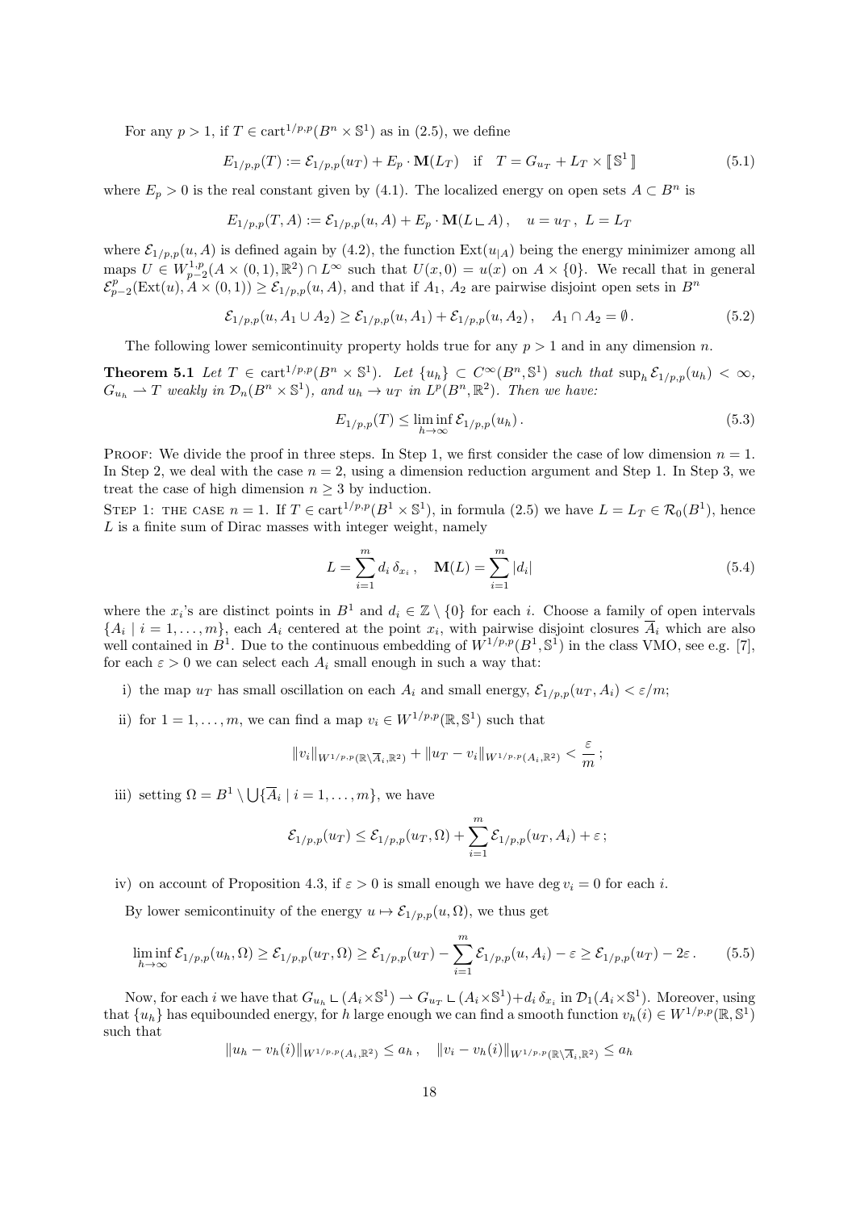For any $p > 1$, if $T \in \text{cart}^{1/p,p}(B^n \times \mathbb{S}^1)$ as in (2.5), we define

$$E_{1/p,p}(T) := \mathcal{E}_{1/p,p}(u_T) + E_p \cdot \mathbf{M}(L_T) \quad \text{if} \quad T = G_{u_T} + L_T \times [\![ \mathbb{S}^1 ]\!] \tag{5.1}$$

where $E_p > 0$ is the real constant given by (4.1). The localized energy on open sets $A \subset B^n$ is

$$E_{1/p,p}(T, A) := \mathcal{E}_{1/p,p}(u, A) + E_p \cdot \mathbf{M}(L \llcorner A) , \quad u = u_T , \ L = L_T$$

where $\mathcal{E}_{1/p,p}(u, A)$ is defined again by (4.2), the function $\text{Ext}(u_{|A})$ being the energy minimizer among all maps $U \in W^{1,p}_{p-2}(A \times (0,1), \mathbb{R}^2) \cap L^\infty$ such that $U(x, 0) = u(x)$ on $A \times \{0\}$. We recall that in general $\mathcal{E}^p_{p-2}(\text{Ext}(u), A \times (0,1)) \geq \mathcal{E}_{1/p,p}(u, A)$, and that if $A_1$, $A_2$ are pairwise disjoint open sets in $B^n$

$$\mathcal{E}_{1/p,p}(u, A_1 \cup A_2) \geq \mathcal{E}_{1/p,p}(u, A_1) + \mathcal{E}_{1/p,p}(u, A_2) , \quad A_1 \cap A_2 = \emptyset . \tag{5.2}$$

The following lower semicontinuity property holds true for any $p > 1$ and in any dimension $n$.

**Theorem 5.1** *Let $T \in \text{cart}^{1/p,p}(B^n \times \mathbb{S}^1)$. Let $\{u_h\} \subset C^\infty(B^n, \mathbb{S}^1)$ such that $\sup_h \mathcal{E}_{1/p,p}(u_h) < \infty$, $G_{u_h} \rightharpoonup T$ weakly in $\mathcal{D}_n(B^n \times \mathbb{S}^1)$, and $u_h \to u_T$ in $L^p(B^n, \mathbb{R}^2)$. Then we have:*

$$E_{1/p,p}(T) \leq \liminf_{h \to \infty} \mathcal{E}_{1/p,p}(u_h) . \tag{5.3}$$

Proof: We divide the proof in three steps. In Step 1, we first consider the case of low dimension $n = 1$. In Step 2, we deal with the case $n = 2$, using a dimension reduction argument and Step 1. In Step 3, we treat the case of high dimension $n \geq 3$ by induction.

Step 1: the case $n = 1$. If $T \in \text{cart}^{1/p,p}(B^1 \times \mathbb{S}^1)$, in formula (2.5) we have $L = L_T \in \mathcal{R}_0(B^1)$, hence $L$ is a finite sum of Dirac masses with integer weight, namely

$$L = \sum_{i=1}^m d_i \, \delta_{x_i} , \quad \mathbf{M}(L) = \sum_{i=1}^m |d_i| \tag{5.4}$$

where the $x_i$'s are distinct points in $B^1$ and $d_i \in \mathbb{Z} \setminus \{0\}$ for each $i$. Choose a family of open intervals $\{A_i \mid i = 1, \ldots, m\}$, each $A_i$ centered at the point $x_i$, with pairwise disjoint closures $\overline{A}_i$ which are also well contained in $B^1$. Due to the continuous embedding of $W^{1/p,p}(B^1, \mathbb{S}^1)$ in the class VMO, see e.g. [7], for each $\varepsilon > 0$ we can select each $A_i$ small enough in such a way that:

i) the map $u_T$ has small oscillation on each $A_i$ and small energy, $\mathcal{E}_{1/p,p}(u_T, A_i) < \varepsilon/m$;

ii) for $1 = 1, \ldots, m$, we can find a map $v_i \in W^{1/p,p}(\mathbb{R}, \mathbb{S}^1)$ such that

$$\|v_i\|_{W^{1/p,p}(\mathbb{R} \setminus \overline{A}_i, \mathbb{R}^2)} + \|u_T - v_i\|_{W^{1/p,p}(A_i, \mathbb{R}^2)} < \frac{\varepsilon}{m} ;$$

iii) setting $\Omega = B^1 \setminus \bigcup \{\overline{A}_i \mid i = 1, \ldots, m\}$, we have

$$\mathcal{E}_{1/p,p}(u_T) \leq \mathcal{E}_{1/p,p}(u_T, \Omega) + \sum_{i=1}^m \mathcal{E}_{1/p,p}(u_T, A_i) + \varepsilon ;$$

iv) on account of Proposition 4.3, if $\varepsilon > 0$ is small enough we have $\deg v_i = 0$ for each $i$.

By lower semicontinuity of the energy $u \mapsto \mathcal{E}_{1/p,p}(u, \Omega)$, we thus get

$$\liminf_{h \to \infty} \mathcal{E}_{1/p,p}(u_h, \Omega) \geq \mathcal{E}_{1/p,p}(u_T, \Omega) \geq \mathcal{E}_{1/p,p}(u_T) - \sum_{i=1}^m \mathcal{E}_{1/p,p}(u, A_i) - \varepsilon \geq \mathcal{E}_{1/p,p}(u_T) - 2\varepsilon . \tag{5.5}$$

Now, for each $i$ we have that $G_{u_h} \llcorner (A_i \times \mathbb{S}^1) \rightharpoonup G_{u_T} \llcorner (A_i \times \mathbb{S}^1) + d_i \, \delta_{x_i}$ in $\mathcal{D}_1(A_i \times \mathbb{S}^1)$. Moreover, using that $\{u_h\}$ has equibounded energy, for $h$ large enough we can find a smooth function $v_h(i) \in W^{1/p,p}(\mathbb{R}, \mathbb{S}^1)$ such that

$$\|u_h - v_h(i)\|_{W^{1/p,p}(A_i, \mathbb{R}^2)} \leq a_h , \quad \|v_i - v_h(i)\|_{W^{1/p,p}(\mathbb{R} \setminus \overline{A}_i, \mathbb{R}^2)} \leq a_h$$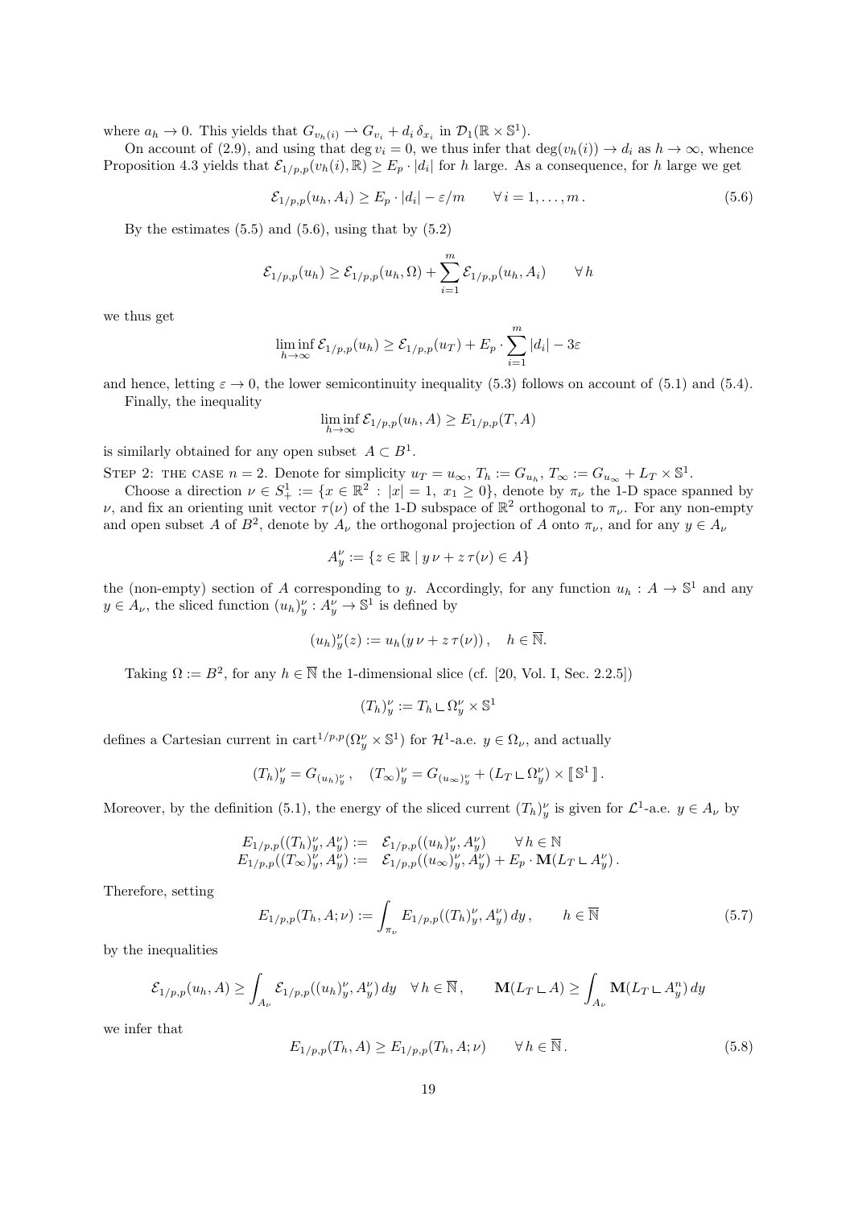where $a_h \to 0$. This yields that $G_{v_h(i)} \rightharpoonup G_{v_i} + d_i\, \delta_{x_i}$ in $\mathcal{D}_1(\mathbb{R}\times\mathbb{S}^1)$.

On account of (2.9), and using that $\deg v_i = 0$, we thus infer that $\deg(v_h(i)) \to d_i$ as $h\to\infty$, whence Proposition 4.3 yields that $\mathcal{E}_{1/p,p}(v_h(i),\mathbb{R}) \geq E_p\cdot |d_i|$ for $h$ large. As a consequence, for $h$ large we get

$$\mathcal{E}_{1/p,p}(u_h, A_i) \geq E_p\cdot |d_i| - \varepsilon/m \qquad \forall\, i=1,\ldots,m\,. \tag{5.6}$$

By the estimates (5.5) and (5.6), using that by (5.2)

$$\mathcal{E}_{1/p,p}(u_h) \geq \mathcal{E}_{1/p,p}(u_h,\Omega) + \sum_{i=1}^m \mathcal{E}_{1/p,p}(u_h, A_i) \qquad \forall\, h$$

we thus get

$$\liminf_{h\to\infty} \mathcal{E}_{1/p,p}(u_h) \geq \mathcal{E}_{1/p,p}(u_T) + E_p\cdot \sum_{i=1}^m |d_i| - 3\varepsilon$$

and hence, letting $\varepsilon\to 0$, the lower semicontinuity inequality (5.3) follows on account of (5.1) and (5.4).

Finally, the inequality

$$\liminf_{h\to\infty} \mathcal{E}_{1/p,p}(u_h, A) \geq E_{1/p,p}(T,A)$$

is similarly obtained for any open subset $A\subset B^1$.

Step 2: the case $n=2$. Denote for simplicity $u_T = u_\infty$, $T_h := G_{u_h}$, $T_\infty := G_{u_\infty} + L_T\times\mathbb{S}^1$.

Choose a direction $\nu\in S^1_+ := \{x\in\mathbb{R}^2 \,:\, |x|=1,\ x_1\geq 0\}$, denote by $\pi_\nu$ the 1-D space spanned by $\nu$, and fix an orienting unit vector $\tau(\nu)$ of the 1-D subspace of $\mathbb{R}^2$ orthogonal to $\pi_\nu$. For any non-empty and open subset $A$ of $B^2$, denote by $A_\nu$ the orthogonal projection of $A$ onto $\pi_\nu$, and for any $y\in A_\nu$

$$A^\nu_y := \{z\in\mathbb{R} \mid y\,\nu + z\,\tau(\nu)\in A\}$$

the (non-empty) section of $A$ corresponding to $y$. Accordingly, for any function $u_h : A\to\mathbb{S}^1$ and any $y\in A_\nu$, the sliced function $(u_h)^\nu_y : A^\nu_y\to\mathbb{S}^1$ is defined by

$$(u_h)^\nu_y(z) := u_h(y\,\nu + z\,\tau(\nu))\,, \quad h\in\overline{\mathbb{N}}.$$

Taking $\Omega := B^2$, for any $h\in\overline{\mathbb{N}}$ the 1-dimensional slice (cf. [20, Vol. I, Sec. 2.2.5])

$$(T_h)^\nu_y := T_h \llcorner \Omega^\nu_y\times\mathbb{S}^1$$

defines a Cartesian current in $\mathrm{cart}^{1/p,p}(\Omega^\nu_y\times\mathbb{S}^1)$ for $\mathcal{H}^1$-a.e. $y\in\Omega_\nu$, and actually

$$(T_h)^\nu_y = G_{(u_h)^\nu_y}\,, \quad (T_\infty)^\nu_y = G_{(u_\infty)^\nu_y} + (L_T\llcorner\Omega^\nu_y)\times[\![\,\mathbb{S}^1\,]\!]\,.$$

Moreover, by the definition (5.1), the energy of the sliced current $(T_h)^\nu_y$ is given for $\mathcal{L}^1$-a.e. $y\in A_\nu$ by

$$\begin{array}{rl} E_{1/p,p}((T_h)^\nu_y, A^\nu_y) := & \mathcal{E}_{1/p,p}((u_h)^\nu_y, A^\nu_y) \qquad \forall\, h\in\mathbb{N} \\ E_{1/p,p}((T_\infty)^\nu_y, A^\nu_y) := & \mathcal{E}_{1/p,p}((u_\infty)^\nu_y, A^\nu_y) + E_p\cdot\mathbf{M}(L_T\llcorner A^\nu_y)\,. \end{array}$$

Therefore, setting

$$E_{1/p,p}(T_h, A;\nu) := \int_{\pi_\nu} E_{1/p,p}((T_h)^\nu_y, A^\nu_y)\,dy\,, \qquad h\in\overline{\mathbb{N}} \tag{5.7}$$

by the inequalities

$$\mathcal{E}_{1/p,p}(u_h, A) \geq \int_{A_\nu} \mathcal{E}_{1/p,p}((u_h)^\nu_y, A^\nu_y)\,dy \quad \forall\, h\in\overline{\mathbb{N}}\,, \qquad \mathbf{M}(L_T\llcorner A) \geq \int_{A_\nu} \mathbf{M}(L_T\llcorner A^n_y)\,dy$$

we infer that

$$E_{1/p,p}(T_h, A) \geq E_{1/p,p}(T_h, A;\nu) \qquad \forall\, h\in\overline{\mathbb{N}}\,. \tag{5.8}$$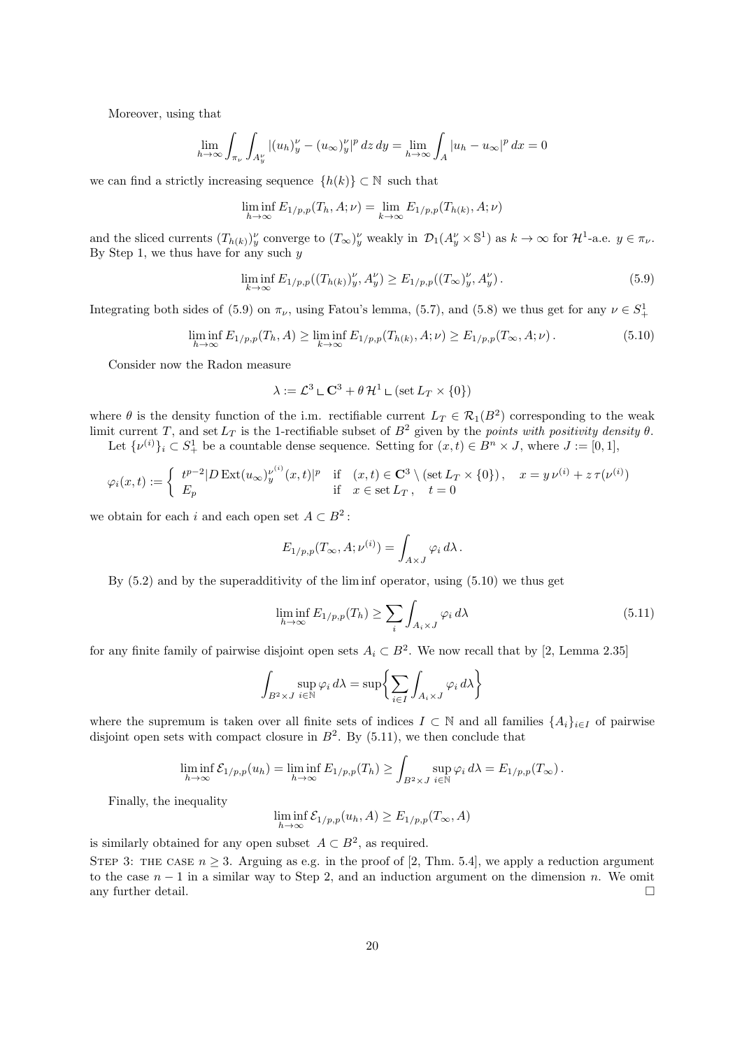Moreover, using that

$$\lim_{h\to\infty}\int_{\pi_\nu}\int_{A_y^\nu}|(u_h)_y^\nu-(u_\infty)_y^\nu|^p\,dz\,dy=\lim_{h\to\infty}\int_A|u_h-u_\infty|^p\,dx=0$$

we can find a strictly increasing sequence $\{h(k)\}\subset\mathbb{N}$ such that

$$\liminf_{h\to\infty}E_{1/p,p}(T_h,A;\nu)=\lim_{k\to\infty}E_{1/p,p}(T_{h(k)},A;\nu)$$

and the sliced currents $(T_{h(k)})_y^\nu$ converge to $(T_\infty)_y^\nu$ weakly in $\mathcal{D}_1(A_y^\nu\times\mathbb{S}^1)$ as $k\to\infty$ for $\mathcal{H}^1$-a.e. $y\in\pi_\nu$. By Step 1, we thus have for any such $y$

$$\liminf_{k\to\infty}E_{1/p,p}((T_{h(k)})_y^\nu,A_y^\nu)\geq E_{1/p,p}((T_\infty)_y^\nu,A_y^\nu)\,. \tag{5.9}$$

Integrating both sides of (5.9) on $\pi_\nu$, using Fatou's lemma, (5.7), and (5.8) we thus get for any $\nu\in S^1_+$

$$\liminf_{h\to\infty}E_{1/p,p}(T_h,A)\geq\liminf_{k\to\infty}E_{1/p,p}(T_{h(k)},A;\nu)\geq E_{1/p,p}(T_\infty,A;\nu)\,. \tag{5.10}$$

Consider now the Radon measure

$$\lambda:=\mathcal{L}^3\llcorner\mathbf{C}^3+\theta\,\mathcal{H}^1\llcorner(\operatorname{set}L_T\times\{0\})$$

where $\theta$ is the density function of the i.m. rectifiable current $L_T\in\mathcal{R}_1(B^2)$ corresponding to the weak limit current $T$, and $\operatorname{set}L_T$ is the 1-rectifiable subset of $B^2$ given by the *points with positivity density $\theta$*.

Let $\{\nu^{(i)}\}_i\subset S^1_+$ be a countable dense sequence. Setting for $(x,t)\in B^n\times J$, where $J:=[0,1]$,

$$\varphi_i(x,t):=\begin{cases} t^{p-2}|D\operatorname{Ext}(u_\infty)_y^{\nu^{(i)}}(x,t)|^p & \text{if}\quad (x,t)\in\mathbf{C}^3\setminus(\operatorname{set}L_T\times\{0\})\,,\quad x=y\,\nu^{(i)}+z\,\tau(\nu^{(i)})\\ E_p & \text{if}\quad x\in\operatorname{set}L_T\,,\quad t=0\end{cases}$$

we obtain for each $i$ and each open set $A\subset B^2$:

$$E_{1/p,p}(T_\infty,A;\nu^{(i)})=\int_{A\times J}\varphi_i\,d\lambda\,.$$

By (5.2) and by the superadditivity of the lim inf operator, using (5.10) we thus get

$$\liminf_{h\to\infty}E_{1/p,p}(T_h)\geq\sum_i\int_{A_i\times J}\varphi_i\,d\lambda \tag{5.11}$$

for any finite family of pairwise disjoint open sets $A_i\subset B^2$. We now recall that by [2, Lemma 2.35]

$$\int_{B^2\times J}\sup_{i\in\mathbb{N}}\varphi_i\,d\lambda=\sup\Big\{\sum_{i\in I}\int_{A_i\times J}\varphi_i\,d\lambda\Big\}$$

where the supremum is taken over all finite sets of indices $I\subset\mathbb{N}$ and all families $\{A_i\}_{i\in I}$ of pairwise disjoint open sets with compact closure in $B^2$. By (5.11), we then conclude that

$$\liminf_{h\to\infty}\mathcal{E}_{1/p,p}(u_h)=\liminf_{h\to\infty}E_{1/p,p}(T_h)\geq\int_{B^2\times J}\sup_{i\in\mathbb{N}}\varphi_i\,d\lambda=E_{1/p,p}(T_\infty)\,.$$

Finally, the inequality

$$\liminf_{h\to\infty}\mathcal{E}_{1/p,p}(u_h,A)\geq E_{1/p,p}(T_\infty,A)$$

is similarly obtained for any open subset $A\subset B^2$, as required.

STEP 3: THE CASE $n\geq 3$. Arguing as e.g. in the proof of [2, Thm. 5.4], we apply a reduction argument to the case $n-1$ in a similar way to Step 2, and an induction argument on the dimension $n$. We omit any further detail. $\square$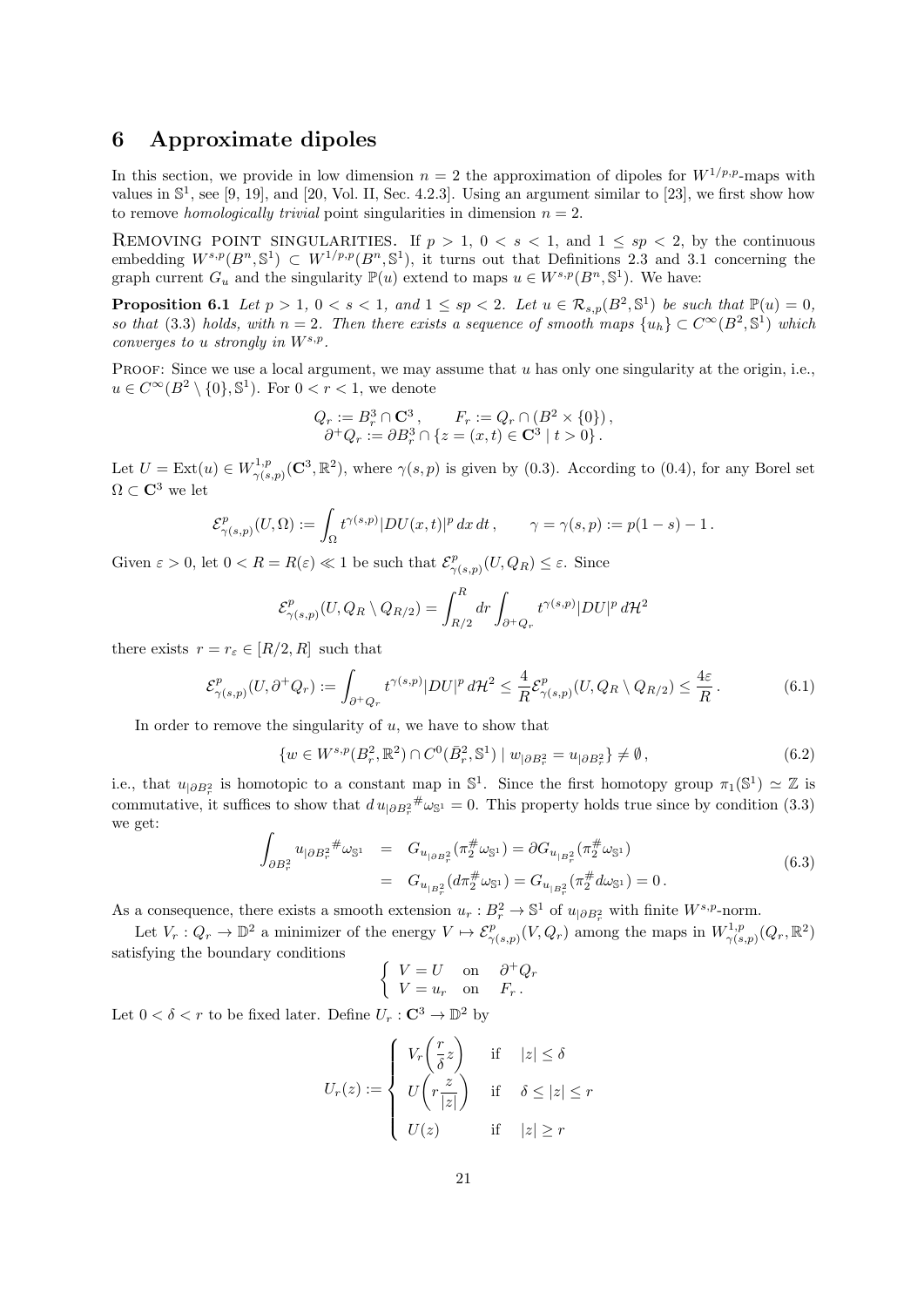## 6 Approximate dipoles

In this section, we provide in low dimension $n = 2$ the approximation of dipoles for $W^{1/p,p}$-maps with values in $\mathbb{S}^1$, see [9, 19], and [20, Vol. II, Sec. 4.2.3]. Using an argument similar to [23], we first show how to remove *homologically trivial* point singularities in dimension $n = 2$.

Removing point singularities. If $p > 1$, $0 < s < 1$, and $1 \leq sp < 2$, by the continuous embedding $W^{s,p}(B^n, \mathbb{S}^1) \subset W^{1/p,p}(B^n, \mathbb{S}^1)$, it turns out that Definitions 2.3 and 3.1 concerning the graph current $G_u$ and the singularity $\mathbb{P}(u)$ extend to maps $u \in W^{s,p}(B^n, \mathbb{S}^1)$. We have:

**Proposition 6.1** *Let $p > 1$, $0 < s < 1$, and $1 \leq sp < 2$. Let $u \in \mathcal{R}_{s,p}(B^2, \mathbb{S}^1)$ be such that $\mathbb{P}(u) = 0$, so that (3.3) holds, with $n = 2$. Then there exists a sequence of smooth maps $\{u_h\} \subset C^\infty(B^2, \mathbb{S}^1)$ which converges to $u$ strongly in $W^{s,p}$.*

Proof: Since we use a local argument, we may assume that $u$ has only one singularity at the origin, i.e., $u \in C^\infty(B^2 \setminus \{0\}, \mathbb{S}^1)$. For $0 < r < 1$, we denote

$$Q_r := B_r^3 \cap \mathbf{C}^3 , \qquad F_r := Q_r \cap (B^2 \times \{0\}) ,$$
$$\partial^+ Q_r := \partial B_r^3 \cap \{z = (x,t) \in \mathbf{C}^3 \mid t > 0\} .$$

Let $U = \mathrm{Ext}(u) \in W^{1,p}_{\gamma(s,p)}(\mathbf{C}^3, \mathbb{R}^2)$, where $\gamma(s,p)$ is given by (0.3). According to (0.4), for any Borel set $\Omega \subset \mathbf{C}^3$ we let

$$\mathcal{E}^p_{\gamma(s,p)}(U, \Omega) := \int_\Omega t^{\gamma(s,p)} |DU(x,t)|^p \, dx \, dt , \qquad \gamma = \gamma(s,p) := p(1-s) - 1 .$$

Given $\varepsilon > 0$, let $0 < R = R(\varepsilon) \ll 1$ be such that $\mathcal{E}^p_{\gamma(s,p)}(U, Q_R) \leq \varepsilon$. Since

$$\mathcal{E}^p_{\gamma(s,p)}(U, Q_R \setminus Q_{R/2}) = \int_{R/2}^R dr \int_{\partial^+ Q_r} t^{\gamma(s,p)} |DU|^p \, d\mathcal{H}^2$$

there exists $r = r_\varepsilon \in [R/2, R]$ such that

$$\mathcal{E}^p_{\gamma(s,p)}(U, \partial^+ Q_r) := \int_{\partial^+ Q_r} t^{\gamma(s,p)} |DU|^p \, d\mathcal{H}^2 \leq \frac{4}{R} \mathcal{E}^p_{\gamma(s,p)}(U, Q_R \setminus Q_{R/2}) \leq \frac{4\varepsilon}{R} . \tag{6.1}$$

In order to remove the singularity of $u$, we have to show that

$$\{w \in W^{s,p}(B_r^2, \mathbb{R}^2) \cap C^0(\bar{B}_r^2, \mathbb{S}^1) \mid w_{|\partial B_r^2} = u_{|\partial B_r^2}\} \neq \emptyset , \tag{6.2}$$

i.e., that $u_{|\partial B_r^2}$ is homotopic to a constant map in $\mathbb{S}^1$. Since the first homotopy group $\pi_1(\mathbb{S}^1) \simeq \mathbb{Z}$ is commutative, it suffices to show that $d\, u_{|\partial B_r^2}{}^{\#} \omega_{\mathbb{S}^1} = 0$. This property holds true since by condition (3.3) we get:

$$\begin{aligned} \int_{\partial B_r^2} u_{|\partial B_r^2}{}^{\#} \omega_{\mathbb{S}^1} &= G_{u_{|\partial B_r^2}}(\pi_2^{\#} \omega_{\mathbb{S}^1}) = \partial G_{u_{|B_r^2}}(\pi_2^{\#} \omega_{\mathbb{S}^1}) \\ &= G_{u_{|B_r^2}}(d\pi_2^{\#} \omega_{\mathbb{S}^1}) = G_{u_{|B_r^2}}(\pi_2^{\#} d\omega_{\mathbb{S}^1}) = 0 . \end{aligned} \tag{6.3}$$

As a consequence, there exists a smooth extension $u_r : B_r^2 \to \mathbb{S}^1$ of $u_{|\partial B_r^2}$ with finite $W^{s,p}$-norm.

Let $V_r : Q_r \to \mathbb{D}^2$ a minimizer of the energy $V \mapsto \mathcal{E}^p_{\gamma(s,p)}(V, Q_r)$ among the maps in $W^{1,p}_{\gamma(s,p)}(Q_r, \mathbb{R}^2)$ satisfying the boundary conditions

$$\begin{cases} V = U & \text{on} \quad \partial^+ Q_r \\ V = u_r & \text{on} \quad F_r . \end{cases}$$

Let $0 < \delta < r$ to be fixed later. Define $U_r : \mathbf{C}^3 \to \mathbb{D}^2$ by

$$U_r(z) := \begin{cases} V_r\left(\dfrac{r}{\delta} z\right) & \text{if} \quad |z| \leq \delta \\ U\left(r \dfrac{z}{|z|}\right) & \text{if} \quad \delta \leq |z| \leq r \\ U(z) & \text{if} \quad |z| \geq r \end{cases}$$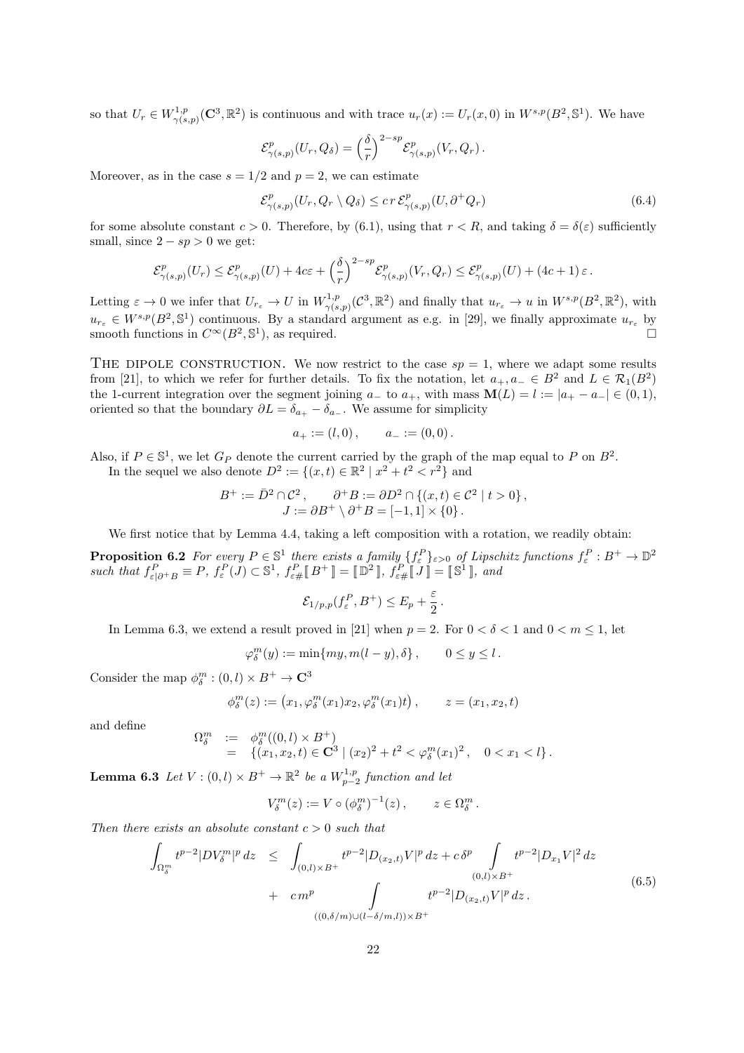so that $U_r \in W^{1,p}_{\gamma(s,p)}(\mathbf{C}^3, \mathbb{R}^2)$ is continuous and with trace $u_r(x) := U_r(x,0)$ in $W^{s,p}(B^2, \mathbb{S}^1)$. We have

$$\mathcal{E}^p_{\gamma(s,p)}(U_r, Q_\delta) = \Big(\frac{\delta}{r}\Big)^{2-sp} \mathcal{E}^p_{\gamma(s,p)}(V_r, Q_r)\,.$$

Moreover, as in the case $s = 1/2$ and $p = 2$, we can estimate

$$\mathcal{E}^p_{\gamma(s,p)}(U_r, Q_r \setminus Q_\delta) \leq c\, r\, \mathcal{E}^p_{\gamma(s,p)}(U, \partial^+ Q_r) \tag{6.4}$$

for some absolute constant $c > 0$. Therefore, by (6.1), using that $r < R$, and taking $\delta = \delta(\varepsilon)$ sufficiently small, since $2 - sp > 0$ we get:

$$\mathcal{E}^p_{\gamma(s,p)}(U_r) \leq \mathcal{E}^p_{\gamma(s,p)}(U) + 4c\varepsilon + \Big(\frac{\delta}{r}\Big)^{2-sp} \mathcal{E}^p_{\gamma(s,p)}(V_r, Q_r) \leq \mathcal{E}^p_{\gamma(s,p)}(U) + (4c+1)\,\varepsilon\,.$$

Letting $\varepsilon \to 0$ we infer that $U_{r_\varepsilon} \to U$ in $W^{1,p}_{\gamma(s,p)}(\mathcal{C}^3, \mathbb{R}^2)$ and finally that $u_{r_\varepsilon} \to u$ in $W^{s,p}(B^2, \mathbb{R}^2)$, with $u_{r_\varepsilon} \in W^{s,p}(B^2, \mathbb{S}^1)$ continuous. By a standard argument as e.g. in [29], we finally approximate $u_{r_\varepsilon}$ by smooth functions in $C^\infty(B^2, \mathbb{S}^1)$, as required. $\square$

The dipole construction. We now restrict to the case $sp = 1$, where we adapt some results from [21], to which we refer for further details. To fix the notation, let $a_+, a_- \in B^2$ and $L \in \mathcal{R}_1(B^2)$ the 1-current integration over the segment joining $a_-$ to $a_+$, with mass $\mathbf{M}(L) = l := |a_+ - a_-| \in (0,1)$, oriented so that the boundary $\partial L = \delta_{a_+} - \delta_{a_-}$. We assume for simplicity

$$a_+ := (l, 0)\,, \qquad a_- := (0,0)\,.$$

Also, if $P \in \mathbb{S}^1$, we let $G_P$ denote the current carried by the graph of the map equal to $P$ on $B^2$.

In the sequel we also denote $D^2 := \{(x,t) \in \mathbb{R}^2 \mid x^2 + t^2 < r^2\}$ and

$$B^+ := \bar{D}^2 \cap \mathcal{C}^2\,, \qquad \partial^+ B := \partial D^2 \cap \{(x,t) \in \mathcal{C}^2 \mid t > 0\}\,,$$
$$J := \partial B^+ \setminus \partial^+ B = [-1,1] \times \{0\}\,.$$

We first notice that by Lemma 4.4, taking a left composition with a rotation, we readily obtain:

**Proposition 6.2** *For every $P \in \mathbb{S}^1$ there exists a family $\{f^P_\varepsilon\}_{\varepsilon > 0}$ of Lipschitz functions $f^P_\varepsilon : B^+ \to \mathbb{D}^2$ such that $f^P_{\varepsilon|\partial^+ B} \equiv P$, $f^P_\varepsilon(J) \subset \mathbb{S}^1$, $f^P_{\varepsilon\#}[\![ B^+ ]\!] = [\![ \mathbb{D}^2 ]\!]$, $f^P_{\varepsilon\#}[\![ J ]\!] = [\![ \mathbb{S}^1 ]\!]$, and*

$$\mathcal{E}_{1/p,p}(f^P_\varepsilon, B^+) \leq E_p + \frac{\varepsilon}{2}\,.$$

In Lemma 6.3, we extend a result proved in [21] when $p = 2$. For $0 < \delta < 1$ and $0 < m \leq 1$, let

$$\varphi^m_\delta(y) := \min\{my, m(l-y), \delta\}\,, \qquad 0 \leq y \leq l\,.$$

Consider the map $\phi^m_\delta : (0,l) \times B^+ \to \mathbf{C}^3$

$$\phi^m_\delta(z) := \big(x_1, \varphi^m_\delta(x_1) x_2, \varphi^m_\delta(x_1) t\big)\,, \qquad z = (x_1, x_2, t)$$

and define

$$\begin{aligned} \Omega^m_\delta &:= \phi^m_\delta((0,l) \times B^+) \\ &= \{(x_1, x_2, t) \in \mathbf{C}^3 \mid (x_2)^2 + t^2 < \varphi^m_\delta(x_1)^2\,, \quad 0 < x_1 < l\}\,. \end{aligned}$$

**Lemma 6.3** *Let $V : (0,l) \times B^+ \to \mathbb{R}^2$ be a $W^{1,p}_{p-2}$ function and let*

$$V^m_\delta(z) := V \circ (\phi^m_\delta)^{-1}(z)\,, \qquad z \in \Omega^m_\delta\,.$$

*Then there exists an absolute constant $c > 0$ such that*

$$\begin{aligned} \int_{\Omega^m_\delta} t^{p-2} |DV^m_\delta|^p \, dz &\leq \int_{(0,l)\times B^+} t^{p-2} |D_{(x_2,t)} V|^p \, dz + c\,\delta^p \int_{(0,l)\times B^+} t^{p-2} |D_{x_1} V|^2 \, dz \\ &+ \; c\, m^p \int_{((0,\delta/m)\cup(l-\delta/m,l))\times B^+} t^{p-2} |D_{(x_2,t)} V|^p \, dz\,. \end{aligned} \tag{6.5}$$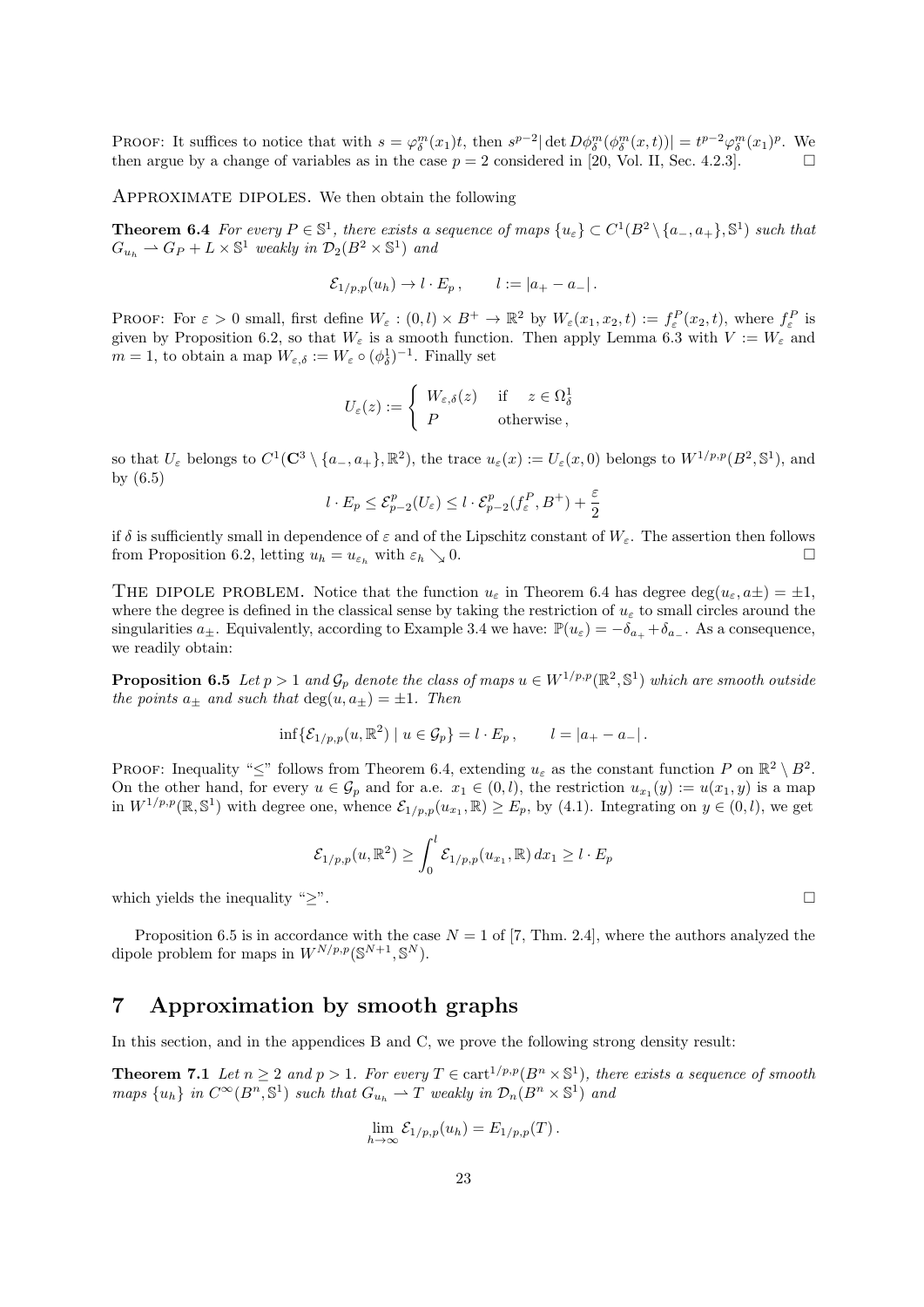**Proof:** It suffices to notice that with $s = \varphi^m_\delta(x_1)t$, then $s^{p-2}|\det D\phi^m_\delta(\phi^m_\delta(x,t))| = t^{p-2}\varphi^m_\delta(x_1)^p$. We then argue by a change of variables as in the case $p = 2$ considered in [20, Vol. II, Sec. 4.2.3]. $\square$

**Approximate dipoles.** We then obtain the following

**Theorem 6.4** *For every $P \in \mathbb{S}^1$, there exists a sequence of maps $\{u_\varepsilon\} \subset C^1(B^2 \setminus \{a_-, a_+\}, \mathbb{S}^1)$ such that $G_{u_h} \rightharpoonup G_P + L \times \mathbb{S}^1$ weakly in $\mathcal{D}_2(B^2 \times \mathbb{S}^1)$ and*

$$\mathcal{E}_{1/p,p}(u_h) \to l \cdot E_p \,, \qquad l := |a_+ - a_-| \,.$$

**Proof:** For $\varepsilon > 0$ small, first define $W_\varepsilon : (0,l) \times B^+ \to \mathbb{R}^2$ by $W_\varepsilon(x_1, x_2, t) := f^P_\varepsilon(x_2, t)$, where $f^P_\varepsilon$ is given by Proposition 6.2, so that $W_\varepsilon$ is a smooth function. Then apply Lemma 6.3 with $V := W_\varepsilon$ and $m = 1$, to obtain a map $W_{\varepsilon,\delta} := W_\varepsilon \circ (\phi^1_\delta)^{-1}$. Finally set

$$U_\varepsilon(z) := \begin{cases} W_{\varepsilon,\delta}(z) & \text{if} \quad z \in \Omega^1_\delta \\ P & \text{otherwise}\,, \end{cases}$$

so that $U_\varepsilon$ belongs to $C^1(\mathbf{C}^3 \setminus \{a_-, a_+\}, \mathbb{R}^2)$, the trace $u_\varepsilon(x) := U_\varepsilon(x, 0)$ belongs to $W^{1/p,p}(B^2, \mathbb{S}^1)$, and by (6.5)

$$l \cdot E_p \le \mathcal{E}^p_{p-2}(U_\varepsilon) \le l \cdot \mathcal{E}^p_{p-2}(f^P_\varepsilon, B^+) + \frac{\varepsilon}{2}$$

if $\delta$ is sufficiently small in dependence of $\varepsilon$ and of the Lipschitz constant of $W_\varepsilon$. The assertion then follows from Proposition 6.2, letting $u_h = u_{\varepsilon_h}$ with $\varepsilon_h \searrow 0$. $\square$

**The dipole problem.** Notice that the function $u_\varepsilon$ in Theorem 6.4 has degree $\deg(u_\varepsilon, a\pm) = \pm 1$, where the degree is defined in the classical sense by taking the restriction of $u_\varepsilon$ to small circles around the singularities $a_\pm$. Equivalently, according to Example 3.4 we have: $\mathbb{P}(u_\varepsilon) = -\delta_{a_+} + \delta_{a_-}$. As a consequence, we readily obtain:

**Proposition 6.5** *Let $p > 1$ and $\mathcal{G}_p$ denote the class of maps $u \in W^{1/p,p}(\mathbb{R}^2, \mathbb{S}^1)$ which are smooth outside the points $a_\pm$ and such that $\deg(u, a_\pm) = \pm 1$. Then*

$$\inf\{\mathcal{E}_{1/p,p}(u, \mathbb{R}^2) \mid u \in \mathcal{G}_p\} = l \cdot E_p \,, \qquad l = |a_+ - a_-| \,.$$

**Proof:** Inequality "$\le$" follows from Theorem 6.4, extending $u_\varepsilon$ as the constant function $P$ on $\mathbb{R}^2 \setminus B^2$. On the other hand, for every $u \in \mathcal{G}_p$ and for a.e. $x_1 \in (0,l)$, the restriction $u_{x_1}(y) := u(x_1, y)$ is a map in $W^{1/p,p}(\mathbb{R}, \mathbb{S}^1)$ with degree one, whence $\mathcal{E}_{1/p,p}(u_{x_1}, \mathbb{R}) \ge E_p$, by (4.1). Integrating on $y \in (0,l)$, we get

$$\mathcal{E}_{1/p,p}(u, \mathbb{R}^2) \ge \int_0^l \mathcal{E}_{1/p,p}(u_{x_1}, \mathbb{R})\, dx_1 \ge l \cdot E_p$$

which yields the inequality "$\ge$". $\square$

Proposition 6.5 is in accordance with the case $N = 1$ of [7, Thm. 2.4], where the authors analyzed the dipole problem for maps in $W^{N/p,p}(\mathbb{S}^{N+1}, \mathbb{S}^N)$.

## 7 Approximation by smooth graphs

In this section, and in the appendices B and C, we prove the following strong density result:

**Theorem 7.1** *Let $n \ge 2$ and $p > 1$. For every $T \in \text{cart}^{1/p,p}(B^n \times \mathbb{S}^1)$, there exists a sequence of smooth maps $\{u_h\}$ in $C^\infty(B^n, \mathbb{S}^1)$ such that $G_{u_h} \rightharpoonup T$ weakly in $\mathcal{D}_n(B^n \times \mathbb{S}^1)$ and*

$$\lim_{h\to\infty} \mathcal{E}_{1/p,p}(u_h) = E_{1/p,p}(T) \,.$$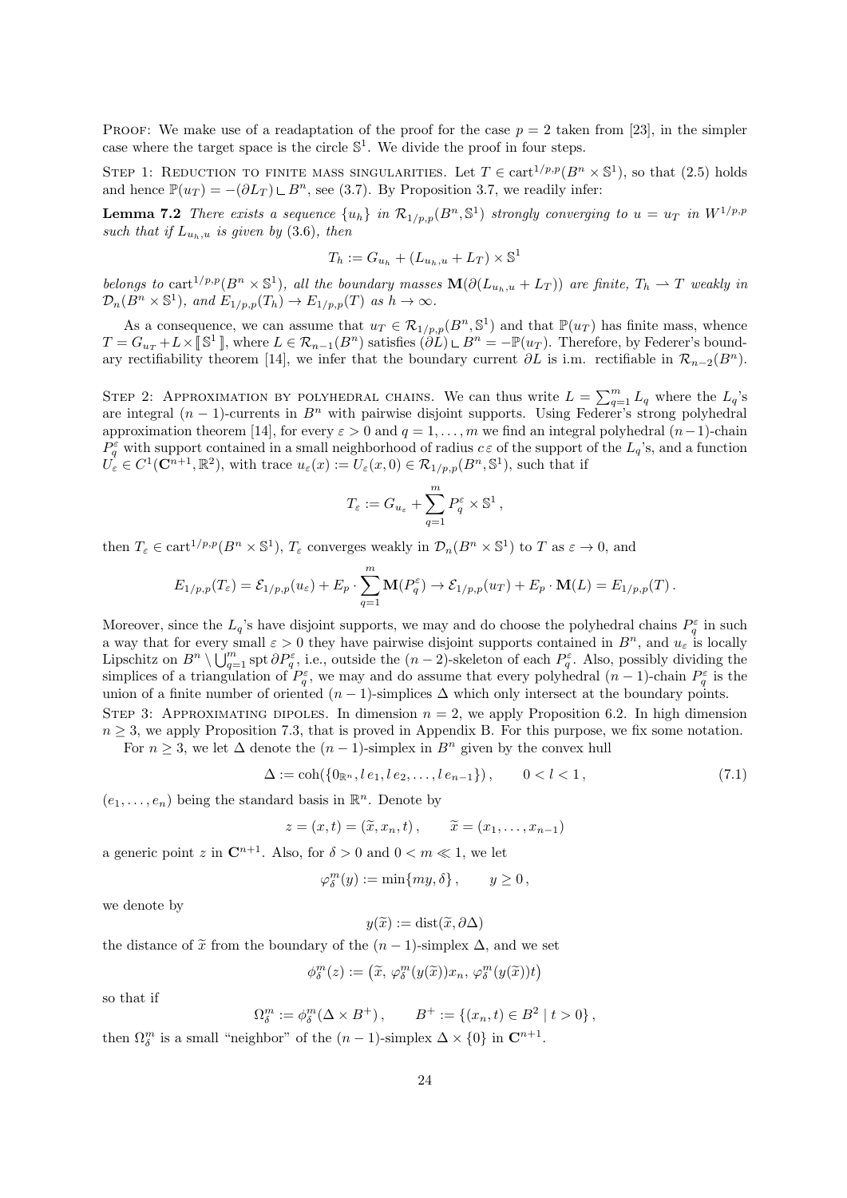PROOF: We make use of a readaptation of the proof for the case $p = 2$ taken from [23], in the simpler case where the target space is the circle $\mathbb{S}^1$. We divide the proof in four steps.

STEP 1: REDUCTION TO FINITE MASS SINGULARITIES. Let $T \in \mathrm{cart}^{1/p,p}(B^n \times \mathbb{S}^1)$, so that (2.5) holds and hence $\mathbb{P}(u_T) = -(\partial L_T) \llcorner B^n$, see (3.7). By Proposition 3.7, we readily infer:

**Lemma 7.2** *There exists a sequence $\{u_h\}$ in $\mathcal{R}_{1/p,p}(B^n, \mathbb{S}^1)$ strongly converging to $u = u_T$ in $W^{1/p,p}$ such that if $L_{u_h,u}$ is given by (3.6), then*

$$T_h := G_{u_h} + (L_{u_h,u} + L_T) \times \mathbb{S}^1$$

*belongs to $\mathrm{cart}^{1/p,p}(B^n \times \mathbb{S}^1)$, all the boundary masses $\mathbf{M}(\partial(L_{u_h,u} + L_T))$ are finite, $T_h \rightharpoonup T$ weakly in $\mathcal{D}_n(B^n \times \mathbb{S}^1)$, and $E_{1/p,p}(T_h) \to E_{1/p,p}(T)$ as $h \to \infty$.*

As a consequence, we can assume that $u_T \in \mathcal{R}_{1/p,p}(B^n, \mathbb{S}^1)$ and that $\mathbb{P}(u_T)$ has finite mass, whence $T = G_{u_T} + L \times [\![ \mathbb{S}^1 ]\!]$, where $L \in \mathcal{R}_{n-1}(B^n)$ satisfies $(\partial L) \llcorner B^n = -\mathbb{P}(u_T)$. Therefore, by Federer's boundary rectifiability theorem [14], we infer that the boundary current $\partial L$ is i.m. rectifiable in $\mathcal{R}_{n-2}(B^n)$.

STEP 2: APPROXIMATION BY POLYHEDRAL CHAINS. We can thus write $L = \sum_{q=1}^m L_q$ where the $L_q$'s are integral $(n-1)$-currents in $B^n$ with pairwise disjoint supports. Using Federer's strong polyhedral approximation theorem [14], for every $\varepsilon > 0$ and $q = 1, \ldots, m$ we find an integral polyhedral $(n-1)$-chain $P_q^\varepsilon$ with support contained in a small neighborhood of radius $c\,\varepsilon$ of the support of the $L_q$'s, and a function $U_\varepsilon \in C^1(\mathbf{C}^{n+1}, \mathbb{R}^2)$, with trace $u_\varepsilon(x) := U_\varepsilon(x, 0) \in \mathcal{R}_{1/p,p}(B^n, \mathbb{S}^1)$, such that if

$$T_\varepsilon := G_{u_\varepsilon} + \sum_{q=1}^m P_q^\varepsilon \times \mathbb{S}^1 \,,$$

then $T_\varepsilon \in \mathrm{cart}^{1/p,p}(B^n \times \mathbb{S}^1)$, $T_\varepsilon$ converges weakly in $\mathcal{D}_n(B^n \times \mathbb{S}^1)$ to $T$ as $\varepsilon \to 0$, and

$$E_{1/p,p}(T_\varepsilon) = \mathcal{E}_{1/p,p}(u_\varepsilon) + E_p \cdot \sum_{q=1}^m \mathbf{M}(P_q^\varepsilon) \to \mathcal{E}_{1/p,p}(u_T) + E_p \cdot \mathbf{M}(L) = E_{1/p,p}(T) \,.$$

Moreover, since the $L_q$'s have disjoint supports, we may and do choose the polyhedral chains $P_q^\varepsilon$ in such a way that for every small $\varepsilon > 0$ they have pairwise disjoint supports contained in $B^n$, and $u_\varepsilon$ is locally Lipschitz on $B^n \setminus \bigcup_{q=1}^m \mathrm{spt}\, \partial P_q^\varepsilon$, i.e., outside the $(n-2)$-skeleton of each $P_q^\varepsilon$. Also, possibly dividing the simplices of a triangulation of $P_q^\varepsilon$, we may and do assume that every polyhedral $(n-1)$-chain $P_q^\varepsilon$ is the union of a finite number of oriented $(n-1)$-simplices $\Delta$ which only intersect at the boundary points.

STEP 3: APPROXIMATING DIPOLES. In dimension $n = 2$, we apply Proposition 6.2. In high dimension $n \geq 3$, we apply Proposition 7.3, that is proved in Appendix B. For this purpose, we fix some notation.

For $n \geq 3$, we let $\Delta$ denote the $(n-1)$-simplex in $B^n$ given by the convex hull

$$\Delta := \mathrm{coh}(\{0_{\mathbb{R}^n}, l\, e_1, l\, e_2, \ldots, l\, e_{n-1}\}) \,, \qquad 0 < l < 1 \,, \tag{7.1}$$

$(e_1, \ldots, e_n)$ being the standard basis in $\mathbb{R}^n$. Denote by

$$z = (x, t) = (\widetilde{x}, x_n, t) \,, \qquad \widetilde{x} = (x_1, \ldots, x_{n-1})$$

a generic point $z$ in $\mathbf{C}^{n+1}$. Also, for $\delta > 0$ and $0 < m \ll 1$, we let

$$\varphi_\delta^m(y) := \min\{my, \delta\} \,, \qquad y \geq 0 \,,$$

we denote by

$$y(\widetilde{x}) := \mathrm{dist}(\widetilde{x}, \partial \Delta)$$

the distance of $\widetilde{x}$ from the boundary of the $(n-1)$-simplex $\Delta$, and we set

$$\phi_\delta^m(z) := \big(\widetilde{x},\, \varphi_\delta^m(y(\widetilde{x}))x_n,\, \varphi_\delta^m(y(\widetilde{x}))t\big)$$

so that if

$$\Omega_\delta^m := \phi_\delta^m(\Delta \times B^+) \,, \qquad B^+ := \{(x_n, t) \in B^2 \mid t > 0\} \,,$$

then $\Omega_\delta^m$ is a small "neighbor" of the $(n-1)$-simplex $\Delta \times \{0\}$ in $\mathbf{C}^{n+1}$.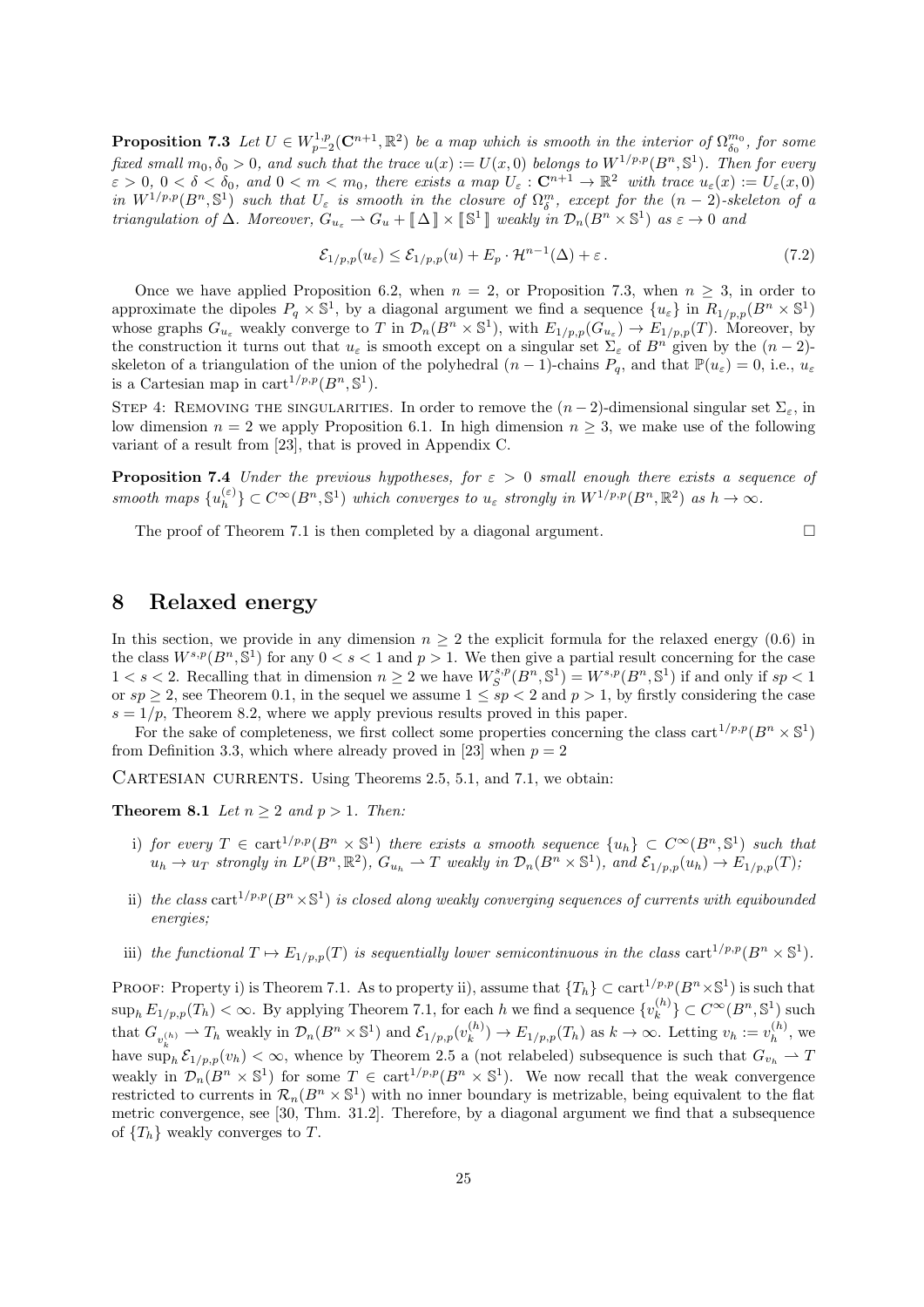**Proposition 7.3** *Let $U \in W^{1,p}_{p-2}(\mathbf{C}^{n+1},\mathbb{R}^2)$ be a map which is smooth in the interior of $\Omega^{m_0}_{\delta_0}$, for some fixed small $m_0,\delta_0>0$, and such that the trace $u(x):=U(x,0)$ belongs to $W^{1/p,p}(B^n,\mathbb{S}^1)$. Then for every $\varepsilon>0$, $0<\delta<\delta_0$, and $0<m<m_0$, there exists a map $U_\varepsilon:\mathbf{C}^{n+1}\to\mathbb{R}^2$ with trace $u_\varepsilon(x):=U_\varepsilon(x,0)$ in $W^{1/p,p}(B^n,\mathbb{S}^1)$ such that $U_\varepsilon$ is smooth in the closure of $\Omega^m_\delta$, except for the $(n-2)$-skeleton of a triangulation of $\Delta$. Moreover, $G_{u_\varepsilon}\rightharpoonup G_u+[\![\Delta]\!]\times[\![\mathbb{S}^1]\!]$ weakly in $\mathcal{D}_n(B^n\times\mathbb{S}^1)$ as $\varepsilon\to 0$ and*

$$\mathcal{E}_{1/p,p}(u_\varepsilon)\le \mathcal{E}_{1/p,p}(u)+E_p\cdot\mathcal{H}^{n-1}(\Delta)+\varepsilon\,. \tag{7.2}$$

Once we have applied Proposition 6.2, when $n=2$, or Proposition 7.3, when $n\ge 3$, in order to approximate the dipoles $P_q\times\mathbb{S}^1$, by a diagonal argument we find a sequence $\{u_\varepsilon\}$ in $R_{1/p,p}(B^n\times\mathbb{S}^1)$ whose graphs $G_{u_\varepsilon}$ weakly converge to $T$ in $\mathcal{D}_n(B^n\times\mathbb{S}^1)$, with $E_{1/p,p}(G_{u_\varepsilon})\to E_{1/p,p}(T)$. Moreover, by the construction it turns out that $u_\varepsilon$ is smooth except on a singular set $\Sigma_\varepsilon$ of $B^n$ given by the $(n-2)$-skeleton of a triangulation of the union of the polyhedral $(n-1)$-chains $P_q$, and that $\mathbb{P}(u_\varepsilon)=0$, i.e., $u_\varepsilon$ is a Cartesian map in $\text{cart}^{1/p,p}(B^n,\mathbb{S}^1)$.

Step 4: Removing the singularities. In order to remove the $(n-2)$-dimensional singular set $\Sigma_\varepsilon$, in low dimension $n=2$ we apply Proposition 6.1. In high dimension $n\ge 3$, we make use of the following variant of a result from [23], that is proved in Appendix C.

**Proposition 7.4** *Under the previous hypotheses, for $\varepsilon>0$ small enough there exists a sequence of smooth maps $\{u^{(\varepsilon)}_h\}\subset C^\infty(B^n,\mathbb{S}^1)$ which converges to $u_\varepsilon$ strongly in $W^{1/p,p}(B^n,\mathbb{R}^2)$ as $h\to\infty$.*

The proof of Theorem 7.1 is then completed by a diagonal argument. $\square$

# 8 Relaxed energy

In this section, we provide in any dimension $n\ge 2$ the explicit formula for the relaxed energy (0.6) in the class $W^{s,p}(B^n,\mathbb{S}^1)$ for any $0<s<1$ and $p>1$. We then give a partial result concerning for the case $1<s<2$. Recalling that in dimension $n\ge 2$ we have $W^{s,p}_S(B^n,\mathbb{S}^1)=W^{s,p}(B^n,\mathbb{S}^1)$ if and only if $sp<1$ or $sp\ge 2$, see Theorem 0.1, in the sequel we assume $1\le sp<2$ and $p>1$, by firstly considering the case $s=1/p$, Theorem 8.2, where we apply previous results proved in this paper.

For the sake of completeness, we first collect some properties concerning the class $\text{cart}^{1/p,p}(B^n\times\mathbb{S}^1)$ from Definition 3.3, which where already proved in [23] when $p=2$

Cartesian currents. Using Theorems 2.5, 5.1, and 7.1, we obtain:

**Theorem 8.1** *Let $n\ge 2$ and $p>1$. Then:*

i) *for every $T\in\text{cart}^{1/p,p}(B^n\times\mathbb{S}^1)$ there exists a smooth sequence $\{u_h\}\subset C^\infty(B^n,\mathbb{S}^1)$ such that $u_h\to u_T$ strongly in $L^p(B^n,\mathbb{R}^2)$, $G_{u_h}\rightharpoonup T$ weakly in $\mathcal{D}_n(B^n\times\mathbb{S}^1)$, and $\mathcal{E}_{1/p,p}(u_h)\to E_{1/p,p}(T)$;*

ii) *the class $\text{cart}^{1/p,p}(B^n\times\mathbb{S}^1)$ is closed along weakly converging sequences of currents with equibounded energies;*

iii) *the functional $T\mapsto E_{1/p,p}(T)$ is sequentially lower semicontinuous in the class $\text{cart}^{1/p,p}(B^n\times\mathbb{S}^1)$.*

Proof: Property i) is Theorem 7.1. As to property ii), assume that $\{T_h\}\subset\text{cart}^{1/p,p}(B^n\times\mathbb{S}^1)$ is such that $\sup_h E_{1/p,p}(T_h)<\infty$. By applying Theorem 7.1, for each $h$ we find a sequence $\{v^{(h)}_k\}\subset C^\infty(B^n,\mathbb{S}^1)$ such that $G_{v^{(h)}_k}\rightharpoonup T_h$ weakly in $\mathcal{D}_n(B^n\times\mathbb{S}^1)$ and $\mathcal{E}_{1/p,p}(v^{(h)}_k)\to E_{1/p,p}(T_h)$ as $k\to\infty$. Letting $v_h:=v^{(h)}_h$, we have $\sup_h\mathcal{E}_{1/p,p}(v_h)<\infty$, whence by Theorem 2.5 a (not relabeled) subsequence is such that $G_{v_h}\rightharpoonup T$ weakly in $\mathcal{D}_n(B^n\times\mathbb{S}^1)$ for some $T\in\text{cart}^{1/p,p}(B^n\times\mathbb{S}^1)$. We now recall that the weak convergence restricted to currents in $\mathcal{R}_n(B^n\times\mathbb{S}^1)$ with no inner boundary is metrizable, being equivalent to the flat metric convergence, see [30, Thm. 31.2]. Therefore, by a diagonal argument we find that a subsequence of $\{T_h\}$ weakly converges to $T$.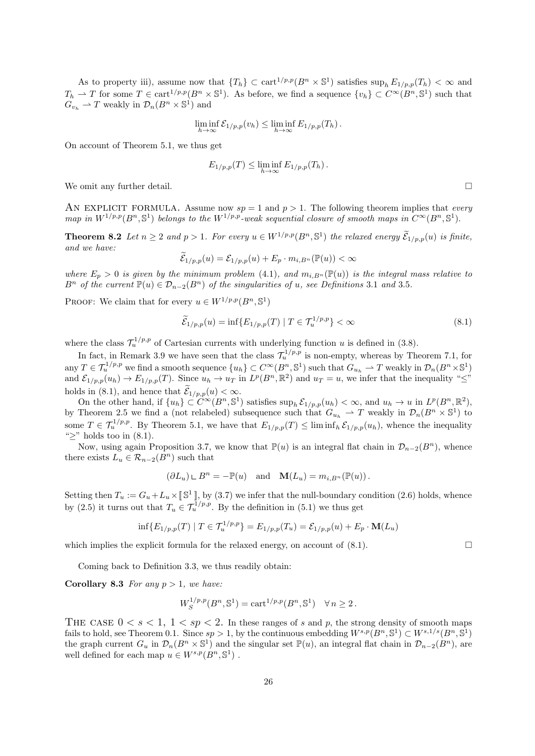As to property iii), assume now that $\{T_h\} \subset \text{cart}^{1/p,p}(B^n \times \mathbb{S}^1)$ satisfies $\sup_h E_{1/p,p}(T_h) < \infty$ and $T_h \rightharpoonup T$ for some $T \in \text{cart}^{1/p,p}(B^n \times \mathbb{S}^1)$. As before, we find a sequence $\{v_h\} \subset C^\infty(B^n, \mathbb{S}^1)$ such that $G_{v_h} \rightharpoonup T$ weakly in $\mathcal{D}_n(B^n \times \mathbb{S}^1)$ and

$$\liminf_{h\to\infty} \mathcal{E}_{1/p,p}(v_h) \le \liminf_{h\to\infty} E_{1/p,p}(T_h)\,.$$

On account of Theorem 5.1, we thus get

$$E_{1/p,p}(T) \le \liminf_{h\to\infty} E_{1/p,p}(T_h)\,.$$

We omit any further detail. $\square$

AN EXPLICIT FORMULA. Assume now $sp = 1$ and $p > 1$. The following theorem implies that *every map in $W^{1/p,p}(B^n, \mathbb{S}^1)$ belongs to the $W^{1/p,p}$-weak sequential closure of smooth maps in $C^\infty(B^n, \mathbb{S}^1)$.*

**Theorem 8.2** *Let $n \ge 2$ and $p > 1$. For every $u \in W^{1/p,p}(B^n, \mathbb{S}^1)$ the relaxed energy $\widetilde{\mathcal{E}}_{1/p,p}(u)$ is finite, and we have:*

$$\widetilde{\mathcal{E}}_{1/p,p}(u) = \mathcal{E}_{1/p,p}(u) + E_p \cdot m_{i,B^n}(\mathbb{P}(u)) < \infty$$

*where $E_p > 0$ is given by the minimum problem (4.1), and $m_{i,B^n}(\mathbb{P}(u))$ is the integral mass relative to $B^n$ of the current $\mathbb{P}(u) \in \mathcal{D}_{n-2}(B^n)$ of the singularities of $u$, see Definitions 3.1 and 3.5.*

PROOF: We claim that for every $u \in W^{1/p,p}(B^n, \mathbb{S}^1)$

$$\widetilde{\mathcal{E}}_{1/p,p}(u) = \inf\{E_{1/p,p}(T) \mid T \in \mathcal{T}_u^{1/p,p}\} < \infty \tag{8.1}$$

where the class $\mathcal{T}_u^{1/p,p}$ of Cartesian currents with underlying function $u$ is defined in (3.8).

In fact, in Remark 3.9 we have seen that the class $\mathcal{T}_u^{1/p,p}$ is non-empty, whereas by Theorem 7.1, for any $T \in \mathcal{T}_u^{1/p,p}$ we find a smooth sequence $\{u_h\} \subset C^\infty(B^n, \mathbb{S}^1)$ such that $G_{u_h} \rightharpoonup T$ weakly in $\mathcal{D}_n(B^n \times \mathbb{S}^1)$ and $\mathcal{E}_{1/p,p}(u_h) \to E_{1/p,p}(T)$. Since $u_h \to u_T$ in $L^p(B^n, \mathbb{R}^2)$ and $u_T = u$, we infer that the inequality "$\le$" holds in (8.1), and hence that $\widetilde{\mathcal{E}}_{1/p,p}(u) < \infty$.

On the other hand, if $\{u_h\} \subset C^\infty(B^n, \mathbb{S}^1)$ satisfies $\sup_h \mathcal{E}_{1/p,p}(u_h) < \infty$, and $u_h \to u$ in $L^p(B^n, \mathbb{R}^2)$, by Theorem 2.5 we find a (not relabeled) subsequence such that $G_{u_h} \rightharpoonup T$ weakly in $\mathcal{D}_n(B^n \times \mathbb{S}^1)$ to some $T \in \mathcal{T}_u^{1/p,p}$. By Theorem 5.1, we have that $E_{1/p,p}(T) \le \liminf_h \mathcal{E}_{1/p,p}(u_h)$, whence the inequality "$\ge$" holds too in (8.1).

Now, using again Proposition 3.7, we know that $\mathbb{P}(u)$ is an integral flat chain in $\mathcal{D}_{n-2}(B^n)$, whence there exists $L_u \in \mathcal{R}_{n-2}(B^n)$ such that

$$(\partial L_u) \llcorner B^n = -\mathbb{P}(u) \quad \text{and} \quad \mathbf{M}(L_u) = m_{i,B^n}(\mathbb{P}(u))\,.$$

Setting then $T_u := G_u + L_u \times [\![\mathbb{S}^1]\!]$, by (3.7) we infer that the null-boundary condition (2.6) holds, whence by (2.5) it turns out that $T_u \in \mathcal{T}_u^{1/p,p}$. By the definition in (5.1) we thus get

$$\inf\{E_{1/p,p}(T) \mid T \in \mathcal{T}_u^{1/p,p}\} = E_{1/p,p}(T_u) = \mathcal{E}_{1/p,p}(u) + E_p \cdot \mathbf{M}(L_u)$$

which implies the explicit formula for the relaxed energy, on account of (8.1). $\square$

Coming back to Definition 3.3, we thus readily obtain:

**Corollary 8.3** *For any $p > 1$, we have:*

$$W_S^{1/p,p}(B^n, \mathbb{S}^1) = \text{cart}^{1/p,p}(B^n, \mathbb{S}^1) \quad \forall\, n \ge 2\,.$$

THE CASE $0 < s < 1$, $1 < sp < 2$. In these ranges of $s$ and $p$, the strong density of smooth maps fails to hold, see Theorem 0.1. Since $sp > 1$, by the continuous embedding $W^{s,p}(B^n, \mathbb{S}^1) \subset W^{s,1/s}(B^n, \mathbb{S}^1)$ the graph current $G_u$ in $\mathcal{D}_n(B^n \times \mathbb{S}^1)$ and the singular set $\mathbb{P}(u)$, an integral flat chain in $\mathcal{D}_{n-2}(B^n)$, are well defined for each map $u \in W^{s,p}(B^n, \mathbb{S}^1)$ .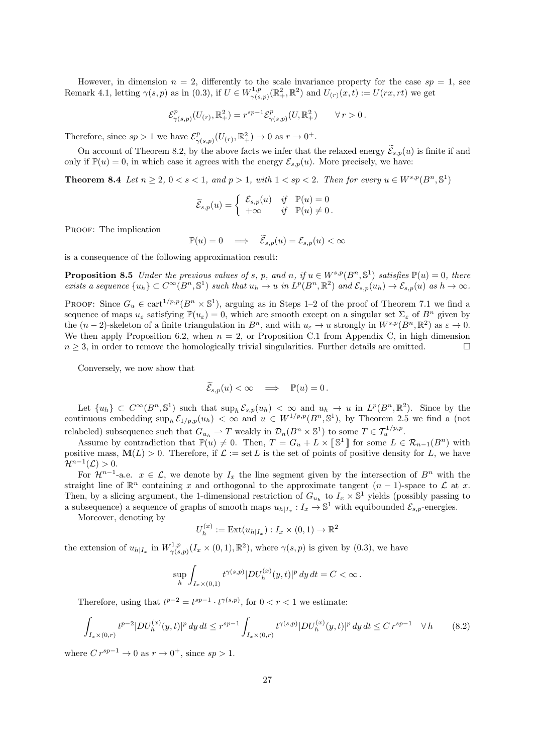However, in dimension $n = 2$, differently to the scale invariance property for the case $sp = 1$, see Remark 4.1, letting $\gamma(s,p)$ as in (0.3), if $U \in W^{1,p}_{\gamma(s,p)}(\mathbb{R}^2_+, \mathbb{R}^2)$ and $U_{(r)}(x,t) := U(rx, rt)$ we get

$$\mathcal{E}^p_{\gamma(s,p)}(U_{(r)}, \mathbb{R}^2_+) = r^{sp-1} \mathcal{E}^p_{\gamma(s,p)}(U, \mathbb{R}^2_+) \qquad \forall\, r > 0\,.$$

Therefore, since $sp > 1$ we have $\mathcal{E}^p_{\gamma(s,p)}(U_{(r)}, \mathbb{R}^2_+) \to 0$ as $r \to 0^+$.

On account of Theorem 8.2, by the above facts we infer that the relaxed energy $\widetilde{\mathcal{E}}_{s,p}(u)$ is finite if and only if $\mathbb{P}(u) = 0$, in which case it agrees with the energy $\mathcal{E}_{s,p}(u)$. More precisely, we have:

**Theorem 8.4** *Let $n \geq 2$, $0 < s < 1$, and $p > 1$, with $1 < sp < 2$. Then for every $u \in W^{s,p}(B^n, \mathbb{S}^1)$*

$$\widetilde{\mathcal{E}}_{s,p}(u) = \begin{cases} \mathcal{E}_{s,p}(u) & \text{if } \ \mathbb{P}(u) = 0 \\ +\infty & \text{if } \ \mathbb{P}(u) \neq 0\,. \end{cases}$$

Proof: The implication

$$\mathbb{P}(u) = 0 \quad \Longrightarrow \quad \widetilde{\mathcal{E}}_{s,p}(u) = \mathcal{E}_{s,p}(u) < \infty$$

is a consequence of the following approximation result:

**Proposition 8.5** *Under the previous values of $s$, $p$, and $n$, if $u \in W^{s,p}(B^n, \mathbb{S}^1)$ satisfies $\mathbb{P}(u) = 0$, there exists a sequence $\{u_h\} \subset C^\infty(B^n, \mathbb{S}^1)$ such that $u_h \to u$ in $L^p(B^n, \mathbb{R}^2)$ and $\mathcal{E}_{s,p}(u_h) \to \mathcal{E}_{s,p}(u)$ as $h \to \infty$.*

Proof: Since $G_u \in \operatorname{cart}^{1/p,p}(B^n \times \mathbb{S}^1)$, arguing as in Steps 1–2 of the proof of Theorem 7.1 we find a sequence of maps $u_\varepsilon$ satisfying $\mathbb{P}(u_\varepsilon) = 0$, which are smooth except on a singular set $\Sigma_\varepsilon$ of $B^n$ given by the $(n-2)$-skeleton of a finite triangulation in $B^n$, and with $u_\varepsilon \to u$ strongly in $W^{s,p}(B^n, \mathbb{R}^2)$ as $\varepsilon \to 0$. We then apply Proposition 6.2, when $n = 2$, or Proposition C.1 from Appendix C, in high dimension $n \geq 3$, in order to remove the homologically trivial singularities. Further details are omitted. $\square$

Conversely, we now show that

$$\widetilde{\mathcal{E}}_{s,p}(u) < \infty \quad \Longrightarrow \quad \mathbb{P}(u) = 0\,.$$

Let $\{u_h\} \subset C^\infty(B^n, \mathbb{S}^1)$ such that $\sup_h \mathcal{E}_{s,p}(u_h) < \infty$ and $u_h \to u$ in $L^p(B^n, \mathbb{R}^2)$. Since by the continuous embedding $\sup_h \mathcal{E}_{1/p,p}(u_h) < \infty$ and $u \in W^{1/p,p}(B^n, \mathbb{S}^1)$, by Theorem 2.5 we find a (not relabeled) subsequence such that $G_{u_h} \rightharpoonup T$ weakly in $\mathcal{D}_n(B^n \times \mathbb{S}^1)$ to some $T \in \mathcal{T}^{1/p,p}_u$.

Assume by contradiction that $\mathbb{P}(u) \neq 0$. Then, $T = G_u + L \times [\![\mathbb{S}^1]\!]$ for some $L \in \mathcal{R}_{n-1}(B^n)$ with positive mass, $\mathbf{M}(L) > 0$. Therefore, if $\mathcal{L} := \operatorname{set} L$ is the set of points of positive density for $L$, we have $\mathcal{H}^{n-1}(\mathcal{L}) > 0$.

For $\mathcal{H}^{n-1}$-a.e. $x \in \mathcal{L}$, we denote by $I_x$ the line segment given by the intersection of $B^n$ with the straight line of $\mathbb{R}^n$ containing $x$ and orthogonal to the approximate tangent $(n-1)$-space to $\mathcal{L}$ at $x$. Then, by a slicing argument, the 1-dimensional restriction of $G_{u_h}$ to $I_x \times \mathbb{S}^1$ yields (possibly passing to a subsequence) a sequence of graphs of smooth maps $u_{h|I_x} : I_x \to \mathbb{S}^1$ with equibounded $\mathcal{E}_{s,p}$-energies.

Moreover, denoting by

$$U^{(x)}_h := \operatorname{Ext}(u_{h|I_x}) : I_x \times (0,1) \to \mathbb{R}^2$$

the extension of $u_{h|I_x}$ in $W^{1,p}_{\gamma(s,p)}(I_x \times (0,1), \mathbb{R}^2)$, where $\gamma(s,p)$ is given by (0.3), we have

$$\sup_h \int_{I_x \times (0,1)} t^{\gamma(s,p)} |DU^{(x)}_h(y,t)|^p \, dy\, dt = C < \infty\,.$$

Therefore, using that $t^{p-2} = t^{sp-1} \cdot t^{\gamma(s,p)}$, for $0 < r < 1$ we estimate:

$$\int_{I_x \times (0,r)} t^{p-2} |DU^{(x)}_h(y,t)|^p \, dy\, dt \leq r^{sp-1} \int_{I_x \times (0,r)} t^{\gamma(s,p)} |DU^{(x)}_h(y,t)|^p \, dy\, dt \leq C\, r^{sp-1} \quad \forall\, h \tag{8.2}$$

where $C\, r^{sp-1} \to 0$ as $r \to 0^+$, since $sp > 1$.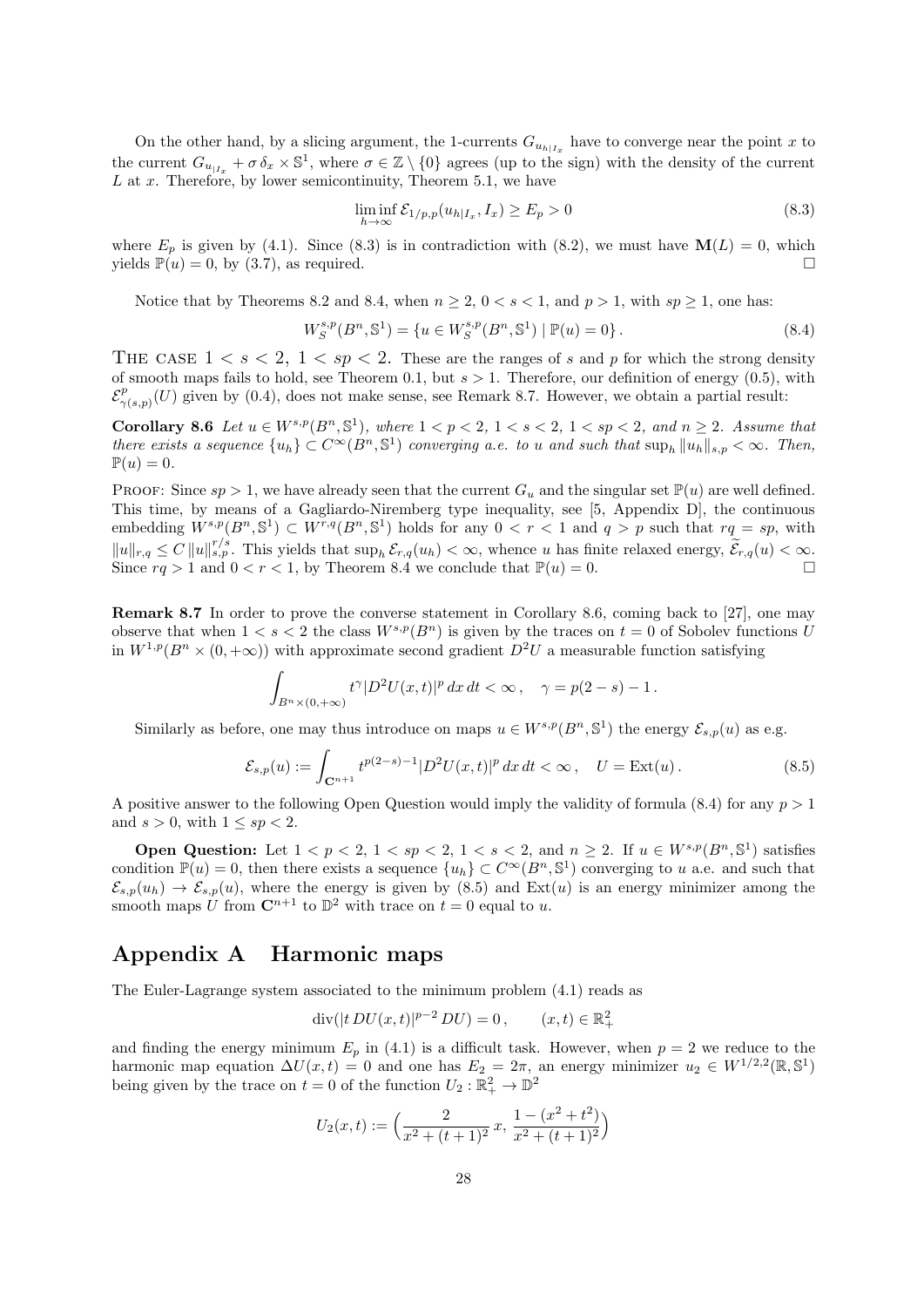On the other hand, by a slicing argument, the 1-currents $G_{u_{h|I_x}}$ have to converge near the point $x$ to the current $G_{u_{|I_x}} + \sigma\, \delta_x \times \mathbb{S}^1$, where $\sigma \in \mathbb{Z} \setminus \{0\}$ agrees (up to the sign) with the density of the current $L$ at $x$. Therefore, by lower semicontinuity, Theorem 5.1, we have

$$\liminf_{h\to\infty} \mathcal{E}_{1/p,p}(u_{h|I_x}, I_x) \geq E_p > 0 \tag{8.3}$$

where $E_p$ is given by (4.1). Since (8.3) is in contradiction with (8.2), we must have $\mathbf{M}(L) = 0$, which yields $\mathbb{P}(u) = 0$, by (3.7), as required. □

Notice that by Theorems 8.2 and 8.4, when $n \geq 2$, $0 < s < 1$, and $p > 1$, with $sp \geq 1$, one has:

$$W^{s,p}_S(B^n, \mathbb{S}^1) = \{u \in W^{s,p}_S(B^n, \mathbb{S}^1) \mid \mathbb{P}(u) = 0\}. \tag{8.4}$$

THE CASE $1 < s < 2$, $1 < sp < 2$. These are the ranges of $s$ and $p$ for which the strong density of smooth maps fails to hold, see Theorem 0.1, but $s > 1$. Therefore, our definition of energy (0.5), with $\mathcal{E}^p_{\gamma(s,p)}(U)$ given by (0.4), does not make sense, see Remark 8.7. However, we obtain a partial result:

**Corollary 8.6** *Let $u \in W^{s,p}(B^n, \mathbb{S}^1)$, where $1 < p < 2$, $1 < s < 2$, $1 < sp < 2$, and $n \geq 2$. Assume that there exists a sequence $\{u_h\} \subset C^\infty(B^n, \mathbb{S}^1)$ converging a.e. to $u$ and such that $\sup_h \|u_h\|_{s,p} < \infty$. Then, $\mathbb{P}(u) = 0$.*

PROOF: Since $sp > 1$, we have already seen that the current $G_u$ and the singular set $\mathbb{P}(u)$ are well defined. This time, by means of a Gagliardo-Niremberg type inequality, see [5, Appendix D], the continuous embedding $W^{s,p}(B^n, \mathbb{S}^1) \subset W^{r,q}(B^n, \mathbb{S}^1)$ holds for any $0 < r < 1$ and $q > p$ such that $rq = sp$, with $\|u\|_{r,q} \leq C\, \|u\|^{r/s}_{s,p}$. This yields that $\sup_h \mathcal{E}_{r,q}(u_h) < \infty$, whence $u$ has finite relaxed energy, $\widetilde{\mathcal{E}}_{r,q}(u) < \infty$. Since $rq > 1$ and $0 < r < 1$, by Theorem 8.4 we conclude that $\mathbb{P}(u) = 0$. □

**Remark 8.7** In order to prove the converse statement in Corollary 8.6, coming back to [27], one may observe that when $1 < s < 2$ the class $W^{s,p}(B^n)$ is given by the traces on $t = 0$ of Sobolev functions $U$ in $W^{1,p}(B^n \times (0, +\infty))$ with approximate second gradient $D^2U$ a measurable function satisfying

$$\int_{B^n \times (0,+\infty)} t^\gamma |D^2U(x,t)|^p \, dx\, dt < \infty\,, \quad \gamma = p(2-s) - 1\,.$$

Similarly as before, one may thus introduce on maps $u \in W^{s,p}(B^n, \mathbb{S}^1)$ the energy $\mathcal{E}_{s,p}(u)$ as e.g.

$$\mathcal{E}_{s,p}(u) := \int_{\mathbf{C}^{n+1}} t^{p(2-s)-1} |D^2U(x,t)|^p \, dx\, dt < \infty\,, \quad U = \mathrm{Ext}(u)\,. \tag{8.5}$$

A positive answer to the following Open Question would imply the validity of formula (8.4) for any $p > 1$ and $s > 0$, with $1 \leq sp < 2$.

**Open Question:** Let $1 < p < 2$, $1 < sp < 2$, $1 < s < 2$, and $n \geq 2$. If $u \in W^{s,p}(B^n, \mathbb{S}^1)$ satisfies condition $\mathbb{P}(u) = 0$, then there exists a sequence $\{u_h\} \subset C^\infty(B^n, \mathbb{S}^1)$ converging to $u$ a.e. and such that $\mathcal{E}_{s,p}(u_h) \to \mathcal{E}_{s,p}(u)$, where the energy is given by (8.5) and $\mathrm{Ext}(u)$ is an energy minimizer among the smooth maps $U$ from $\mathbf{C}^{n+1}$ to $\mathbb{D}^2$ with trace on $t = 0$ equal to $u$.

## Appendix A Harmonic maps

The Euler-Lagrange system associated to the minimum problem (4.1) reads as

$$\mathrm{div}(|t\, DU(x,t)|^{p-2}\, DU) = 0\,, \qquad (x,t) \in \mathbb{R}^2_+$$

and finding the energy minimum $E_p$ in (4.1) is a difficult task. However, when $p = 2$ we reduce to the harmonic map equation $\Delta U(x,t) = 0$ and one has $E_2 = 2\pi$, an energy minimizer $u_2 \in W^{1/2,2}(\mathbb{R}, \mathbb{S}^1)$ being given by the trace on $t = 0$ of the function $U_2 : \mathbb{R}^2_+ \to \mathbb{D}^2$

$$U_2(x,t) := \Big( \frac{2}{x^2 + (t+1)^2}\, x,\ \frac{1 - (x^2 + t^2)}{x^2 + (t+1)^2} \Big)$$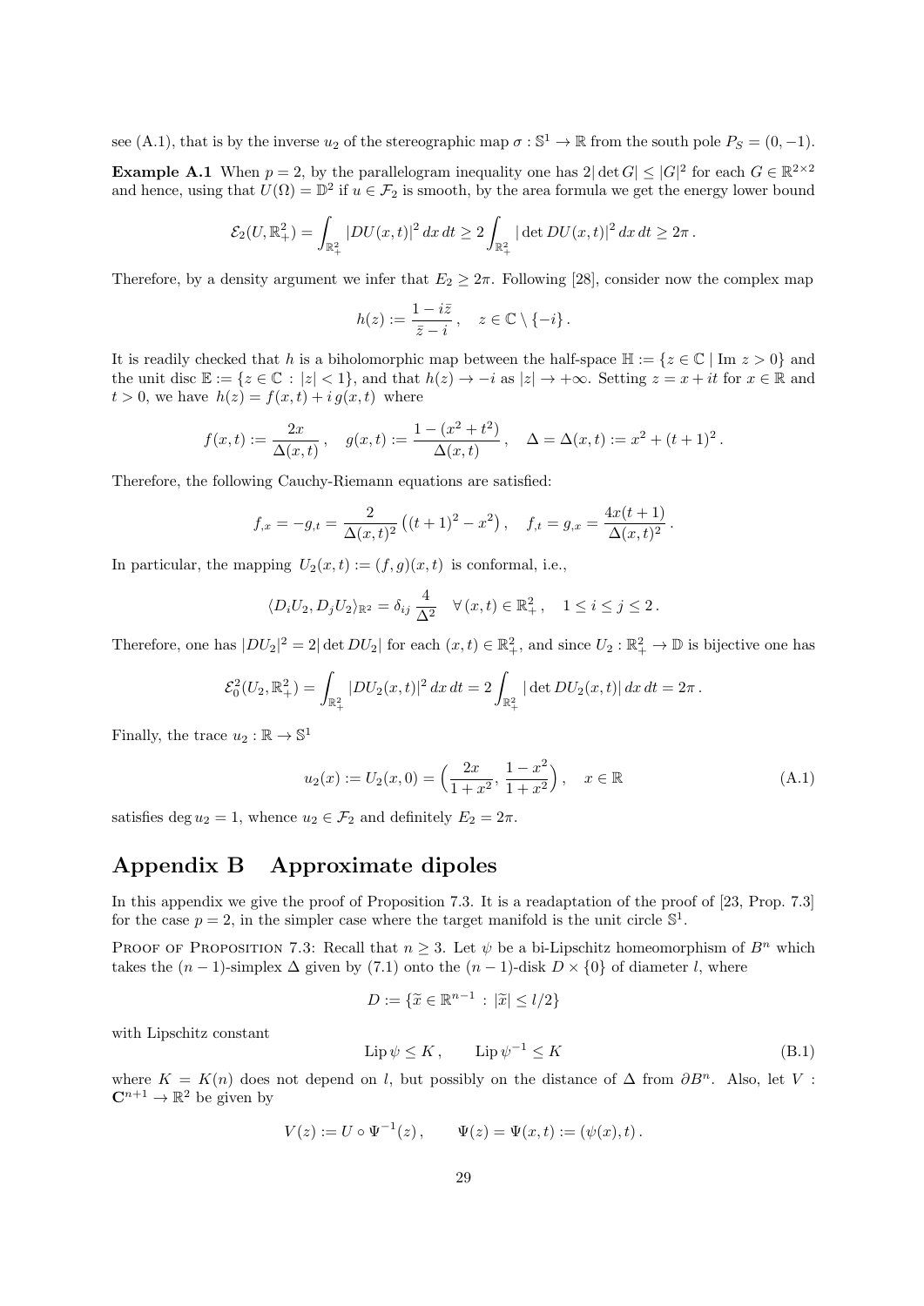see (A.1), that is by the inverse $u_2$ of the stereographic map $\sigma : \mathbb{S}^1 \to \mathbb{R}$ from the south pole $P_S = (0, -1)$.

**Example A.1** When $p = 2$, by the parallelogram inequality one has $2|\det G| \leq |G|^2$ for each $G \in \mathbb{R}^{2\times 2}$ and hence, using that $U(\Omega) = \mathbb{D}^2$ if $u \in \mathcal{F}_2$ is smooth, by the area formula we get the energy lower bound

$$\mathcal{E}_2(U, \mathbb{R}^2_+) = \int_{\mathbb{R}^2_+} |DU(x,t)|^2 \, dx \, dt \geq 2 \int_{\mathbb{R}^2_+} |\det DU(x,t)|^2 \, dx \, dt \geq 2\pi \, .$$

Therefore, by a density argument we infer that $E_2 \geq 2\pi$. Following [28], consider now the complex map

$$h(z) := \frac{1 - i\bar{z}}{\bar{z} - i} \, , \quad z \in \mathbb{C} \setminus \{-i\} \, .$$

It is readily checked that $h$ is a biholomorphic map between the half-space $\mathbb{H} := \{z \in \mathbb{C} \mid \mathrm{Im}\, z > 0\}$ and the unit disc $\mathbb{E} := \{z \in \mathbb{C} \, : \, |z| < 1\}$, and that $h(z) \to -i$ as $|z| \to +\infty$. Setting $z = x + it$ for $x \in \mathbb{R}$ and $t > 0$, we have $h(z) = f(x,t) + i\, g(x,t)$ where

$$f(x,t) := \frac{2x}{\Delta(x,t)} \, , \quad g(x,t) := \frac{1 - (x^2 + t^2)}{\Delta(x,t)} \, , \quad \Delta = \Delta(x,t) := x^2 + (t+1)^2 \, .$$

Therefore, the following Cauchy-Riemann equations are satisfied:

$$f_{,x} = -g_{,t} = \frac{2}{\Delta(x,t)^2} \left((t+1)^2 - x^2\right) , \quad f_{,t} = g_{,x} = \frac{4x(t+1)}{\Delta(x,t)^2} \, .$$

In particular, the mapping $U_2(x,t) := (f,g)(x,t)$ is conformal, i.e.,

$$\langle D_i U_2, D_j U_2 \rangle_{\mathbb{R}^2} = \delta_{ij} \, \frac{4}{\Delta^2} \quad \forall \, (x,t) \in \mathbb{R}^2_+ \, , \quad 1 \leq i \leq j \leq 2 \, .$$

Therefore, one has $|DU_2|^2 = 2|\det DU_2|$ for each $(x,t) \in \mathbb{R}^2_+$, and since $U_2 : \mathbb{R}^2_+ \to \mathbb{D}$ is bijective one has

$$\mathcal{E}^2_0(U_2, \mathbb{R}^2_+) = \int_{\mathbb{R}^2_+} |DU_2(x,t)|^2 \, dx \, dt = 2 \int_{\mathbb{R}^2_+} |\det DU_2(x,t)| \, dx \, dt = 2\pi \, .$$

Finally, the trace $u_2 : \mathbb{R} \to \mathbb{S}^1$

$$u_2(x) := U_2(x, 0) = \Big(\frac{2x}{1+x^2}, \frac{1-x^2}{1+x^2}\Big) \, , \quad x \in \mathbb{R} \tag{A.1}$$

satisfies $\deg u_2 = 1$, whence $u_2 \in \mathcal{F}_2$ and definitely $E_2 = 2\pi$.

# Appendix B Approximate dipoles

In this appendix we give the proof of Proposition 7.3. It is a readaptation of the proof of [23, Prop. 7.3] for the case $p = 2$, in the simpler case where the target manifold is the unit circle $\mathbb{S}^1$.

PROOF OF PROPOSITION 7.3: Recall that $n \geq 3$. Let $\psi$ be a bi-Lipschitz homeomorphism of $B^n$ which takes the $(n-1)$-simplex $\Delta$ given by (7.1) onto the $(n-1)$-disk $D \times \{0\}$ of diameter $l$, where

$$D := \{\widetilde{x} \in \mathbb{R}^{n-1} \, : \, |\widetilde{x}| \leq l/2\}$$

with Lipschitz constant

$$\mathrm{Lip}\, \psi \leq K \, , \qquad \mathrm{Lip}\, \psi^{-1} \leq K \tag{B.1}$$

where $K = K(n)$ does not depend on $l$, but possibly on the distance of $\Delta$ from $\partial B^n$. Also, let $V : \mathbf{C}^{n+1} \to \mathbb{R}^2$ be given by

$$V(z) := U \circ \Psi^{-1}(z) \, , \qquad \Psi(z) = \Psi(x,t) := (\psi(x), t) \, .$$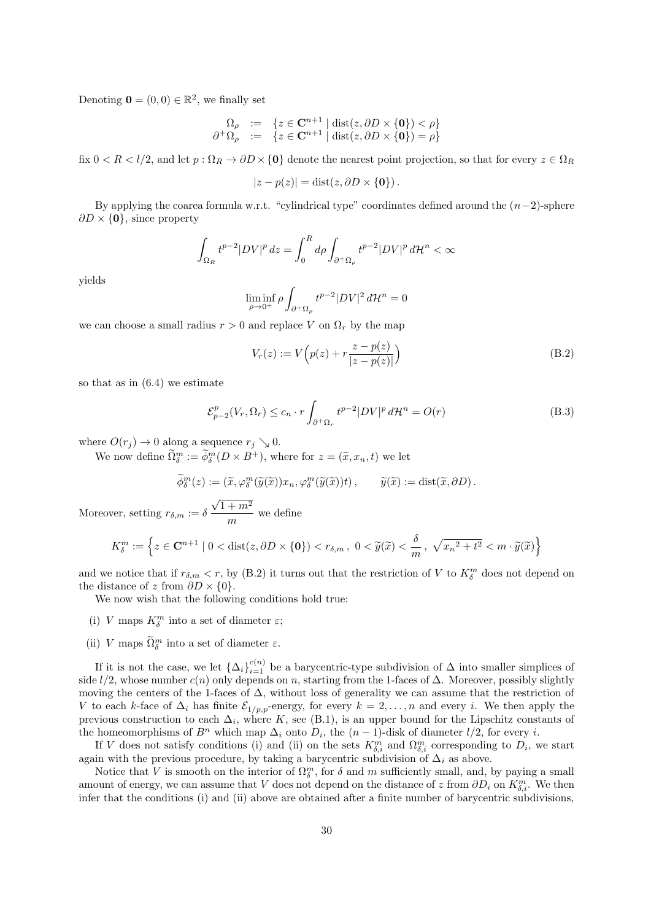Denoting $\mathbf{0} = (0,0) \in \mathbb{R}^2$, we finally set

$$
\begin{array}{rcl}
\Omega_\rho & := & \{z \in \mathbf{C}^{n+1} \mid \operatorname{dist}(z, \partial D \times \{\mathbf{0}\}) < \rho\} \\
\partial^+\Omega_\rho & := & \{z \in \mathbf{C}^{n+1} \mid \operatorname{dist}(z, \partial D \times \{\mathbf{0}\}) = \rho\}
\end{array}
$$

fix $0 < R < l/2$, and let $p : \Omega_R \to \partial D \times \{\mathbf{0}\}$ denote the nearest point projection, so that for every $z \in \Omega_R$

$$
|z - p(z)| = \operatorname{dist}(z, \partial D \times \{\mathbf{0}\}) .
$$

By applying the coarea formula w.r.t. "cylindrical type" coordinates defined around the $(n-2)$-sphere $\partial D \times \{\mathbf{0}\}$, since property

$$
\int_{\Omega_R} t^{p-2} |DV|^p \, dz = \int_0^R d\rho \int_{\partial^+\Omega_\rho} t^{p-2} |DV|^p \, d\mathcal{H}^n < \infty
$$

yields

$$
\liminf_{\rho \to 0^+} \rho \int_{\partial^+\Omega_\rho} t^{p-2} |DV|^2 \, d\mathcal{H}^n = 0
$$

we can choose a small radius $r > 0$ and replace $V$ on $\Omega_r$ by the map

$$
V_r(z) := V\Big(p(z) + r \frac{z - p(z)}{|z - p(z)|}\Big) \tag{B.2}
$$

so that as in (6.4) we estimate

$$
\mathcal{E}^p_{p-2}(V_r, \Omega_r) \le c_n \cdot r \int_{\partial^+\Omega_r} t^{p-2} |DV|^p \, d\mathcal{H}^n = O(r) \tag{B.3}
$$

where $O(r_j) \to 0$ along a sequence $r_j \searrow 0$.

We now define $\widetilde{\Omega}^m_\delta := \widetilde{\phi}^m_\delta(D \times B^+)$, where for $z = (\widetilde{x}, x_n, t)$ we let

$$
\widetilde{\phi}^m_\delta(z) := (\widetilde{x}, \varphi^m_\delta(\widetilde{y}(\widetilde{x})) x_n, \varphi^m_\delta(\widetilde{y}(\widetilde{x})) t) , \qquad \widetilde{y}(\widetilde{x}) := \operatorname{dist}(\widetilde{x}, \partial D) .
$$

Moreover, setting $r_{\delta,m} := \delta \, \dfrac{\sqrt{1+m^2}}{m}$ we define

$$
K^m_\delta := \Big\{ z \in \mathbf{C}^{n+1} \mid 0 < \operatorname{dist}(z, \partial D \times \{\mathbf{0}\}) < r_{\delta,m} , \ 0 < \widetilde{y}(\widetilde{x}) < \frac{\delta}{m} , \ \sqrt{{x_n}^2 + t^2} < m \cdot \widetilde{y}(\widetilde{x}) \Big\}
$$

and we notice that if $r_{\delta,m} < r$, by (B.2) it turns out that the restriction of $V$ to $K^m_\delta$ does not depend on the distance of $z$ from $\partial D \times \{0\}$.

We now wish that the following conditions hold true:

(i) $V$ maps $K^m_\delta$ into a set of diameter $\varepsilon$;

(ii) $V$ maps $\widetilde{\Omega}^m_\delta$ into a set of diameter $\varepsilon$.

If it is not the case, we let $\{\Delta_i\}_{i=1}^{c(n)}$ be a barycentric-type subdivision of $\Delta$ into smaller simplices of side $l/2$, whose number $c(n)$ only depends on $n$, starting from the 1-faces of $\Delta$. Moreover, possibly slightly moving the centers of the 1-faces of $\Delta$, without loss of generality we can assume that the restriction of $V$ to each $k$-face of $\Delta_i$ has finite $\mathcal{E}_{1/p,p}$-energy, for every $k = 2, \ldots, n$ and every $i$. We then apply the previous construction to each $\Delta_i$, where $K$, see (B.1), is an upper bound for the Lipschitz constants of the homeomorphisms of $B^n$ which map $\Delta_i$ onto $D_i$, the $(n-1)$-disk of diameter $l/2$, for every $i$.

If $V$ does not satisfy conditions (i) and (ii) on the sets $K^m_{\delta,i}$ and $\Omega^m_{\delta,i}$ corresponding to $D_i$, we start again with the previous procedure, by taking a barycentric subdivision of $\Delta_i$ as above.

Notice that $V$ is smooth on the interior of $\Omega^m_\delta$, for $\delta$ and $m$ sufficiently small, and, by paying a small amount of energy, we can assume that $V$ does not depend on the distance of $z$ from $\partial D_i$ on $K^m_{\delta,i}$. We then infer that the conditions (i) and (ii) above are obtained after a finite number of barycentric subdivisions,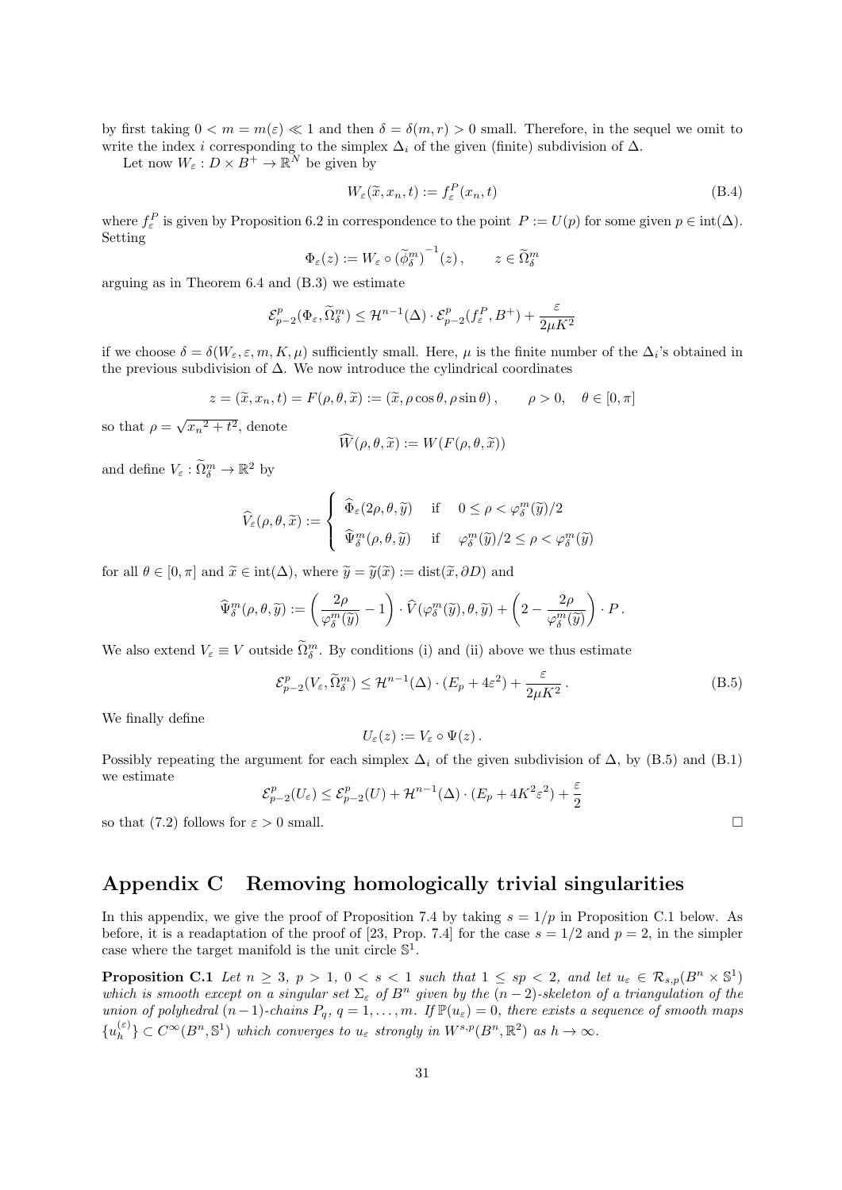by first taking $0 < m = m(\varepsilon) \ll 1$ and then $\delta = \delta(m, r) > 0$ small. Therefore, in the sequel we omit to write the index $i$ corresponding to the simplex $\Delta_i$ of the given (finite) subdivision of $\Delta$.

Let now $W_\varepsilon : D \times B^+ \to \mathbb{R}^N$ be given by

$$W_\varepsilon(\widetilde{x}, x_n, t) := f_\varepsilon^P(x_n, t) \tag{B.4}$$

where $f_\varepsilon^P$ is given by Proposition 6.2 in correspondence to the point $P := U(p)$ for some given $p \in \text{int}(\Delta)$. Setting

$$\Phi_\varepsilon(z) := W_\varepsilon \circ (\widetilde{\phi}_\delta^m)^{-1}(z), \qquad z \in \widetilde{\Omega}_\delta^m$$

arguing as in Theorem 6.4 and (B.3) we estimate

$$\mathcal{E}_{p-2}^p(\Phi_\varepsilon, \widetilde{\Omega}_\delta^m) \le \mathcal{H}^{n-1}(\Delta) \cdot \mathcal{E}_{p-2}^p(f_\varepsilon^P, B^+) + \frac{\varepsilon}{2\mu K^2}$$

if we choose $\delta = \delta(W_\varepsilon, \varepsilon, m, K, \mu)$ sufficiently small. Here, $\mu$ is the finite number of the $\Delta_i$'s obtained in the previous subdivision of $\Delta$. We now introduce the cylindrical coordinates

$$z = (\widetilde{x}, x_n, t) = F(\rho, \theta, \widetilde{x}) := (\widetilde{x}, \rho\cos\theta, \rho\sin\theta), \qquad \rho > 0, \quad \theta \in [0, \pi]$$

so that $\rho = \sqrt{x_n{}^2 + t^2}$, denote

$$\widehat{W}(\rho, \theta, \widetilde{x}) := W(F(\rho, \theta, \widetilde{x}))$$

and define $V_\varepsilon : \widetilde{\Omega}_\delta^m \to \mathbb{R}^2$ by

$$\widehat{V}_\varepsilon(\rho, \theta, \widetilde{x}) := \begin{cases} \widehat{\Phi}_\varepsilon(2\rho, \theta, \widetilde{y}) & \text{if} \quad 0 \le \rho < \varphi_\delta^m(\widetilde{y})/2 \\ \widehat{\Psi}_\delta^m(\rho, \theta, \widetilde{y}) & \text{if} \quad \varphi_\delta^m(\widetilde{y})/2 \le \rho < \varphi_\delta^m(\widetilde{y}) \end{cases}$$

for all $\theta \in [0, \pi]$ and $\widetilde{x} \in \text{int}(\Delta)$, where $\widetilde{y} = \widetilde{y}(\widetilde{x}) := \text{dist}(\widetilde{x}, \partial D)$ and

$$\widehat{\Psi}_\delta^m(\rho, \theta, \widetilde{y}) := \left(\frac{2\rho}{\varphi_\delta^m(\widetilde{y})} - 1\right) \cdot \widehat{V}(\varphi_\delta^m(\widetilde{y}), \theta, \widetilde{y}) + \left(2 - \frac{2\rho}{\varphi_\delta^m(\widetilde{y})}\right) \cdot P\,.$$

We also extend $V_\varepsilon \equiv V$ outside $\widetilde{\Omega}_\delta^m$. By conditions (i) and (ii) above we thus estimate

$$\mathcal{E}_{p-2}^p(V_\varepsilon, \widetilde{\Omega}_\delta^m) \le \mathcal{H}^{n-1}(\Delta) \cdot (E_p + 4\varepsilon^2) + \frac{\varepsilon}{2\mu K^2}\,. \tag{B.5}$$

We finally define

$$U_\varepsilon(z) := V_\varepsilon \circ \Psi(z)\,.$$

Possibly repeating the argument for each simplex $\Delta_i$ of the given subdivision of $\Delta$, by (B.5) and (B.1) we estimate

$$\mathcal{E}_{p-2}^p(U_\varepsilon) \le \mathcal{E}_{p-2}^p(U) + \mathcal{H}^{n-1}(\Delta) \cdot (E_p + 4K^2\varepsilon^2) + \frac{\varepsilon}{2}$$

so that (7.2) follows for $\varepsilon > 0$ small. $\square$

## Appendix C Removing homologically trivial singularities

In this appendix, we give the proof of Proposition 7.4 by taking $s = 1/p$ in Proposition C.1 below. As before, it is a readaptation of the proof of [23, Prop. 7.4] for the case $s = 1/2$ and $p = 2$, in the simpler case where the target manifold is the unit circle $\mathbb{S}^1$.

**Proposition C.1** *Let $n \ge 3$, $p > 1$, $0 < s < 1$ such that $1 \le sp < 2$, and let $u_\varepsilon \in \mathcal{R}_{s,p}(B^n \times \mathbb{S}^1)$ which is smooth except on a singular set $\Sigma_\varepsilon$ of $B^n$ given by the $(n-2)$-skeleton of a triangulation of the union of polyhedral $(n-1)$-chains $P_q$, $q = 1, \ldots, m$. If $\mathbb{P}(u_\varepsilon) = 0$, there exists a sequence of smooth maps $\{u_h^{(\varepsilon)}\} \subset C^\infty(B^n, \mathbb{S}^1)$ which converges to $u_\varepsilon$ strongly in $W^{s,p}(B^n, \mathbb{R}^2)$ as $h \to \infty$.*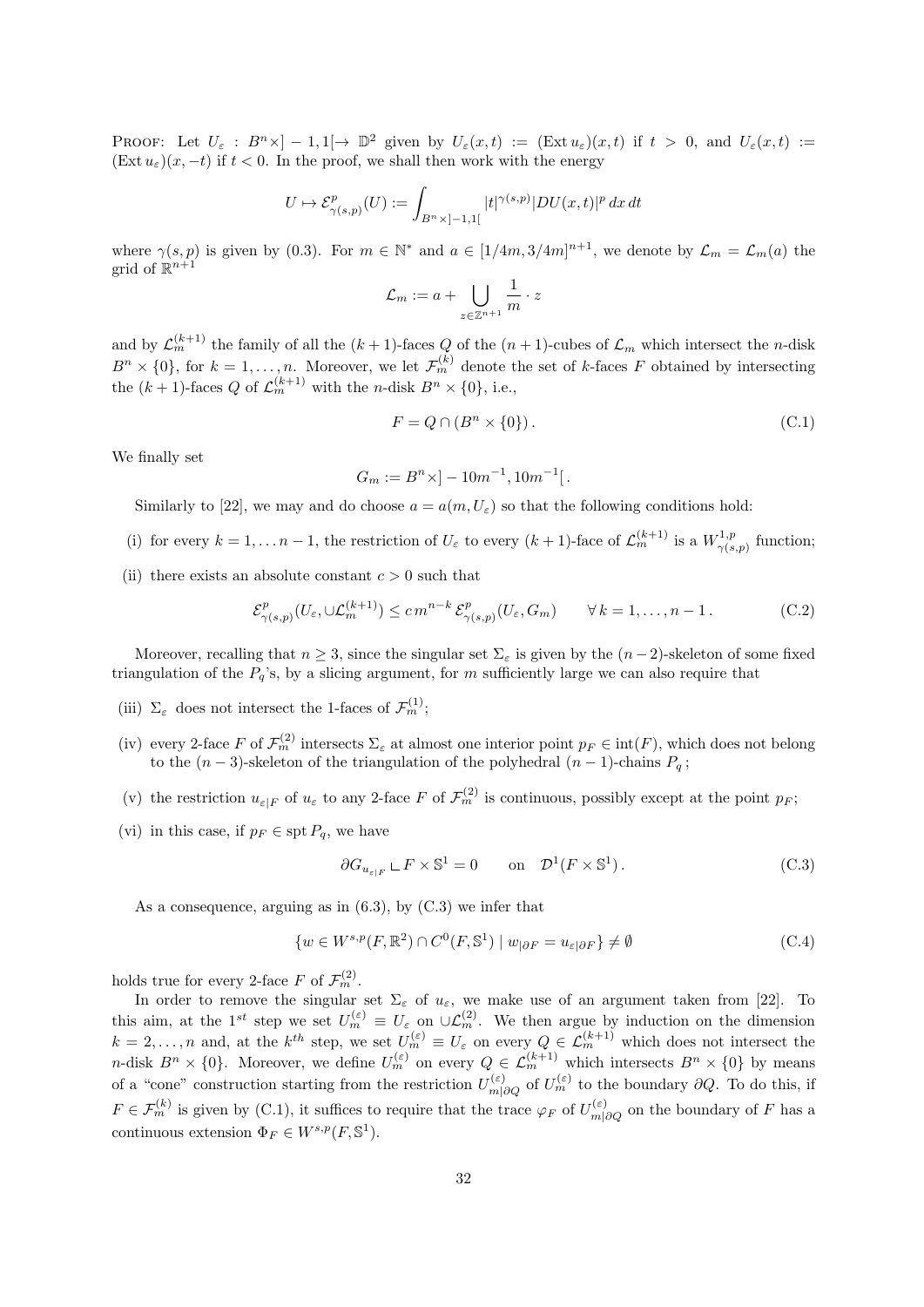PROOF: Let $U_\varepsilon : B^n \times ]-1,1[ \to \mathbb{D}^2$ given by $U_\varepsilon(x,t) := (\mathrm{Ext}\, u_\varepsilon)(x,t)$ if $t > 0$, and $U_\varepsilon(x,t) := (\mathrm{Ext}\, u_\varepsilon)(x,-t)$ if $t < 0$. In the proof, we shall then work with the energy

$$U \mapsto \mathcal{E}^p_{\gamma(s,p)}(U) := \int_{B^n \times ]-1,1[} |t|^{\gamma(s,p)} |DU(x,t)|^p \, dx \, dt$$

where $\gamma(s,p)$ is given by (0.3). For $m \in \mathbb{N}^*$ and $a \in [1/4m, 3/4m]^{n+1}$, we denote by $\mathcal{L}_m = \mathcal{L}_m(a)$ the grid of $\mathbb{R}^{n+1}$

$$\mathcal{L}_m := a + \bigcup_{z \in \mathbb{Z}^{n+1}} \frac{1}{m} \cdot z$$

and by $\mathcal{L}_m^{(k+1)}$ the family of all the $(k+1)$-faces $Q$ of the $(n+1)$-cubes of $\mathcal{L}_m$ which intersect the $n$-disk $B^n \times \{0\}$, for $k = 1, \ldots, n$. Moreover, we let $\mathcal{F}_m^{(k)}$ denote the set of $k$-faces $F$ obtained by intersecting the $(k+1)$-faces $Q$ of $\mathcal{L}_m^{(k+1)}$ with the $n$-disk $B^n \times \{0\}$, i.e.,

$$F = Q \cap (B^n \times \{0\}). \tag{C.1}$$

We finally set

$$G_m := B^n \times ]-10m^{-1}, 10m^{-1}[ .$$

Similarly to [22], we may and do choose $a = a(m, U_\varepsilon)$ so that the following conditions hold:

(i) for every $k = 1, \ldots n-1$, the restriction of $U_\varepsilon$ to every $(k+1)$-face of $\mathcal{L}_m^{(k+1)}$ is a $W^{1,p}_{\gamma(s,p)}$ function;

(ii) there exists an absolute constant $c > 0$ such that

$$\mathcal{E}^p_{\gamma(s,p)}(U_\varepsilon, \cup \mathcal{L}_m^{(k+1)}) \leq c\, m^{n-k}\, \mathcal{E}^p_{\gamma(s,p)}(U_\varepsilon, G_m) \qquad \forall\, k = 1, \ldots, n-1 . \tag{C.2}$$

Moreover, recalling that $n \geq 3$, since the singular set $\Sigma_\varepsilon$ is given by the $(n-2)$-skeleton of some fixed triangulation of the $P_q$'s, by a slicing argument, for $m$ sufficiently large we can also require that

(iii) $\Sigma_\varepsilon$ does not intersect the 1-faces of $\mathcal{F}_m^{(1)}$;

(iv) every 2-face $F$ of $\mathcal{F}_m^{(2)}$ intersects $\Sigma_\varepsilon$ at almost one interior point $p_F \in \mathrm{int}(F)$, which does not belong to the $(n-3)$-skeleton of the triangulation of the polyhedral $(n-1)$-chains $P_q$;

(v) the restriction $u_{\varepsilon|F}$ of $u_\varepsilon$ to any 2-face $F$ of $\mathcal{F}_m^{(2)}$ is continuous, possibly except at the point $p_F$;

(vi) in this case, if $p_F \in \mathrm{spt}\, P_q$, we have

$$\partial G_{u_{\varepsilon|F}} \llcorner F \times \mathbb{S}^1 = 0 \qquad \text{on} \quad \mathcal{D}^1(F \times \mathbb{S}^1). \tag{C.3}$$

As a consequence, arguing as in (6.3), by (C.3) we infer that

$$\{ w \in W^{s,p}(F, \mathbb{R}^2) \cap C^0(F, \mathbb{S}^1) \mid w_{|\partial F} = u_{\varepsilon|\partial F} \} \neq \emptyset \tag{C.4}$$

holds true for every 2-face $F$ of $\mathcal{F}_m^{(2)}$.

In order to remove the singular set $\Sigma_\varepsilon$ of $u_\varepsilon$, we make use of an argument taken from [22]. To this aim, at the $1^{st}$ step we set $U_m^{(\varepsilon)} \equiv U_\varepsilon$ on $\cup \mathcal{L}_m^{(2)}$. We then argue by induction on the dimension $k = 2, \ldots, n$ and, at the $k^{th}$ step, we set $U_m^{(\varepsilon)} \equiv U_\varepsilon$ on every $Q \in \mathcal{L}_m^{(k+1)}$ which does not intersect the $n$-disk $B^n \times \{0\}$. Moreover, we define $U_m^{(\varepsilon)}$ on every $Q \in \mathcal{L}_m^{(k+1)}$ which intersects $B^n \times \{0\}$ by means of a "cone" construction starting from the restriction $U^{(\varepsilon)}_{m|\partial Q}$ of $U_m^{(\varepsilon)}$ to the boundary $\partial Q$. To do this, if $F \in \mathcal{F}_m^{(k)}$ is given by (C.1), it suffices to require that the trace $\varphi_F$ of $U^{(\varepsilon)}_{m|\partial Q}$ on the boundary of $F$ has a continuous extension $\Phi_F \in W^{s,p}(F, \mathbb{S}^1)$.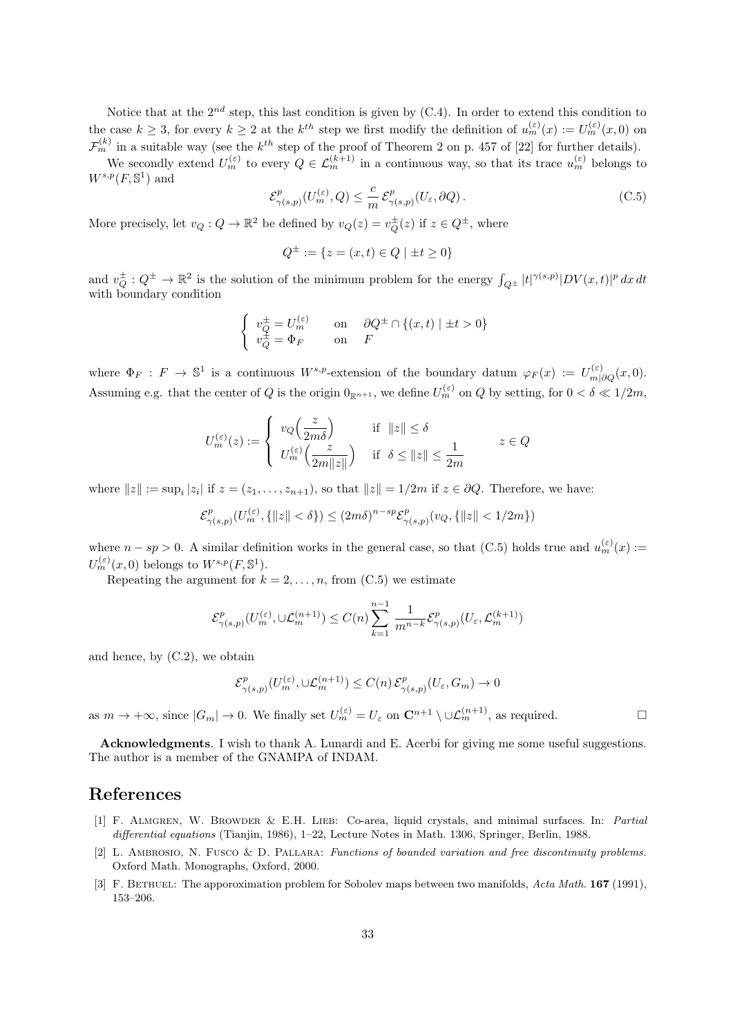Notice that at the $2^{nd}$ step, this last condition is given by (C.4). In order to extend this condition to the case $k \geq 3$, for every $k \geq 2$ at the $k^{th}$ step we first modify the definition of $u_m^{(\varepsilon)}(x) := U_m^{(\varepsilon)}(x,0)$ on $\mathcal{F}_m^{(k)}$ in a suitable way (see the $k^{th}$ step of the proof of Theorem 2 on p. 457 of [22] for further details).

We secondly extend $U_m^{(\varepsilon)}$ to every $Q \in \mathcal{L}_m^{(k+1)}$ in a continuous way, so that its trace $u_m^{(\varepsilon)}$ belongs to $W^{s,p}(F, \mathbb{S}^1)$ and

$$\mathcal{E}^p_{\gamma(s,p)}(U_m^{(\varepsilon)}, Q) \leq \frac{c}{m}\, \mathcal{E}^p_{\gamma(s,p)}(U_\varepsilon, \partial Q)\,. \tag{C.5}$$

More precisely, let $v_Q : Q \to \mathbb{R}^2$ be defined by $v_Q(z) = v_Q^{\pm}(z)$ if $z \in Q^{\pm}$, where

$$Q^{\pm} := \{z = (x,t) \in Q \mid \pm t \geq 0\}$$

and $v_Q^{\pm} : Q^{\pm} \to \mathbb{R}^2$ is the solution of the minimum problem for the energy $\int_{Q^{\pm}} |t|^{\gamma(s,p)} |DV(x,t)|^p \, dx\, dt$ with boundary condition

$$\begin{cases} v_Q^{\pm} = U_m^{(\varepsilon)} & \text{on} \quad \partial Q^{\pm} \cap \{(x,t) \mid \pm t > 0\} \\ v_Q^{\pm} = \Phi_F & \text{on} \quad F \end{cases}$$

where $\Phi_F : F \to \mathbb{S}^1$ is a continuous $W^{s,p}$-extension of the boundary datum $\varphi_F(x) := U^{(\varepsilon)}_{m|\partial Q}(x,0)$. Assuming e.g. that the center of $Q$ is the origin $0_{\mathbb{R}^{n+1}}$, we define $U_m^{(\varepsilon)}$ on $Q$ by setting, for $0 < \delta \ll 1/2m$,

$$U_m^{(\varepsilon)}(z) := \begin{cases} v_Q\Big(\dfrac{z}{2m\delta}\Big) & \text{if} \ \ \|z\| \leq \delta \\ U_m^{(\varepsilon)}\Big(\dfrac{z}{2m\|z\|}\Big) & \text{if} \ \ \delta \leq \|z\| \leq \dfrac{1}{2m} \end{cases} \qquad z \in Q$$

where $\|z\| := \sup_i |z_i|$ if $z = (z_1, \ldots, z_{n+1})$, so that $\|z\| = 1/2m$ if $z \in \partial Q$. Therefore, we have:

$$\mathcal{E}^p_{\gamma(s,p)}(U_m^{(\varepsilon)}, \{\|z\| < \delta\}) \leq (2m\delta)^{n-sp} \mathcal{E}^p_{\gamma(s,p)}(v_Q, \{\|z\| < 1/2m\})$$

where $n - sp > 0$. A similar definition works in the general case, so that (C.5) holds true and $u_m^{(\varepsilon)}(x) := U_m^{(\varepsilon)}(x,0)$ belongs to $W^{s,p}(F, \mathbb{S}^1)$.

Repeating the argument for $k = 2, \ldots, n$, from (C.5) we estimate

$$\mathcal{E}^p_{\gamma(s,p)}(U_m^{(\varepsilon)}, \cup \mathcal{L}_m^{(n+1)}) \leq C(n) \sum_{k=1}^{n-1} \frac{1}{m^{n-k}} \mathcal{E}^p_{\gamma(s,p)}(U_\varepsilon, \mathcal{L}_m^{(k+1)})$$

and hence, by (C.2), we obtain

$$\mathcal{E}^p_{\gamma(s,p)}(U_m^{(\varepsilon)}, \cup \mathcal{L}_m^{(n+1)}) \leq C(n)\, \mathcal{E}^p_{\gamma(s,p)}(U_\varepsilon, G_m) \to 0$$

as $m \to +\infty$, since $|G_m| \to 0$. We finally set $U_m^{(\varepsilon)} = U_\varepsilon$ on $\mathbf{C}^{n+1} \setminus \cup \mathcal{L}_m^{(n+1)}$, as required. □

**Acknowledgments**. I wish to thank A. Lunardi and E. Acerbi for giving me some useful suggestions. The author is a member of the GNAMPA of INDAM.

# References

[1] F. Almgren, W. Browder & E.H. Lieb: Co-area, liquid crystals, and minimal surfaces. In: *Partial differential equations* (Tianjin, 1986), 1–22, Lecture Notes in Math. 1306, Springer, Berlin, 1988.

[2] L. Ambrosio, N. Fusco & D. Pallara: *Functions of bounded variation and free discontinuity problems.* Oxford Math. Monographs, Oxford, 2000.

[3] F. Bethuel: The apporoximation problem for Sobolev maps between two manifolds, *Acta Math.* **167** (1991), 153–206.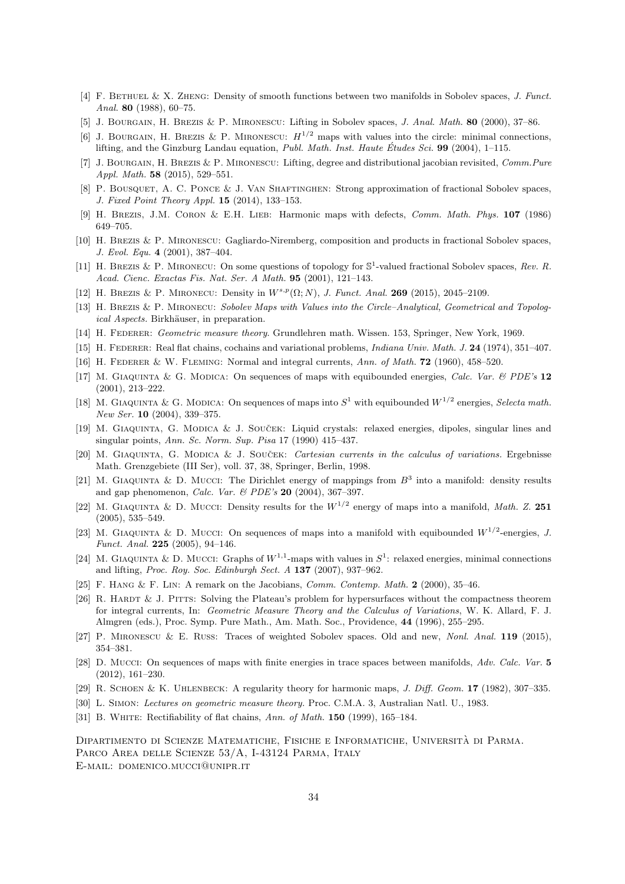[4] F. Bethuel & X. Zheng: Density of smooth functions between two manifolds in Sobolev spaces, *J. Funct. Anal.* **80** (1988), 60–75.

[5] J. Bourgain, H. Brezis & P. Mironescu: Lifting in Sobolev spaces, *J. Anal. Math.* **80** (2000), 37–86.

[6] J. Bourgain, H. Brezis & P. Mironescu: $H^{1/2}$ maps with values into the circle: minimal connections, lifting, and the Ginzburg Landau equation, *Publ. Math. Inst. Haute Études Sci.* **99** (2004), 1–115.

[7] J. Bourgain, H. Brezis & P. Mironescu: Lifting, degree and distributional jacobian revisited, *Comm.Pure Appl. Math.* **58** (2015), 529–551.

[8] P. Bousquet, A. C. Ponce & J. Van Shaftinghen: Strong approximation of fractional Sobolev spaces, *J. Fixed Point Theory Appl.* **15** (2014), 133–153.

[9] H. Brezis, J.M. Coron & E.H. Lieb: Harmonic maps with defects, *Comm. Math. Phys.* **107** (1986) 649–705.

[10] H. Brezis & P. Mironescu: Gagliardo-Niremberg, composition and products in fractional Sobolev spaces, *J. Evol. Equ.* **4** (2001), 387–404.

[11] H. Brezis & P. Mironecu: On some questions of topology for $\mathbb{S}^1$-valued fractional Sobolev spaces, *Rev. R. Acad. Cienc. Exactas Fis. Nat. Ser. A Math.* **95** (2001), 121–143.

[12] H. Brezis & P. Mironecu: Density in $W^{s,p}(\Omega; N)$, *J. Funct. Anal.* **269** (2015), 2045–2109.

[13] H. Brezis & P. Mironecu: *Sobolev Maps with Values into the Circle–Analytical, Geometrical and Topological Aspects.* Birkhäuser, in preparation.

[14] H. Federer: *Geometric measure theory.* Grundlehren math. Wissen. 153, Springer, New York, 1969.

[15] H. Federer: Real flat chains, cochains and variational problems, *Indiana Univ. Math. J.* **24** (1974), 351–407.

[16] H. Federer & W. Fleming: Normal and integral currents, *Ann. of Math.* **72** (1960), 458–520.

[17] M. Giaquinta & G. Modica: On sequences of maps with equibounded energies, *Calc. Var. & PDE's* **12** (2001), 213–222.

[18] M. Giaquinta & G. Modica: On sequences of maps into $S^1$ with equibounded $W^{1/2}$ energies, *Selecta math. New Ser.* **10** (2004), 339–375.

[19] M. Giaquinta, G. Modica & J. Souček: Liquid crystals: relaxed energies, dipoles, singular lines and singular points, *Ann. Sc. Norm. Sup. Pisa* 17 (1990) 415–437.

[20] M. Giaquinta, G. Modica & J. Souček: *Cartesian currents in the calculus of variations.* Ergebnisse Math. Grenzgebiete (III Ser), voll. 37, 38, Springer, Berlin, 1998.

[21] M. Giaquinta & D. Mucci: The Dirichlet energy of mappings from $B^3$ into a manifold: density results and gap phenomenon, *Calc. Var. & PDE's* **20** (2004), 367–397.

[22] M. Giaquinta & D. Mucci: Density results for the $W^{1/2}$ energy of maps into a manifold, *Math. Z.* **251** (2005), 535–549.

[23] M. Giaquinta & D. Mucci: On sequences of maps into a manifold with equibounded $W^{1/2}$-energies, *J. Funct. Anal.* **225** (2005), 94–146.

[24] M. Giaquinta & D. Mucci: Graphs of $W^{1,1}$-maps with values in $S^1$: relaxed energies, minimal connections and lifting, *Proc. Roy. Soc. Edinburgh Sect. A* **137** (2007), 937–962.

[25] F. Hang & F. Lin: A remark on the Jacobians, *Comm. Contemp. Math.* **2** (2000), 35–46.

[26] R. Hardt & J. Pitts: Solving the Plateau's problem for hypersurfaces without the compactness theorem for integral currents, In: *Geometric Measure Theory and the Calculus of Variations*, W. K. Allard, F. J. Almgren (eds.), Proc. Symp. Pure Math., Am. Math. Soc., Providence, **44** (1996), 255–295.

[27] P. Mironescu & E. Russ: Traces of weighted Sobolev spaces. Old and new, *Nonl. Anal.* **119** (2015), 354–381.

[28] D. Mucci: On sequences of maps with finite energies in trace spaces between manifolds, *Adv. Calc. Var.* **5** (2012), 161–230.

[29] R. Schoen & K. Uhlenbeck: A regularity theory for harmonic maps, *J. Diff. Geom.* **17** (1982), 307–335.

[30] L. Simon: *Lectures on geometric measure theory.* Proc. C.M.A. 3, Australian Natl. U., 1983.

[31] B. White: Rectifiability of flat chains, *Ann. of Math.* **150** (1999), 165–184.

Dipartimento di Scienze Matematiche, Fisiche e Informatiche, Università di Parma.
Parco Area delle Scienze 53/A, I-43124 Parma, Italy
E-mail: domenico.mucci@unipr.it